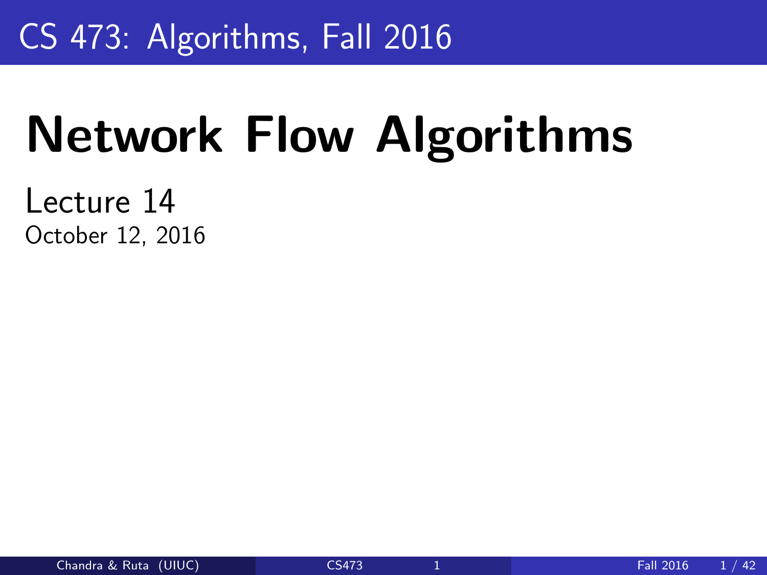CS 473: Algorithms, Fall 2016

# Network Flow Algorithms

Lecture 14
October 12, 2016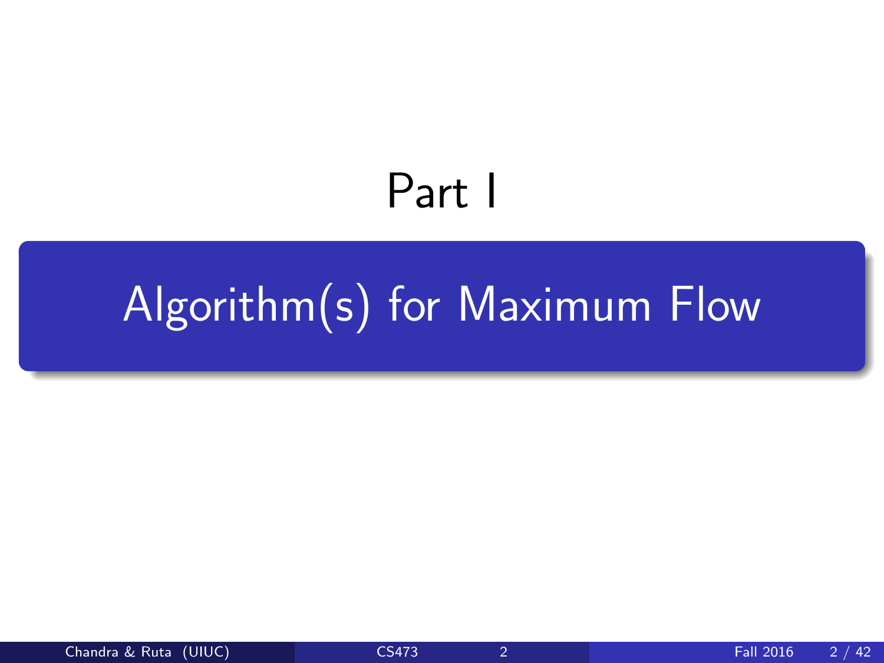# Part I

## Algorithm(s) for Maximum Flow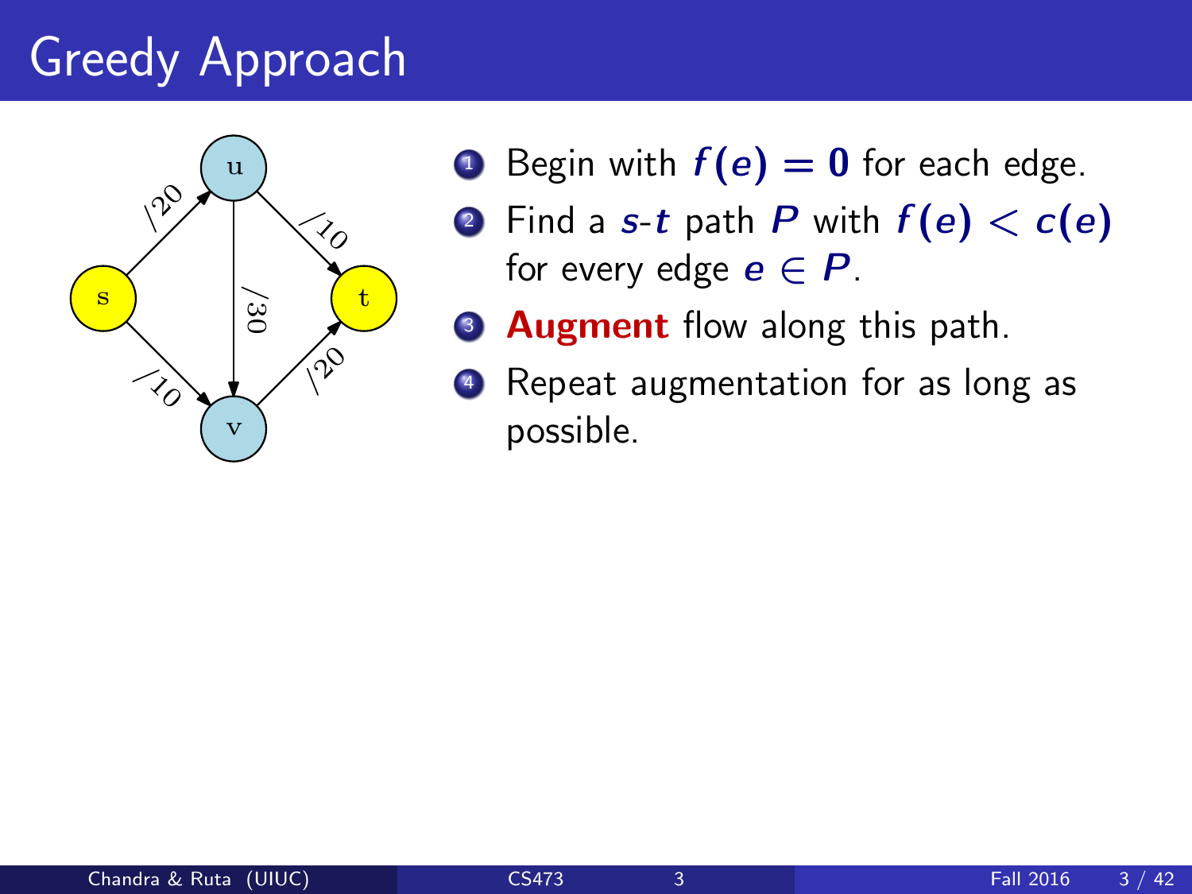# Greedy Approach

1. Begin with $f(e) = 0$ for each edge.
2. Find a $s$-$t$ path $P$ with $f(e) < c(e)$ for every edge $e \in P$.
3. **Augment** flow along this path.
4. Repeat augmentation for as long as possible.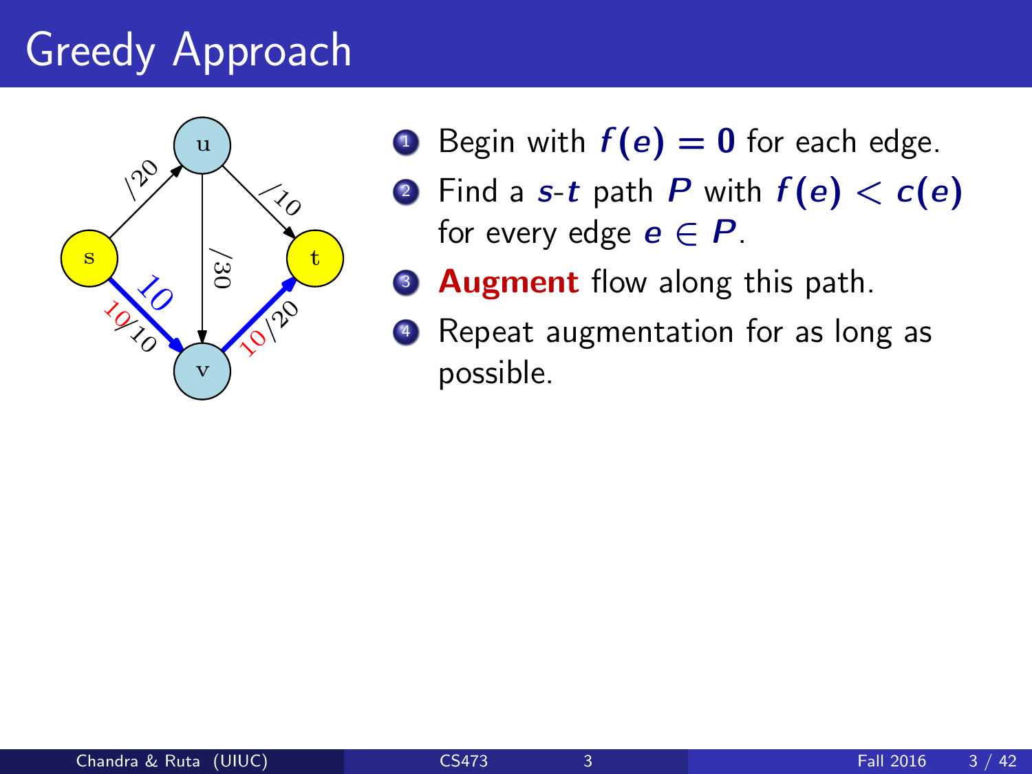# Greedy Approach

1. Begin with $f(e) = 0$ for each edge.
2. Find a $s$-$t$ path $P$ with $f(e) < c(e)$ for every edge $e \in P$.
3. **Augment** flow along this path.
4. Repeat augmentation for as long as possible.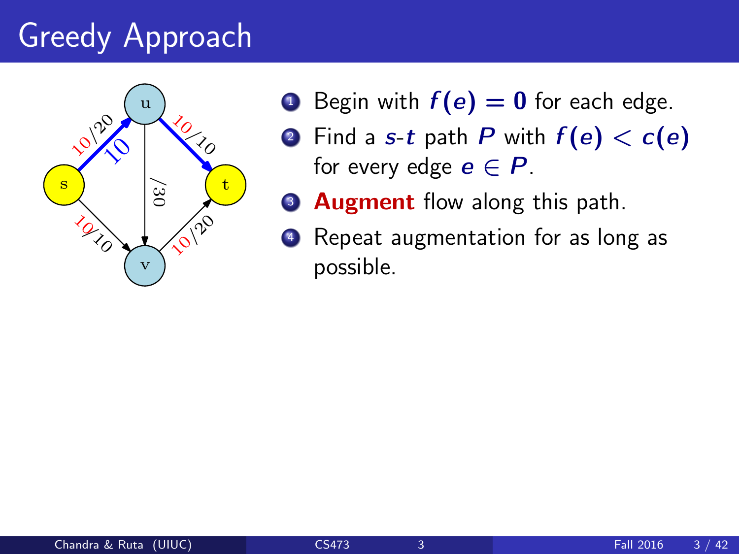# Greedy Approach

1. Begin with $f(e) = 0$ for each edge.
2. Find a $s$-$t$ path $P$ with $f(e) < c(e)$ for every edge $e \in P$.
3. **Augment** flow along this path.
4. Repeat augmentation for as long as possible.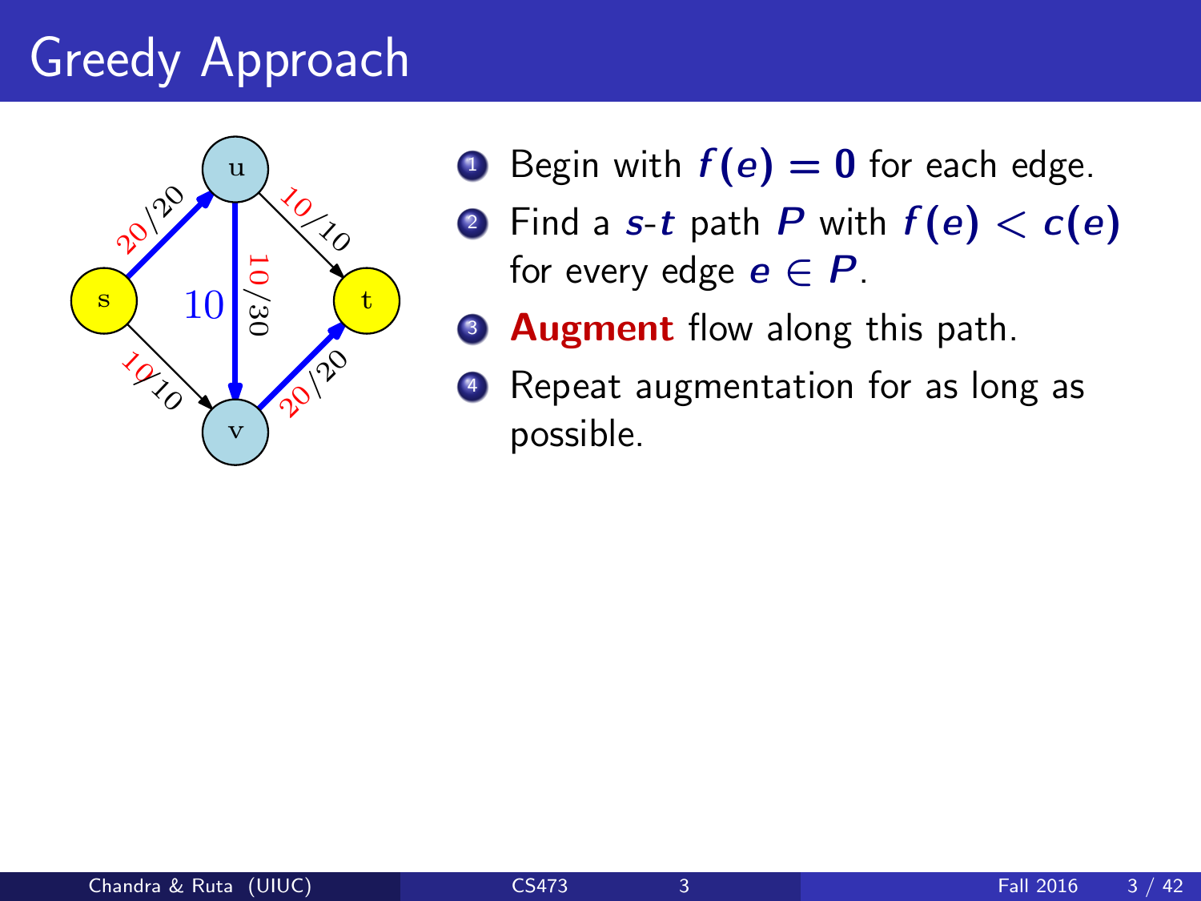# Greedy Approach

1. Begin with $f(e) = 0$ for each edge.
2. Find a $s$-$t$ path $P$ with $f(e) < c(e)$ for every edge $e \in P$.
3. **Augment** flow along this path.
4. Repeat augmentation for as long as possible.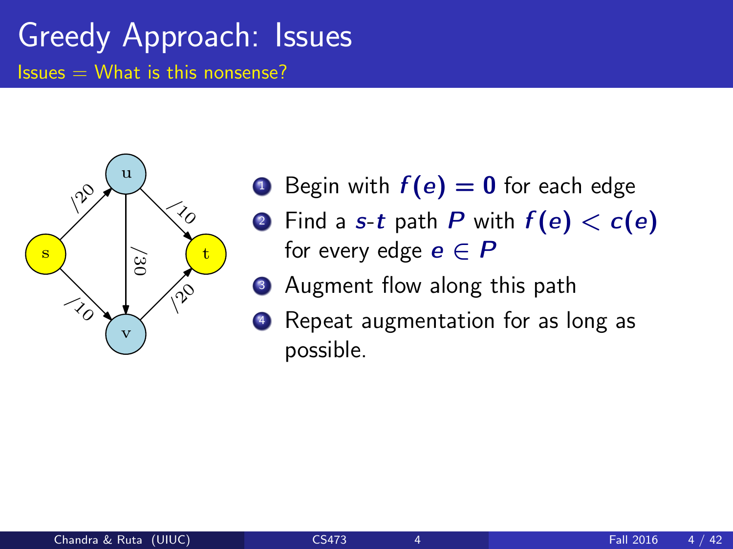# Greedy Approach: Issues

Issues = What is this nonsense?

1. Begin with $f(e) = 0$ for each edge
2. Find a $s$-$t$ path $P$ with $f(e) < c(e)$ for every edge $e \in P$
3. Augment flow along this path
4. Repeat augmentation for as long as possible.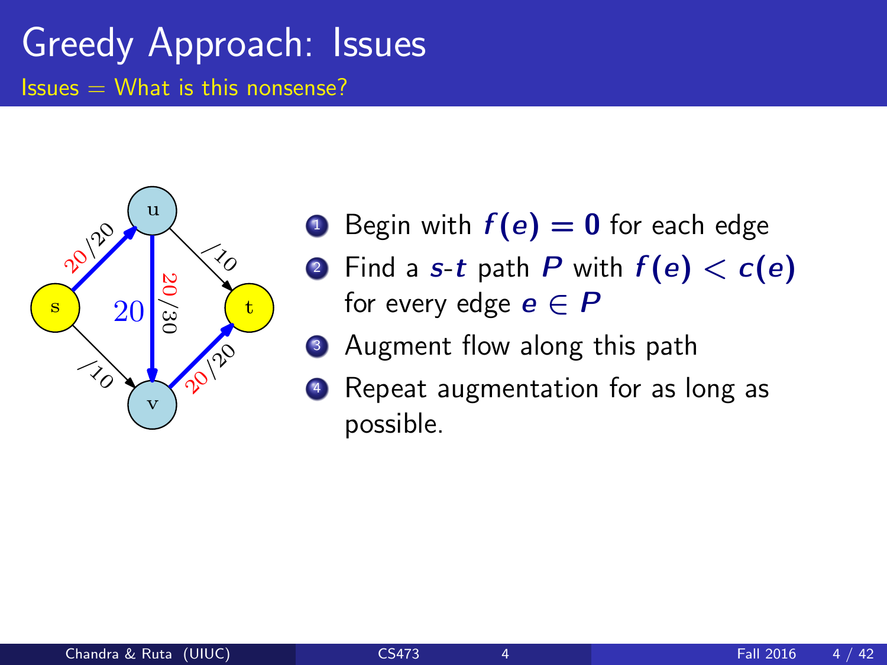# Greedy Approach: Issues

Issues = What is this nonsense?

1. Begin with $f(e) = 0$ for each edge
2. Find a $s$-$t$ path $P$ with $f(e) < c(e)$ for every edge $e \in P$
3. Augment flow along this path
4. Repeat augmentation for as long as possible.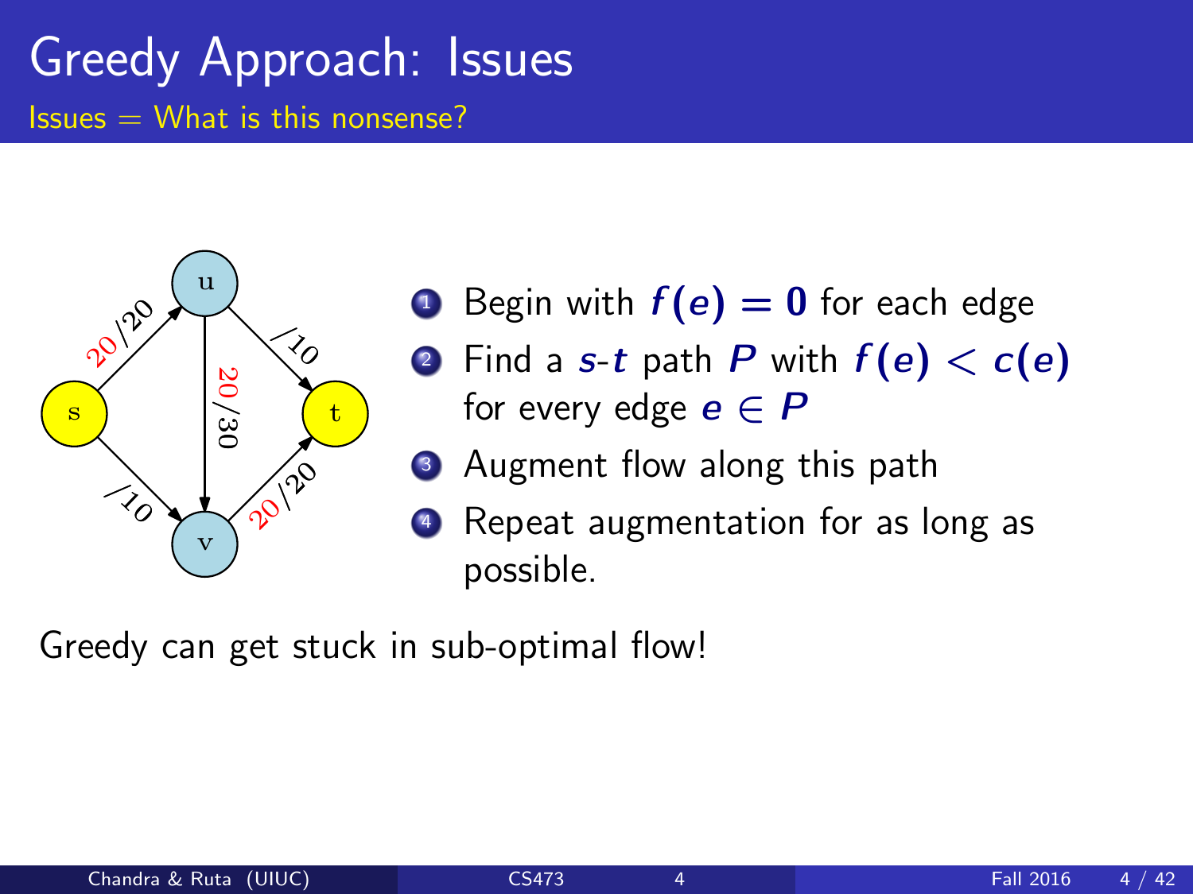# Greedy Approach: Issues

Issues = What is this nonsense?

1. Begin with $f(e) = 0$ for each edge
2. Find a $s$-$t$ path $P$ with $f(e) < c(e)$ for every edge $e \in P$
3. Augment flow along this path
4. Repeat augmentation for as long as possible.

Greedy can get stuck in sub-optimal flow!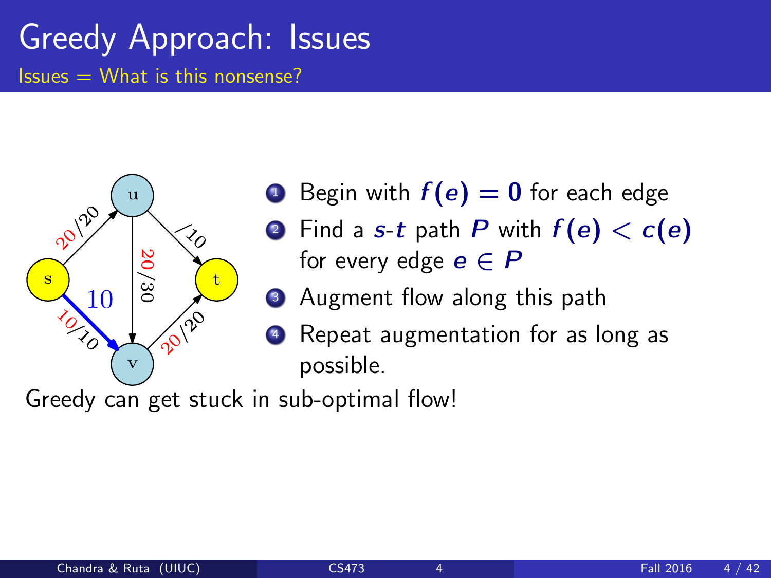# Greedy Approach: Issues

Issues = What is this nonsense?

1. Begin with $f(e) = 0$ for each edge
2. Find a $s$-$t$ path $P$ with $f(e) < c(e)$ for every edge $e \in P$
3. Augment flow along this path
4. Repeat augmentation for as long as possible.

Greedy can get stuck in sub-optimal flow!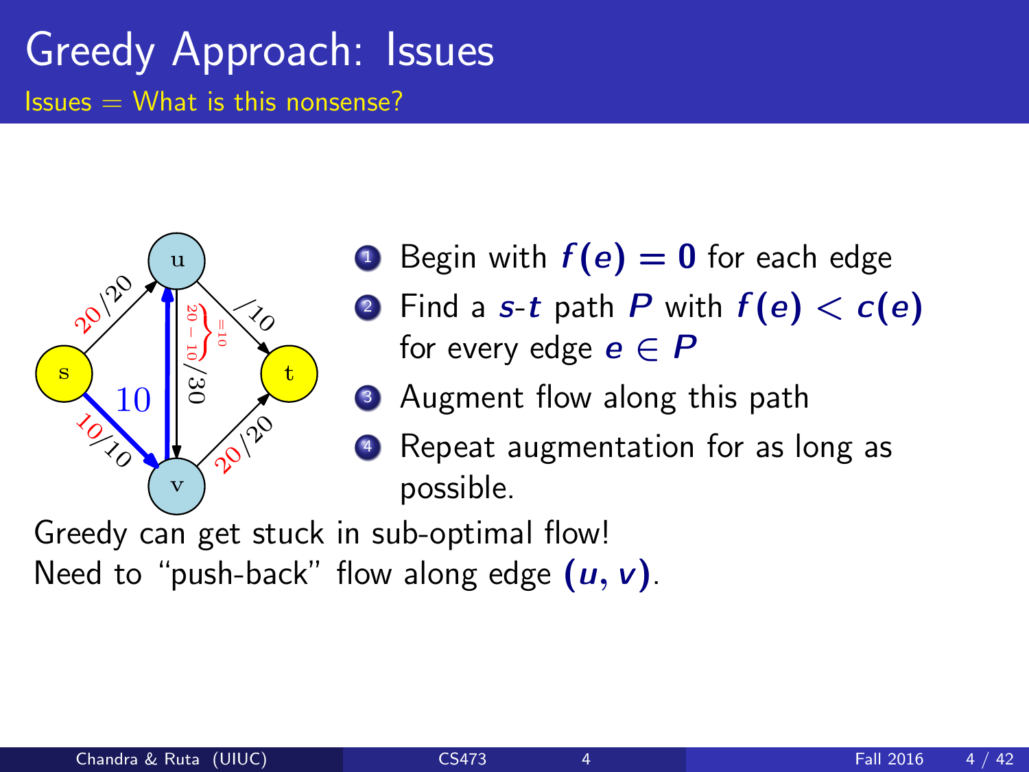# Greedy Approach: Issues

Issues = What is this nonsense?

1. Begin with $f(e) = 0$ for each edge
2. Find a $s$-$t$ path $P$ with $f(e) < c(e)$ for every edge $e \in P$
3. Augment flow along this path
4. Repeat augmentation for as long as possible.

Greedy can get stuck in sub-optimal flow!
Need to "push-back" flow along edge $(u, v)$.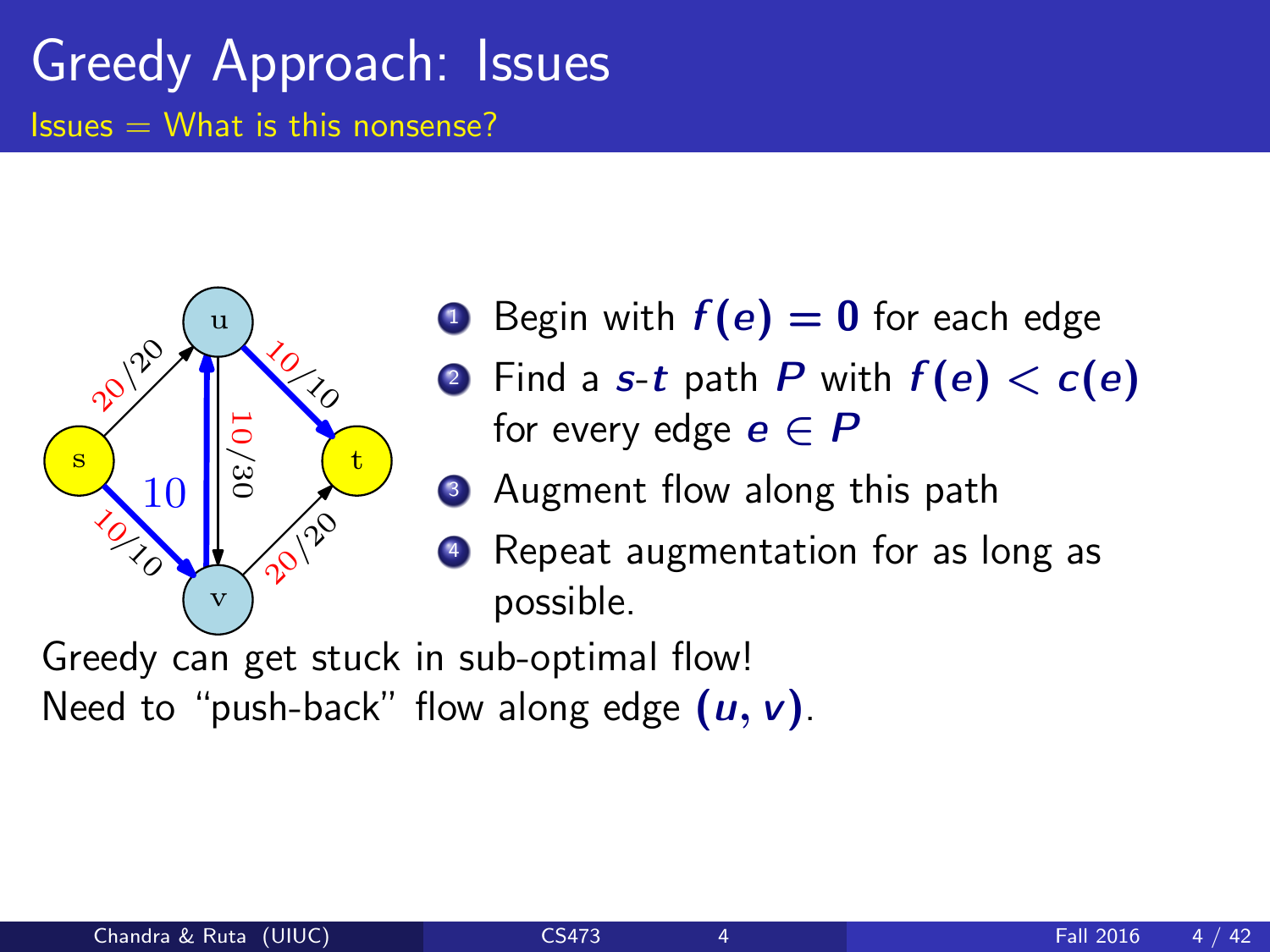# Greedy Approach: Issues

Issues = What is this nonsense?

1. Begin with $f(e) = 0$ for each edge
2. Find a $s$-$t$ path $P$ with $f(e) < c(e)$ for every edge $e \in P$
3. Augment flow along this path
4. Repeat augmentation for as long as possible.

Greedy can get stuck in sub-optimal flow!
Need to "push-back" flow along edge $(u, v)$.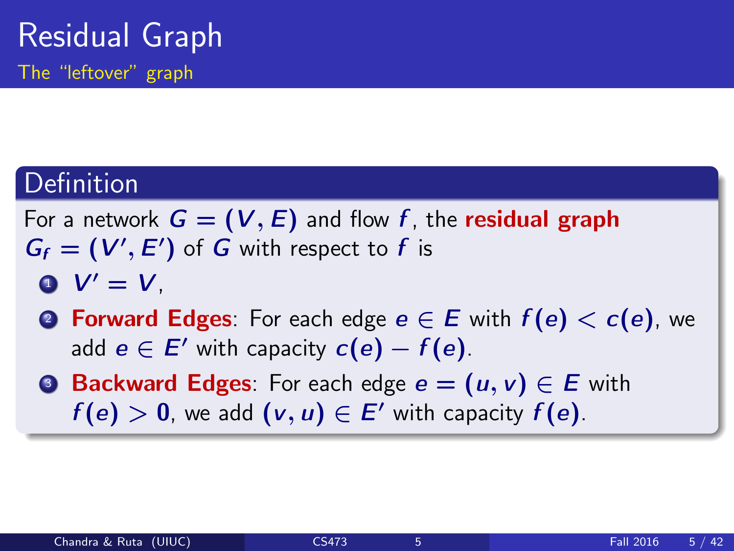# Residual Graph

## The "leftover" graph

### Definition

For a network $G = (V, E)$ and flow $f$, the **residual graph** $G_f = (V', E')$ of $G$ with respect to $f$ is

1. $V' = V$,
2. **Forward Edges**: For each edge $e \in E$ with $f(e) < c(e)$, we add $e \in E'$ with capacity $c(e) - f(e)$.
3. **Backward Edges**: For each edge $e = (u, v) \in E$ with $f(e) > 0$, we add $(v, u) \in E'$ with capacity $f(e)$.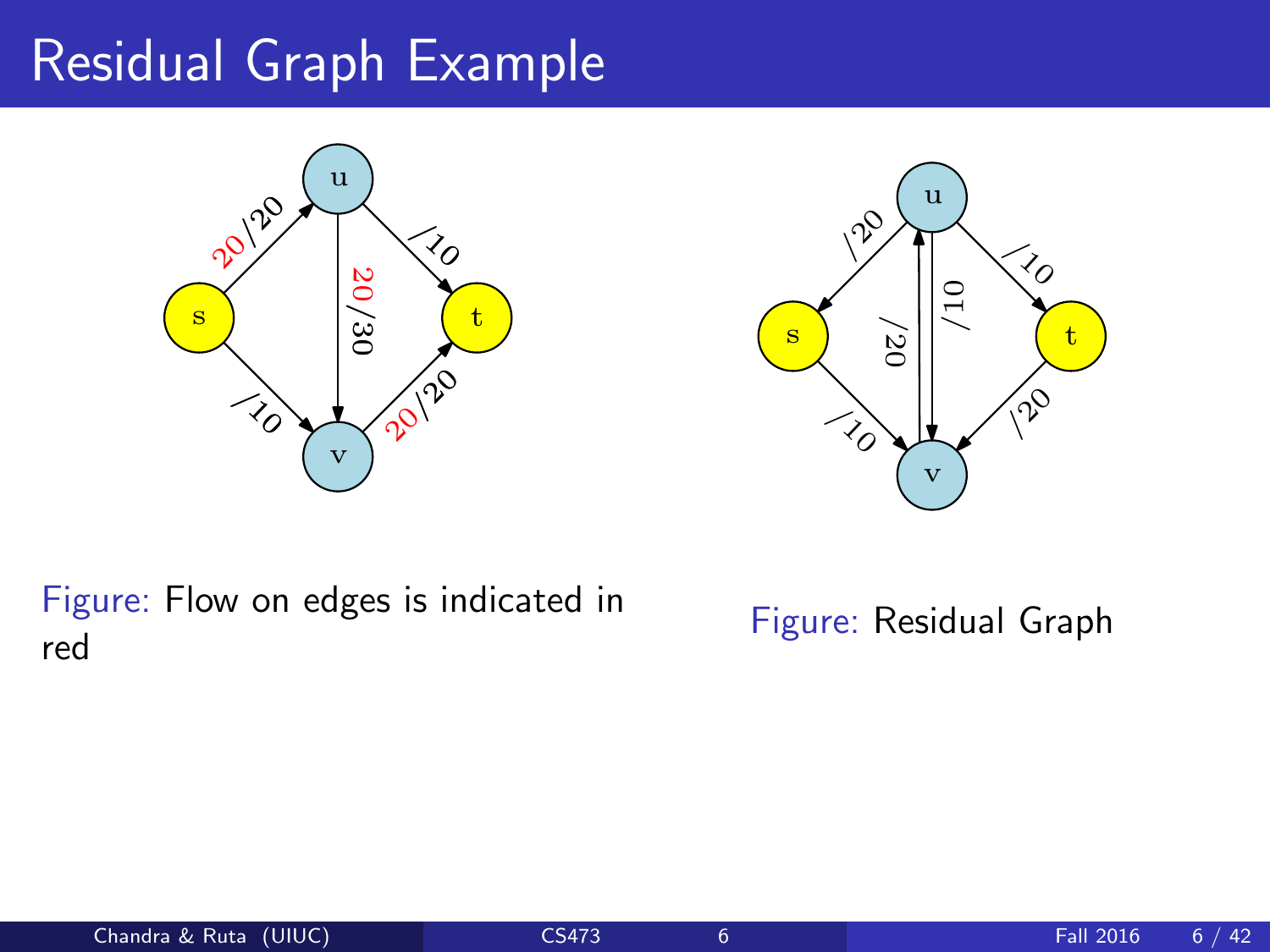# Residual Graph Example

Figure: Flow on edges is indicated in red

Figure: Residual Graph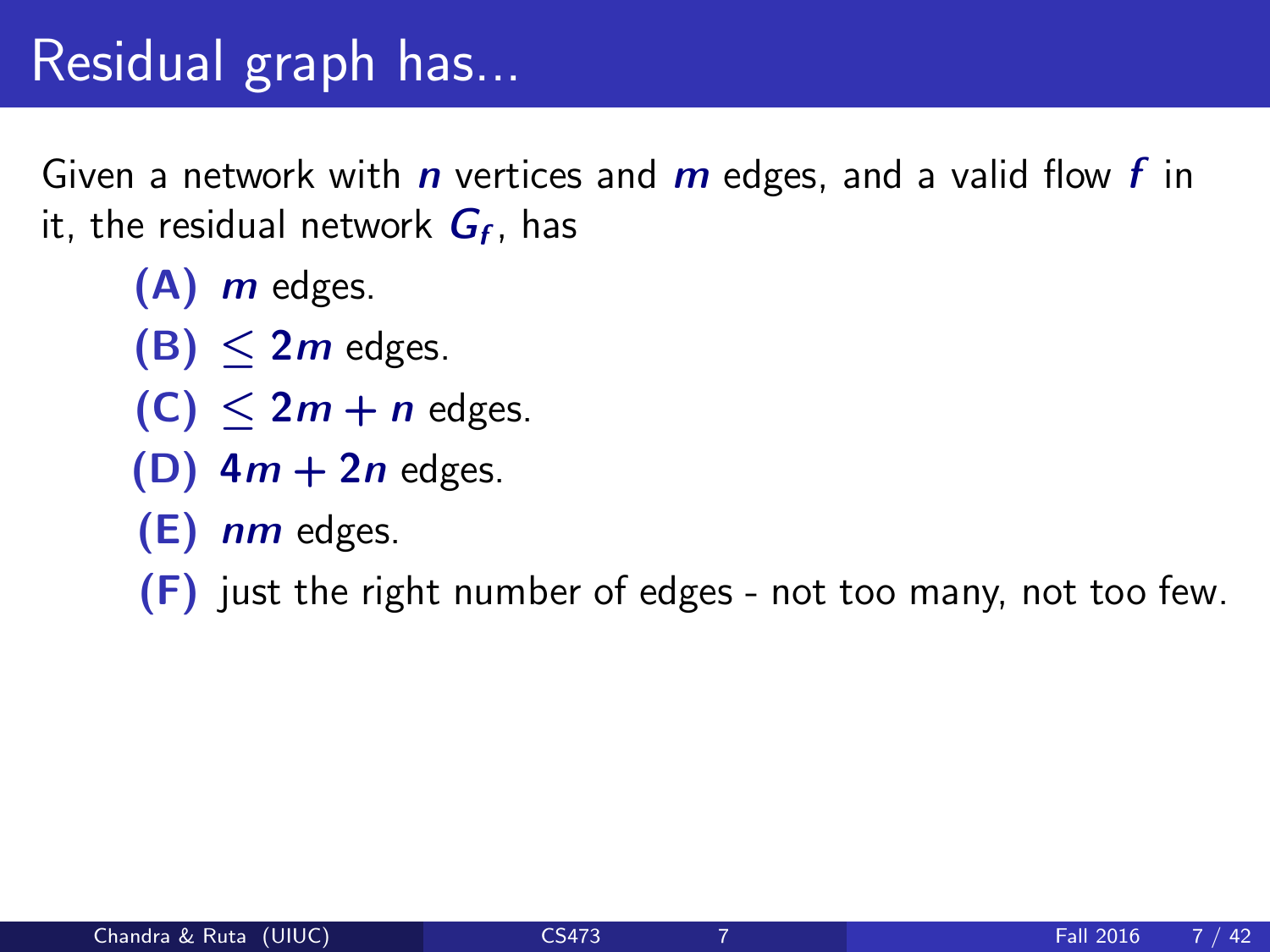# Residual graph has...

Given a network with $n$ vertices and $m$ edges, and a valid flow $f$ in it, the residual network $G_f$, has

- **(A)** $m$ edges.
- **(B)** $\leq 2m$ edges.
- **(C)** $\leq 2m + n$ edges.
- **(D)** $4m + 2n$ edges.
- **(E)** $nm$ edges.
- **(F)** just the right number of edges - not too many, not too few.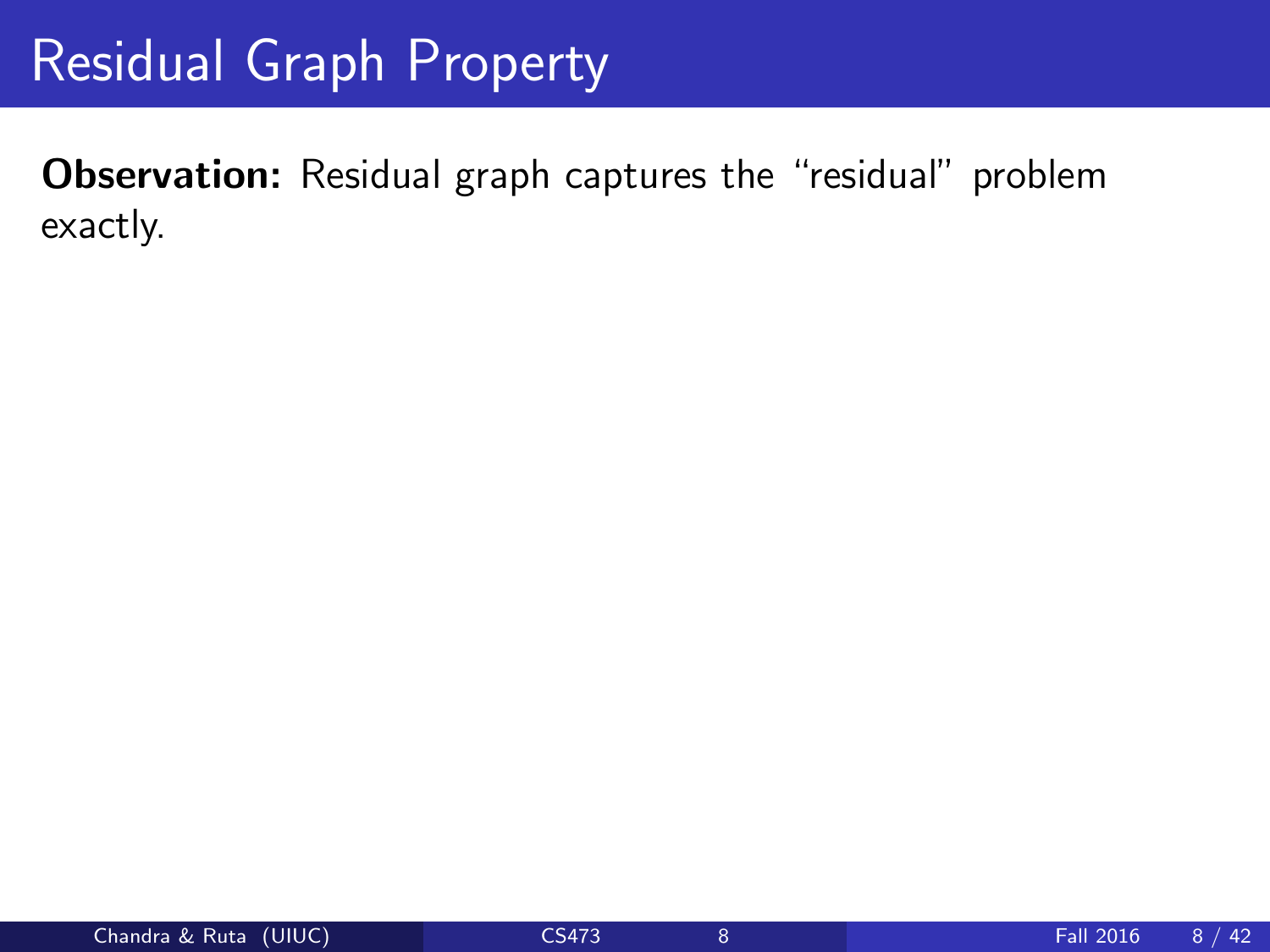# Residual Graph Property

**Observation:** Residual graph captures the "residual" problem exactly.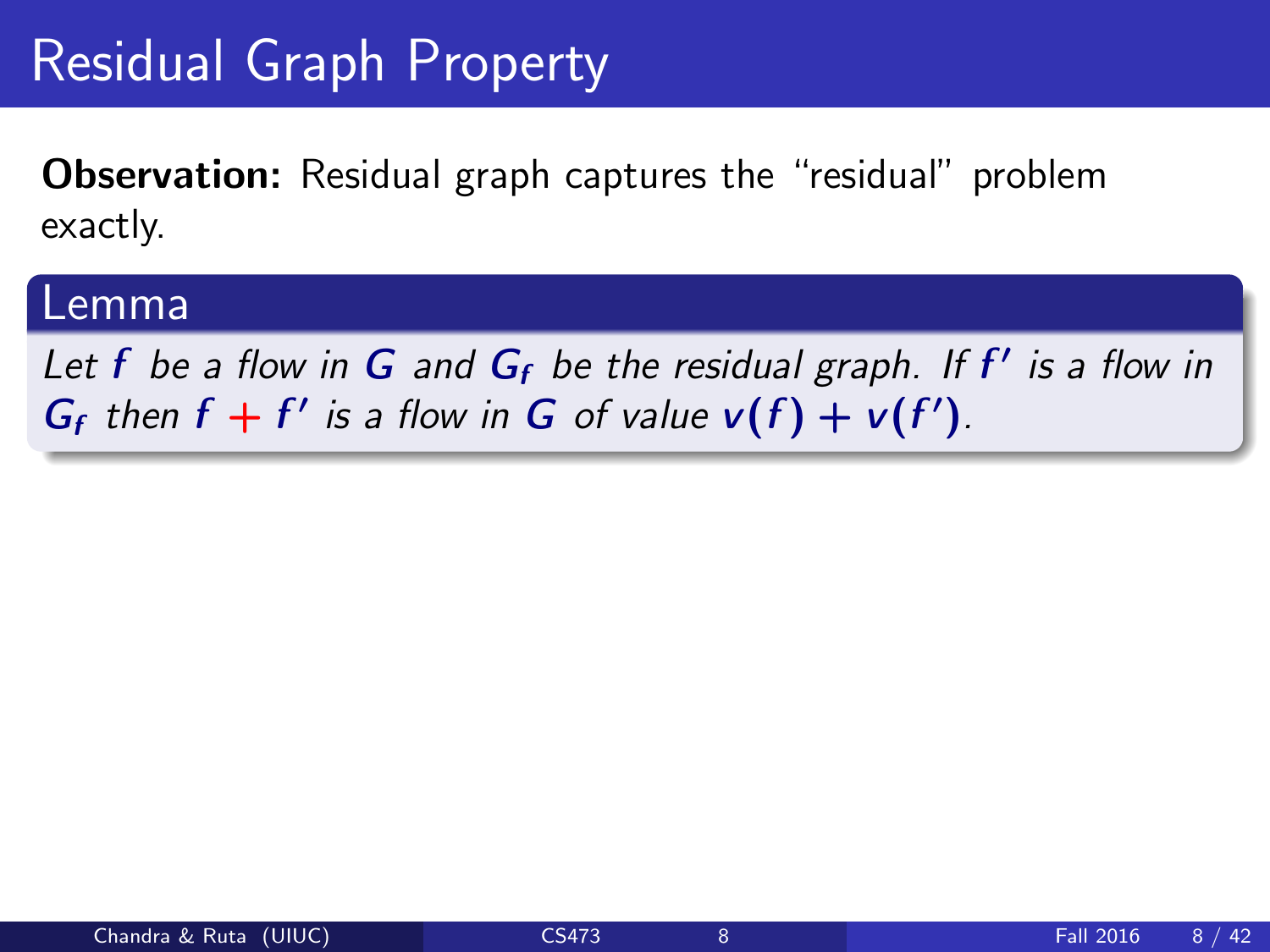# Residual Graph Property

**Observation:** Residual graph captures the "residual" problem exactly.

### Lemma

*Let $f$ be a flow in $G$ and $G_f$ be the residual graph. If $f'$ is a flow in $G_f$ then $f + f'$ is a flow in $G$ of value $v(f) + v(f')$.*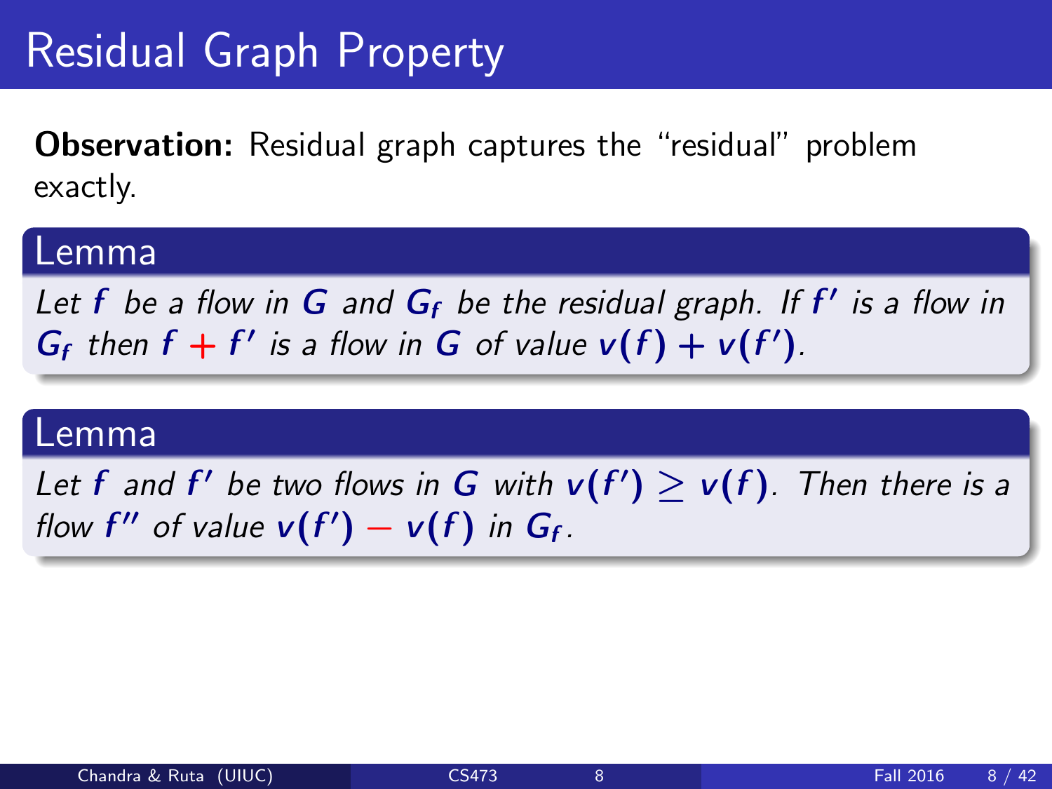# Residual Graph Property

**Observation:** Residual graph captures the "residual" problem exactly.

### Lemma

*Let $f$ be a flow in $G$ and $G_f$ be the residual graph. If $f'$ is a flow in $G_f$ then $f + f'$ is a flow in $G$ of value $v(f) + v(f')$.*

### Lemma

*Let $f$ and $f'$ be two flows in $G$ with $v(f') \geq v(f)$. Then there is a flow $f''$ of value $v(f') - v(f)$ in $G_f$.*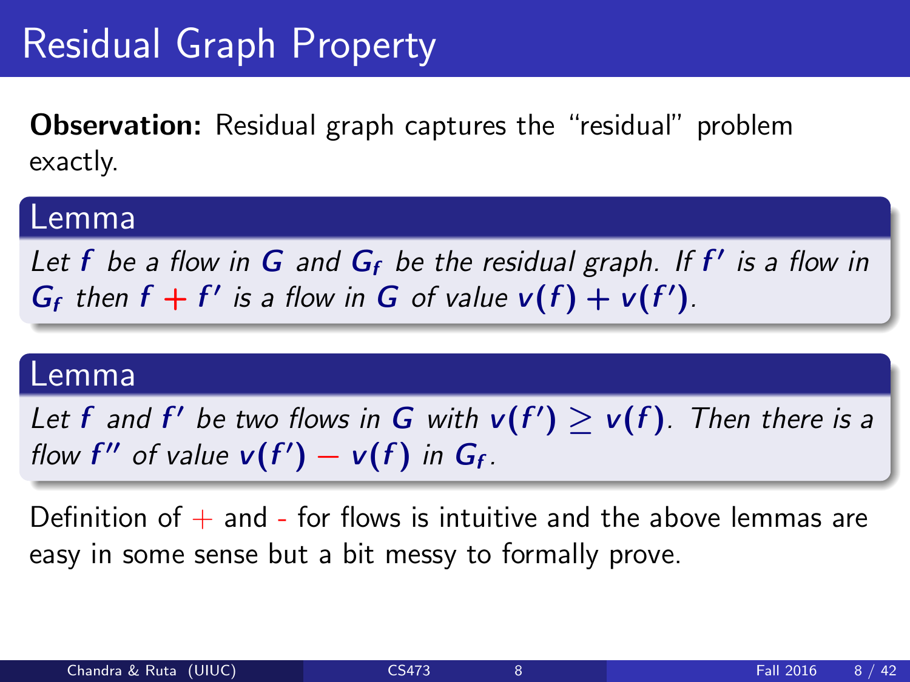# Residual Graph Property

**Observation:** Residual graph captures the "residual" problem exactly.

### Lemma

*Let $f$ be a flow in $G$ and $G_f$ be the residual graph. If $f'$ is a flow in $G_f$ then $f + f'$ is a flow in $G$ of value $v(f) + v(f')$.*

### Lemma

*Let $f$ and $f'$ be two flows in $G$ with $v(f') \geq v(f)$. Then there is a flow $f''$ of value $v(f') - v(f)$ in $G_f$.*

Definition of $+$ and - for flows is intuitive and the above lemmas are easy in some sense but a bit messy to formally prove.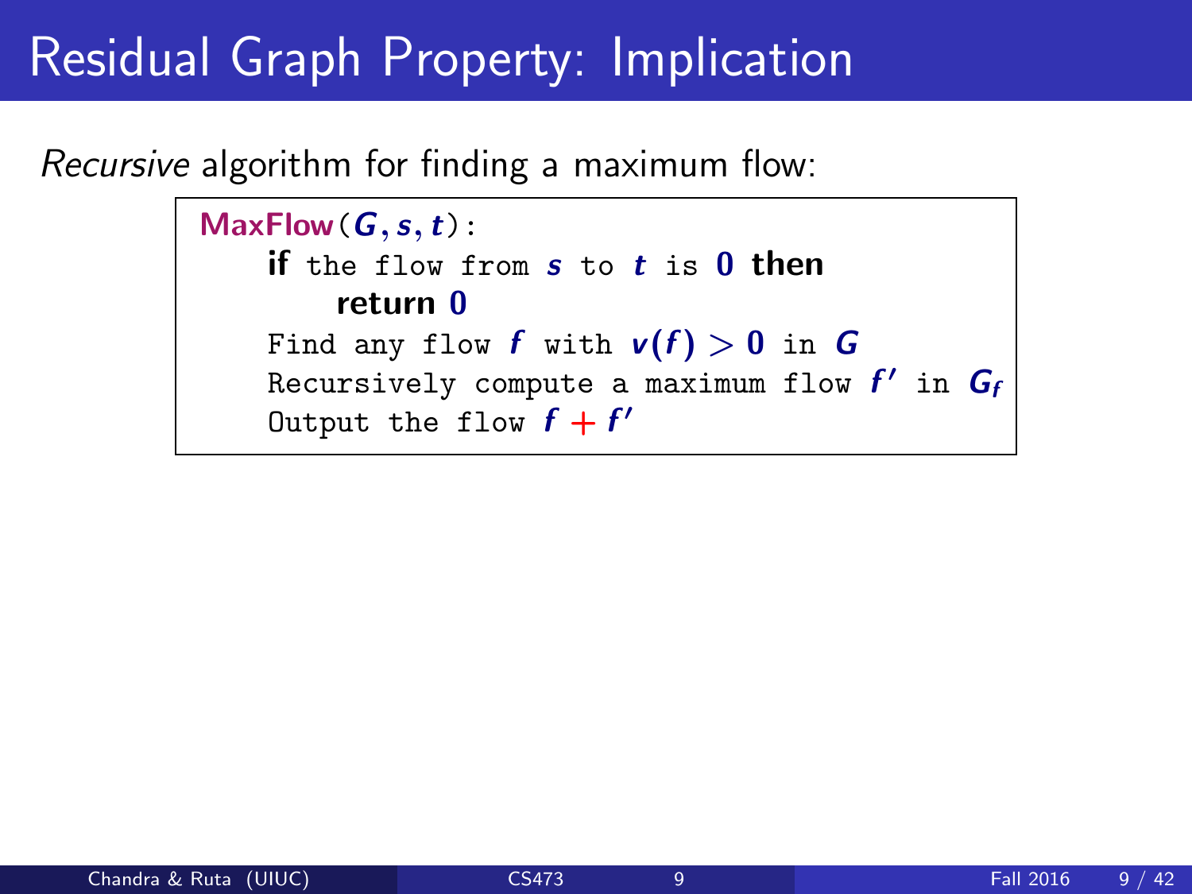# Residual Graph Property: Implication

*Recursive* algorithm for finding a maximum flow:

```
MaxFlow(G, s, t):
    if the flow from s to t is 0 then
        return 0
    Find any flow f with v(f) > 0 in G
    Recursively compute a maximum flow f' in G_f
    Output the flow f + f'
```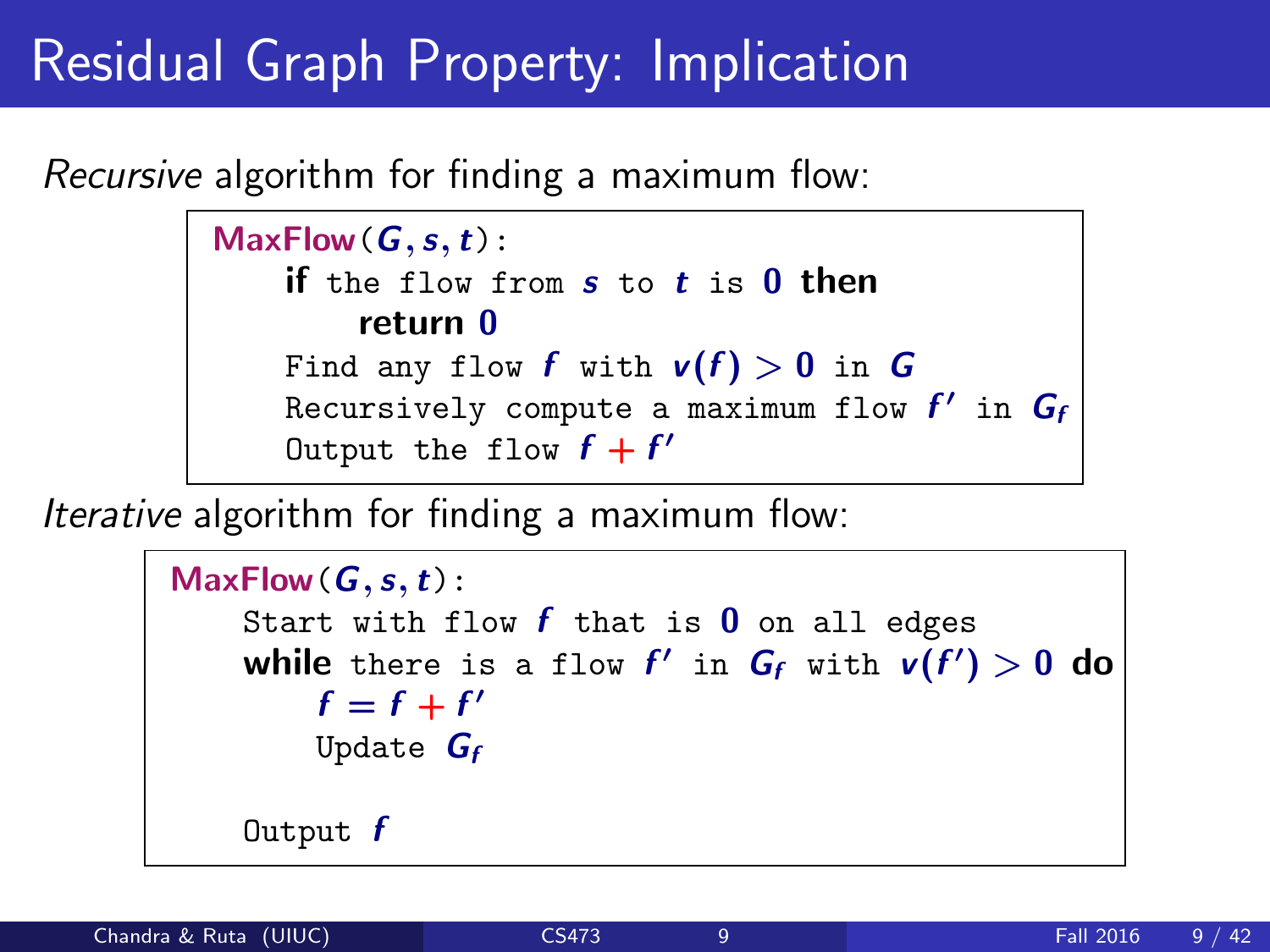# Residual Graph Property: Implication

*Recursive* algorithm for finding a maximum flow:

```
MaxFlow(G, s, t):
    if the flow from s to t is 0 then
        return 0
    Find any flow f with v(f) > 0 in G
    Recursively compute a maximum flow f' in G_f
    Output the flow f + f'
```

*Iterative* algorithm for finding a maximum flow:

```
MaxFlow(G, s, t):
    Start with flow f that is 0 on all edges
    while there is a flow f' in G_f with v(f') > 0 do
        f = f + f'
        Update G_f

    Output f
```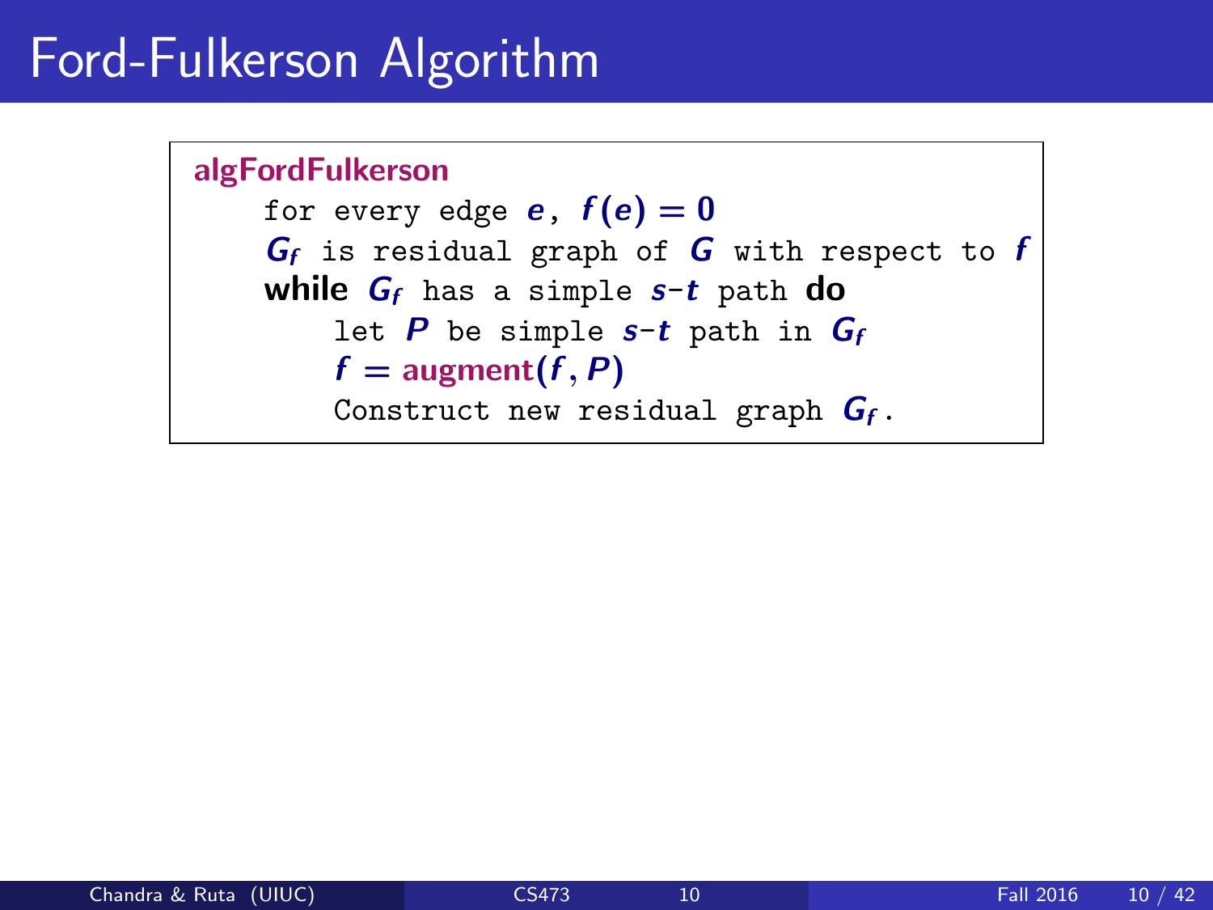# Ford-Fulkerson Algorithm

**algFordFulkerson**

for every edge $e$, $f(e) = 0$
$G_f$ is residual graph of $G$ with respect to $f$
**while** $G_f$ has a simple $s$-$t$ path **do**
  let $P$ be simple $s$-$t$ path in $G_f$
  $f = \textbf{augment}(f, P)$
  Construct new residual graph $G_f$.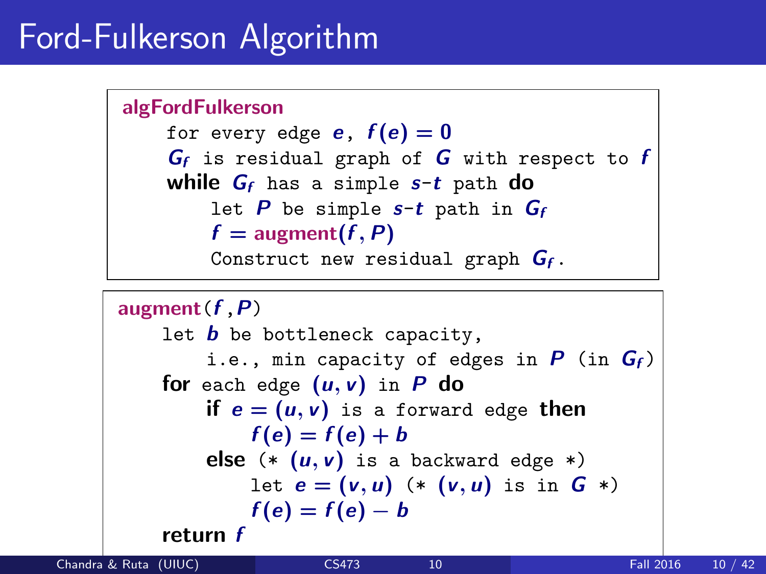# Ford-Fulkerson Algorithm

**algFordFulkerson**

```
for every edge e, f(e) = 0
G_f is residual graph of G with respect to f
while G_f has a simple s-t path do
    let P be simple s-t path in G_f
    f = augment(f, P)
    Construct new residual graph G_f.
```

**augment**($f$, $P$)

```
let b be bottleneck capacity,
    i.e., min capacity of edges in P (in G_f)
for each edge (u, v) in P do
    if e = (u, v) is a forward edge then
        f(e) = f(e) + b
    else (* (u, v) is a backward edge *)
        let e = (v, u) (* (v, u) is in G *)
        f(e) = f(e) - b
return f
```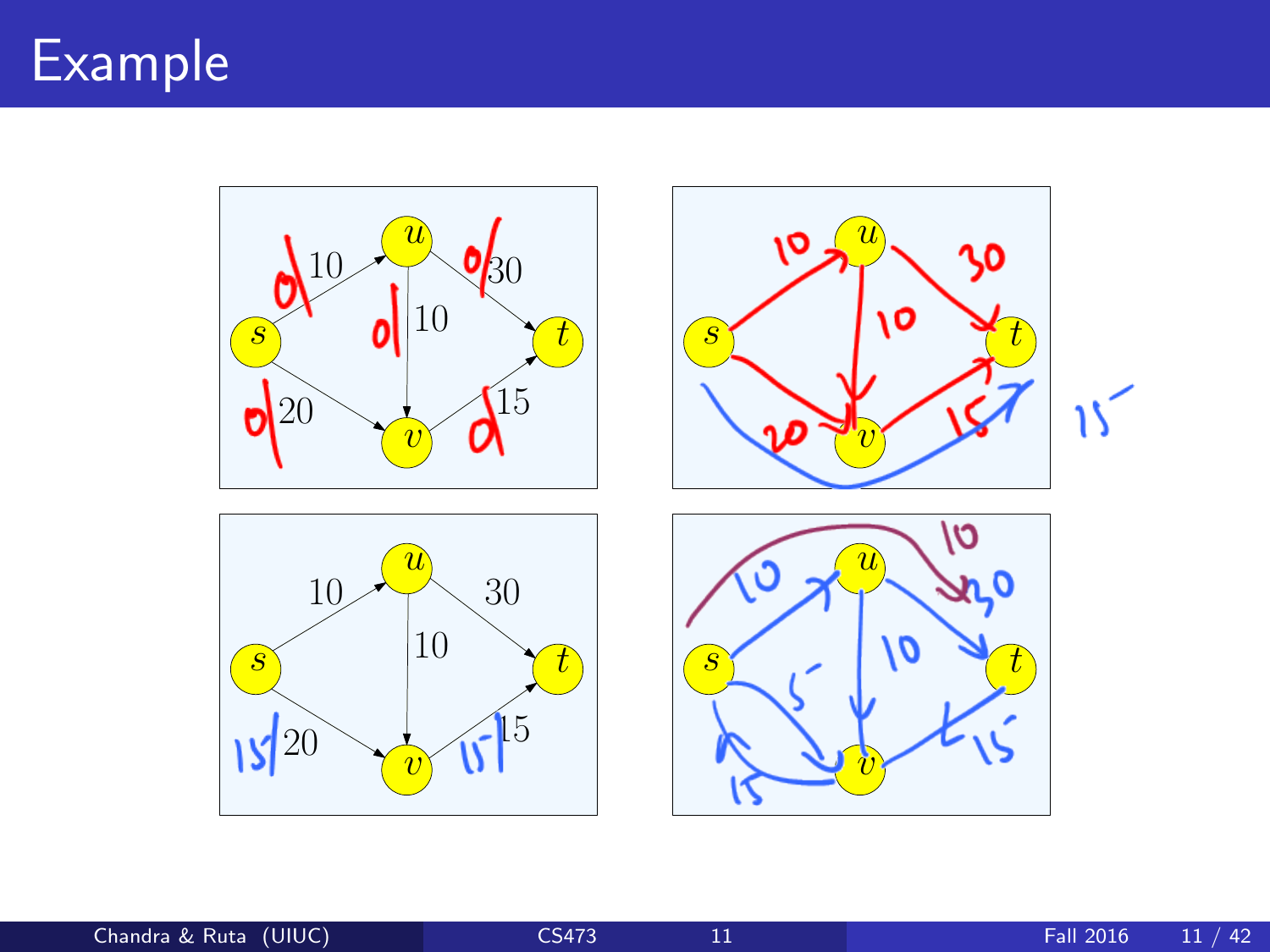# Example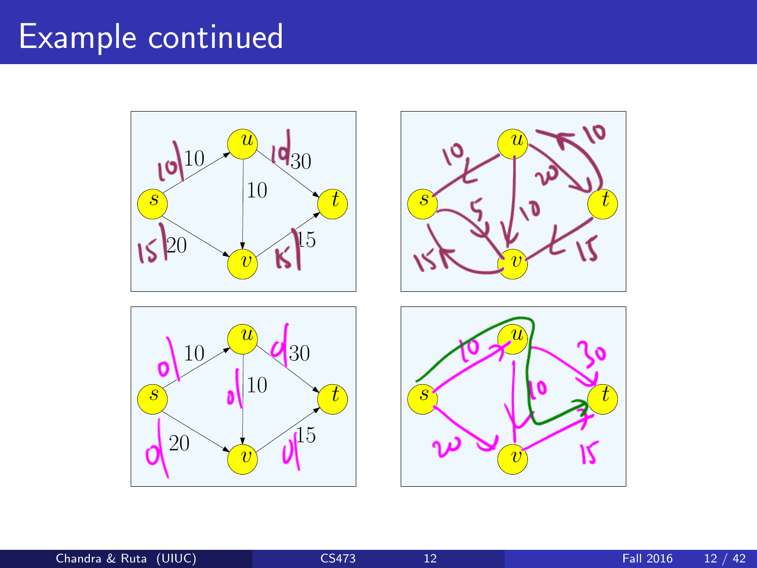# Example continued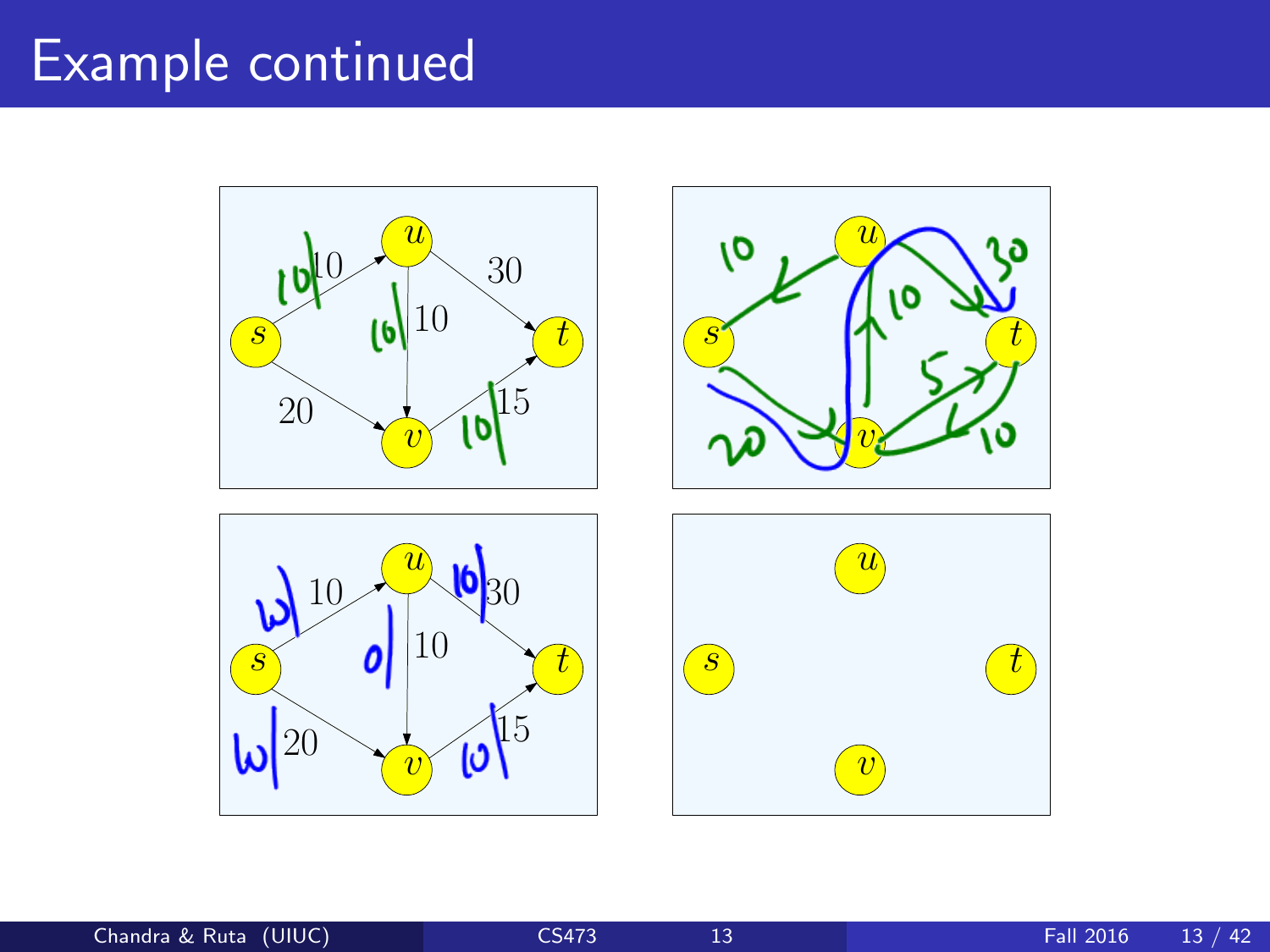# Example continued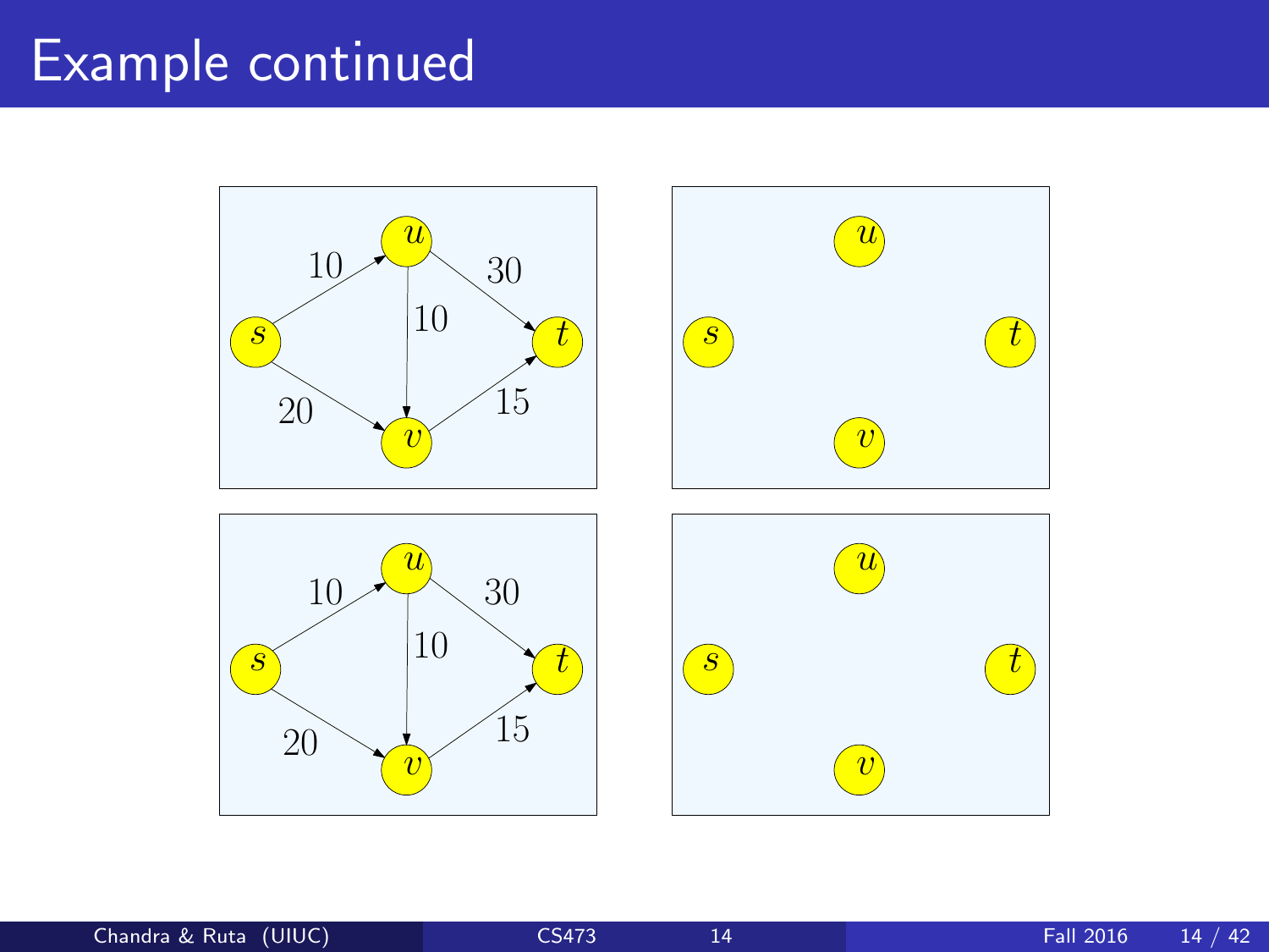# Example continued

s, u, v, t

Edges: s→u: 10, s→v: 20, u→v: 10, u→t: 30, v→t: 15

s, u, v, t

s, u, v, t

Edges: s→u: 10, s→v: 20, u→v: 10, u→t: 30, v→t: 15

s, u, v, t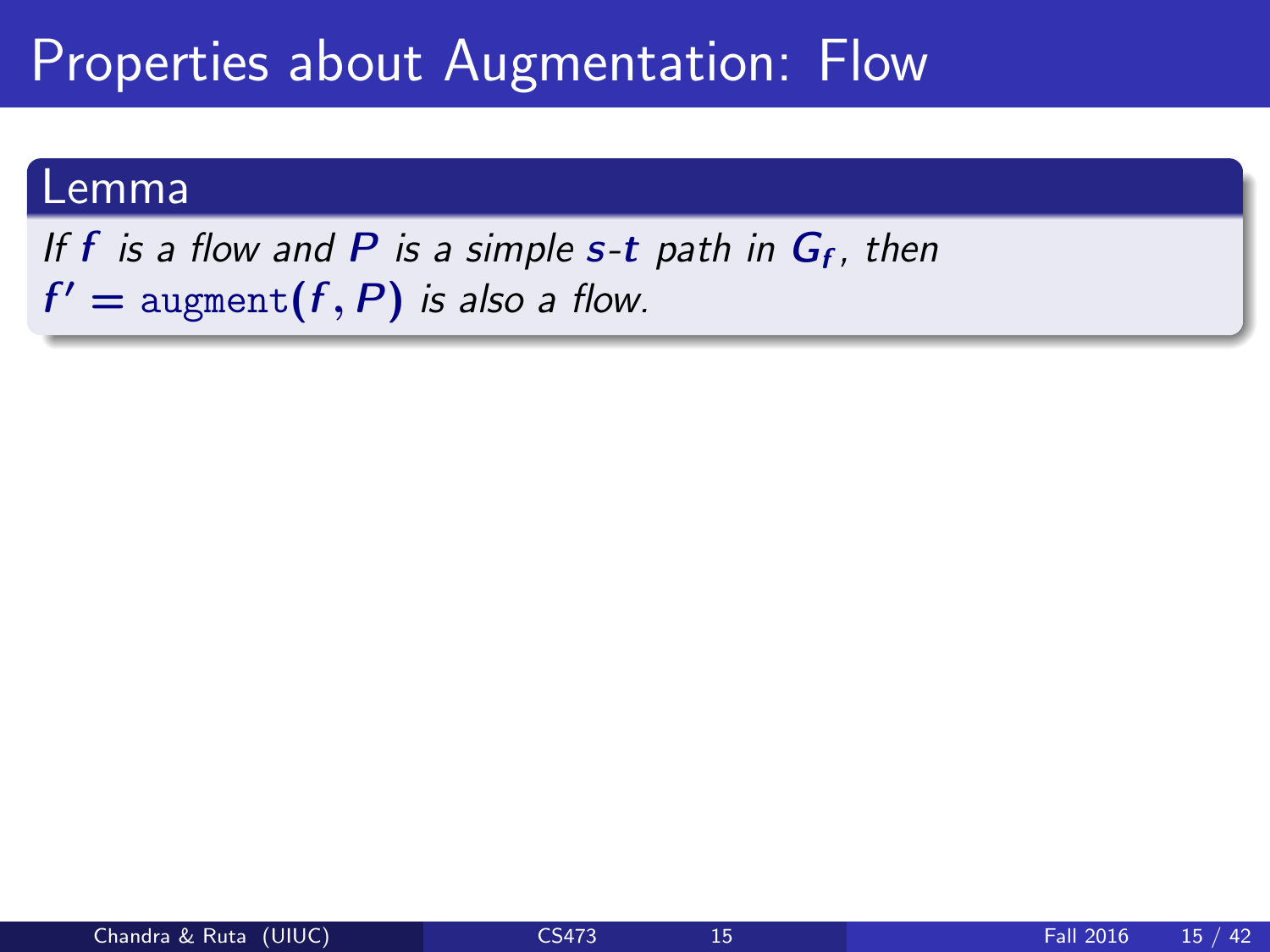# Properties about Augmentation: Flow

**Lemma**

*If $f$ is a flow and $P$ is a simple $s$-$t$ path in $G_f$, then $f' = \texttt{augment}(f, P)$ is also a flow.*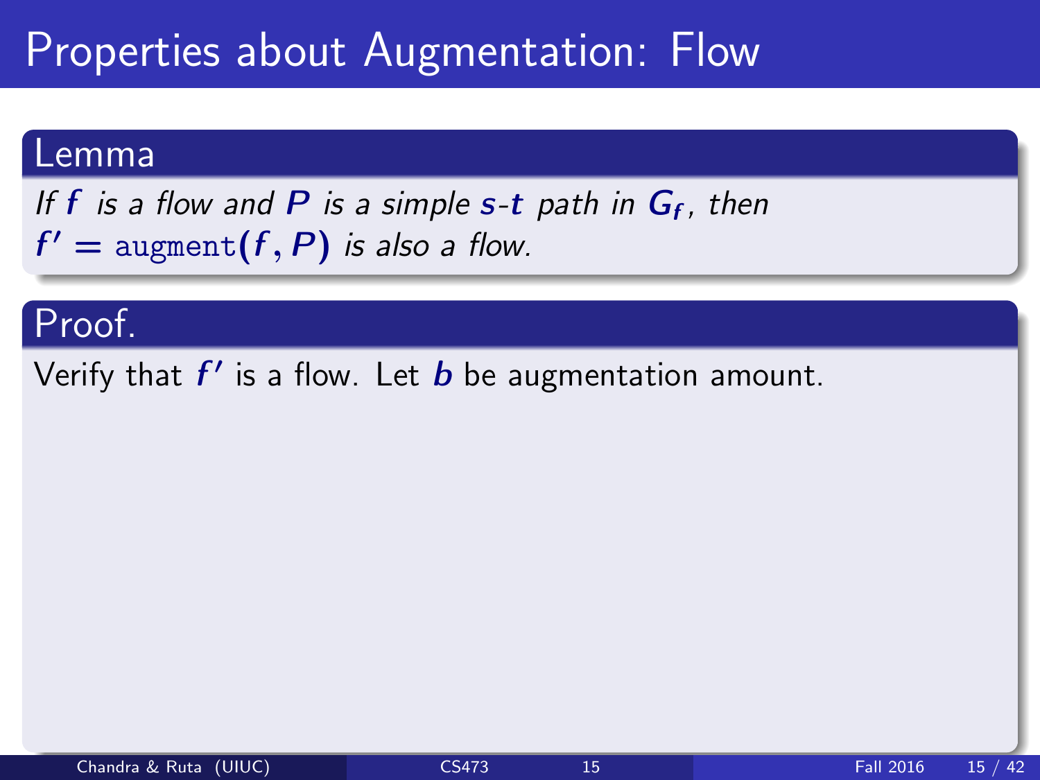# Properties about Augmentation: Flow

## Lemma

*If $f$ is a flow and $P$ is a simple $s$-$t$ path in $G_f$, then $f' = \texttt{augment}(f, P)$ is also a flow.*

## Proof.

Verify that $f'$ is a flow. Let $b$ be augmentation amount.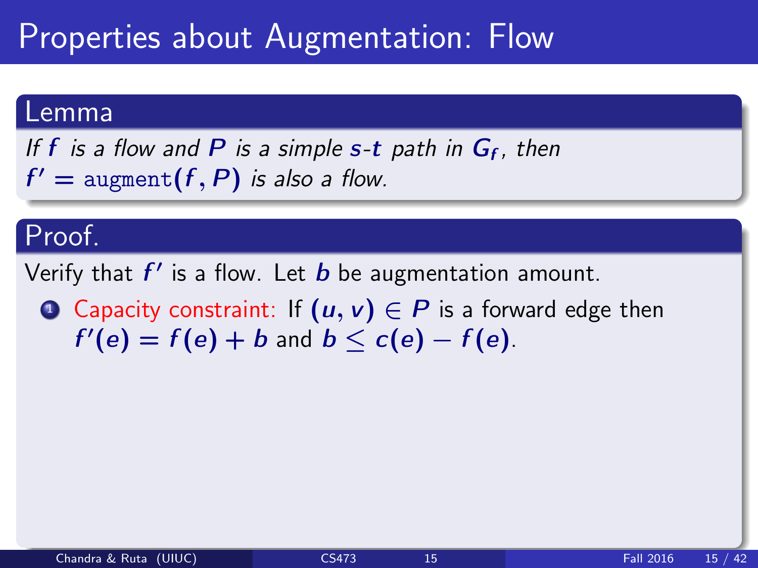# Properties about Augmentation: Flow

**Lemma**

*If $f$ is a flow and $P$ is a simple $s$-$t$ path in $G_f$, then $f' = \texttt{augment}(f, P)$ is also a flow.*

**Proof.**

Verify that $f'$ is a flow. Let $b$ be augmentation amount.

1. Capacity constraint: If $(u, v) \in P$ is a forward edge then $f'(e) = f(e) + b$ and $b \leq c(e) - f(e)$.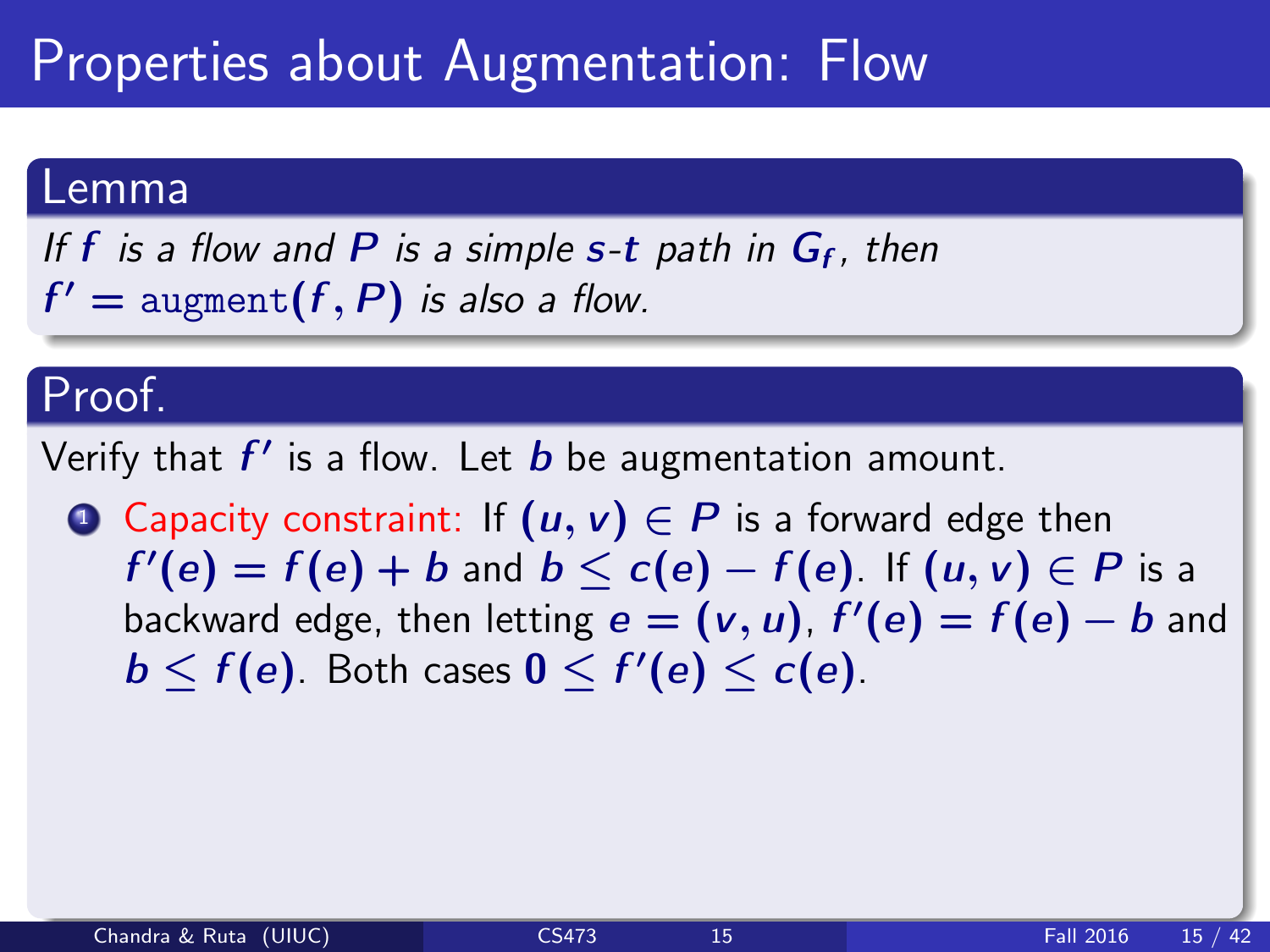# Properties about Augmentation: Flow

**Lemma**

*If $f$ is a flow and $P$ is a simple $s$-$t$ path in $G_f$, then $f' = \texttt{augment}(f, P)$ is also a flow.*

**Proof.**

Verify that $f'$ is a flow. Let $b$ be augmentation amount.

1. Capacity constraint: If $(u, v) \in P$ is a forward edge then $f'(e) = f(e) + b$ and $b \leq c(e) - f(e)$. If $(u, v) \in P$ is a backward edge, then letting $e = (v, u)$, $f'(e) = f(e) - b$ and $b \leq f(e)$. Both cases $0 \leq f'(e) \leq c(e)$.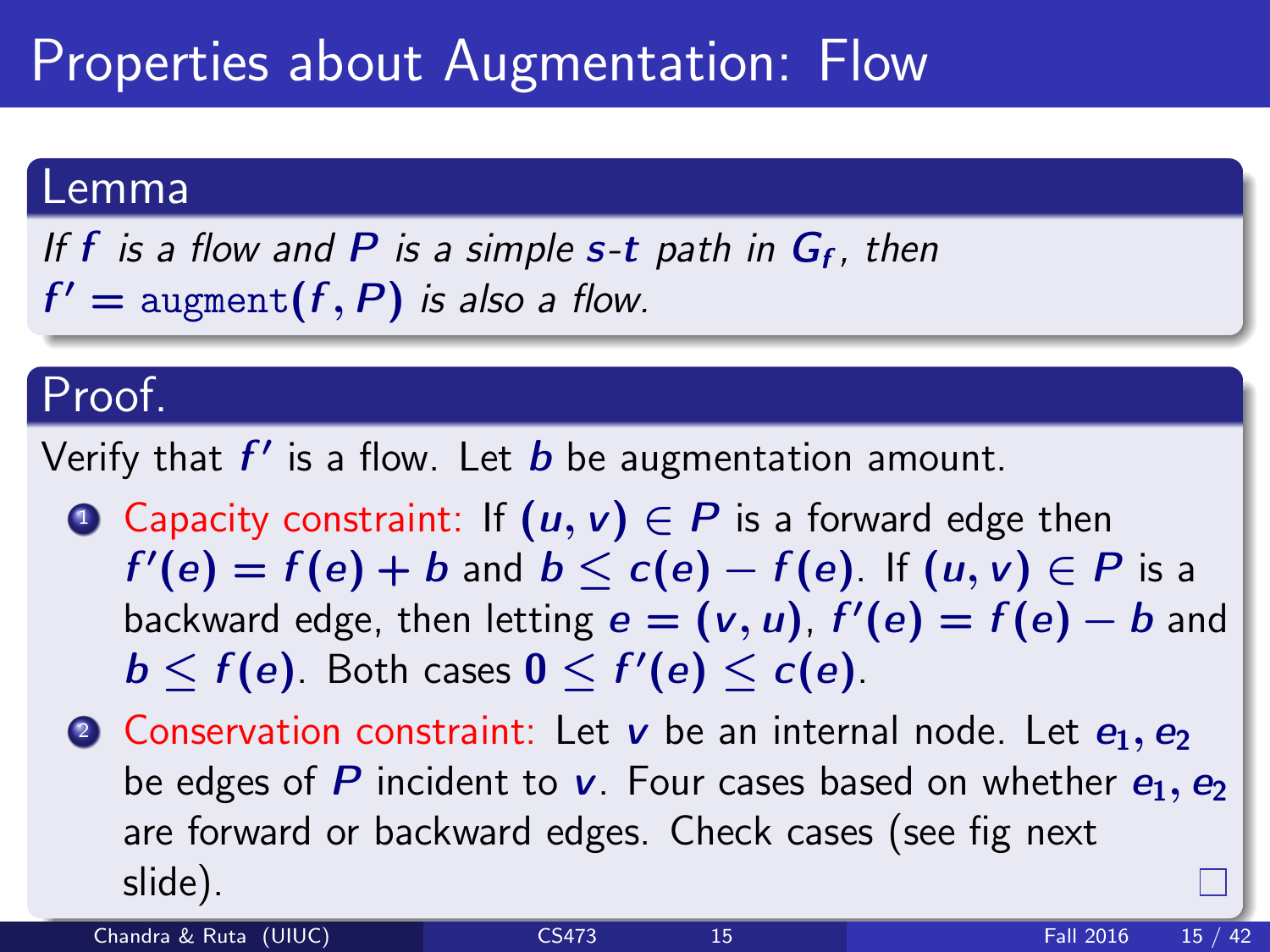# Properties about Augmentation: Flow

## Lemma

*If $f$ is a flow and $P$ is a simple $s$-$t$ path in $G_f$, then $f' = \texttt{augment}(f, P)$ is also a flow.*

## Proof.

Verify that $f'$ is a flow. Let $b$ be augmentation amount.

1. Capacity constraint: If $(u, v) \in P$ is a forward edge then $f'(e) = f(e) + b$ and $b \leq c(e) - f(e)$. If $(u, v) \in P$ is a backward edge, then letting $e = (v, u)$, $f'(e) = f(e) - b$ and $b \leq f(e)$. Both cases $0 \leq f'(e) \leq c(e)$.
2. Conservation constraint: Let $v$ be an internal node. Let $e_1, e_2$ be edges of $P$ incident to $v$. Four cases based on whether $e_1, e_2$ are forward or backward edges. Check cases (see fig next slide).

□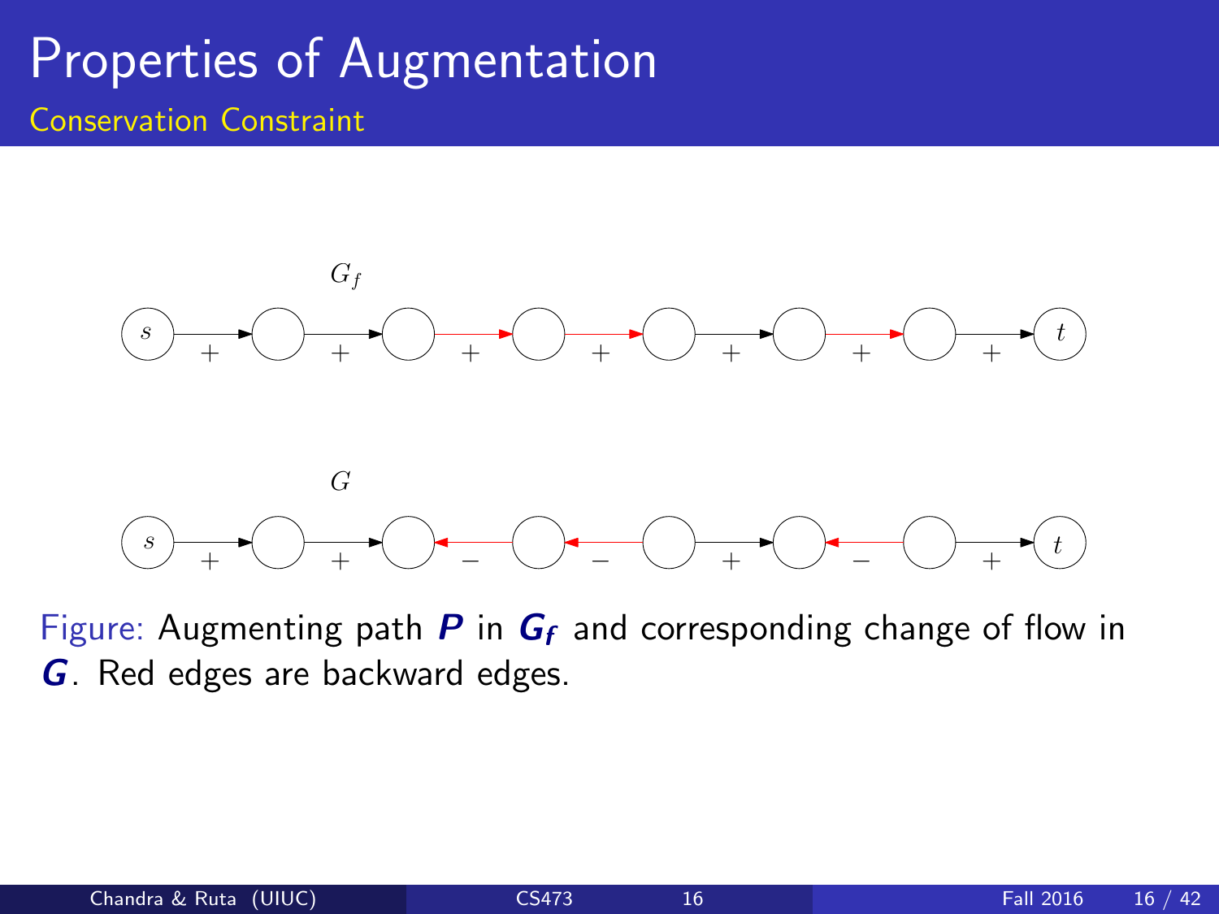# Properties of Augmentation

## Conservation Constraint

Figure: Augmenting path $P$ in $G_f$ and corresponding change of flow in $G$. Red edges are backward edges.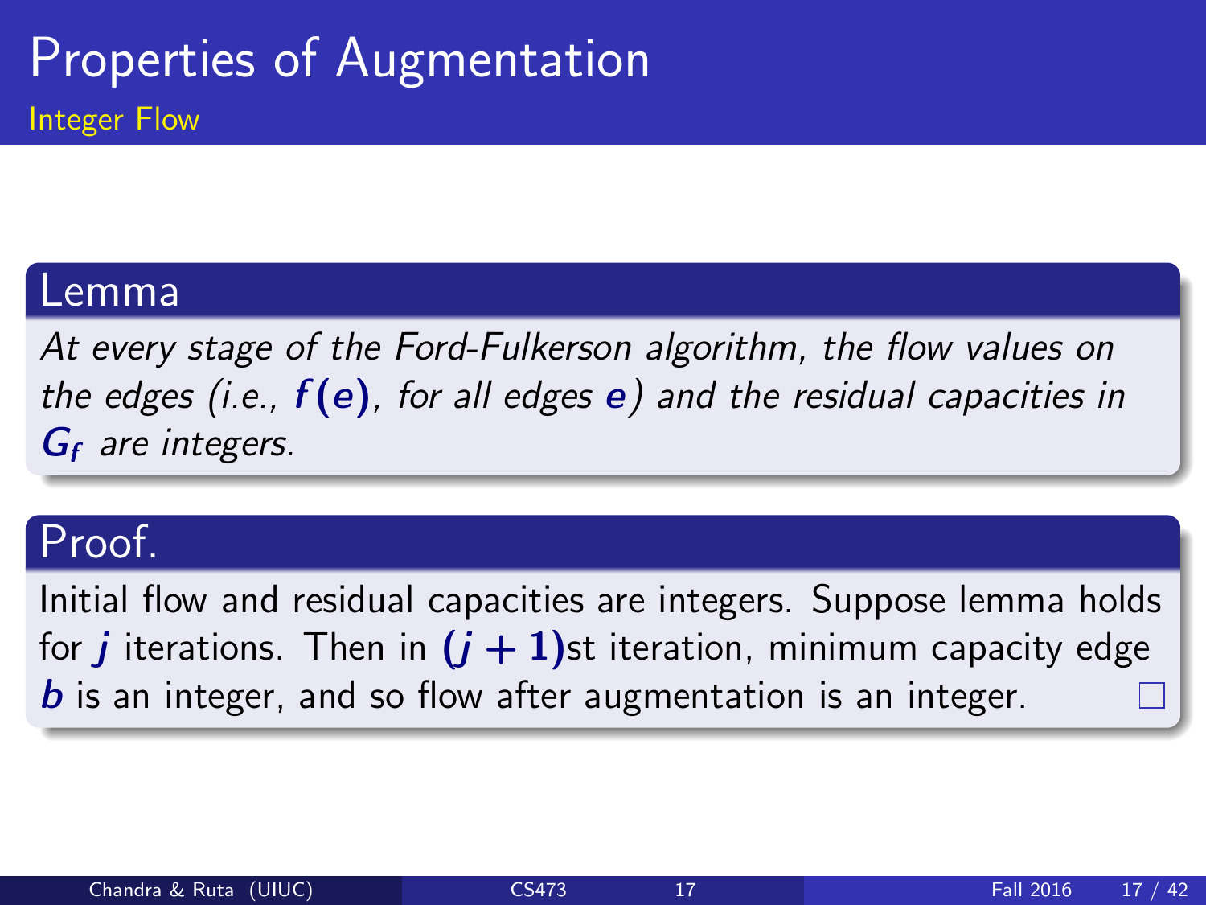# Properties of Augmentation

## Integer Flow

### Lemma

*At every stage of the Ford-Fulkerson algorithm, the flow values on the edges (i.e., $f(e)$, for all edges $e$) and the residual capacities in $G_f$ are integers.*

### Proof.

Initial flow and residual capacities are integers. Suppose lemma holds for $j$ iterations. Then in $(j+1)$st iteration, minimum capacity edge $b$ is an integer, and so flow after augmentation is an integer. □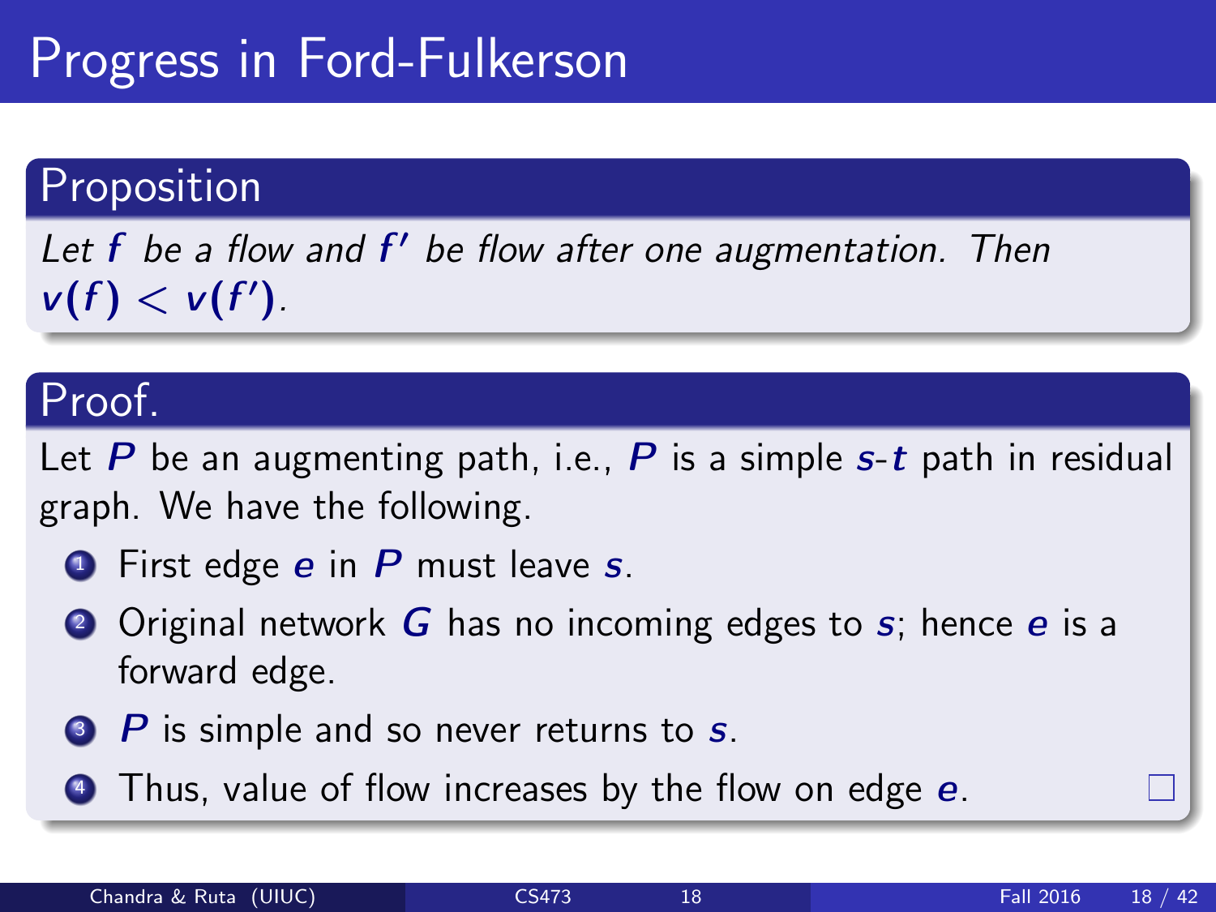# Progress in Ford-Fulkerson

## Proposition

*Let $f$ be a flow and $f'$ be flow after one augmentation. Then $v(f) < v(f')$.*

## Proof.

Let $P$ be an augmenting path, i.e., $P$ is a simple $s$-$t$ path in residual graph. We have the following.

1. First edge $e$ in $P$ must leave $s$.
2. Original network $G$ has no incoming edges to $s$; hence $e$ is a forward edge.
3. $P$ is simple and so never returns to $s$.
4. Thus, value of flow increases by the flow on edge $e$. □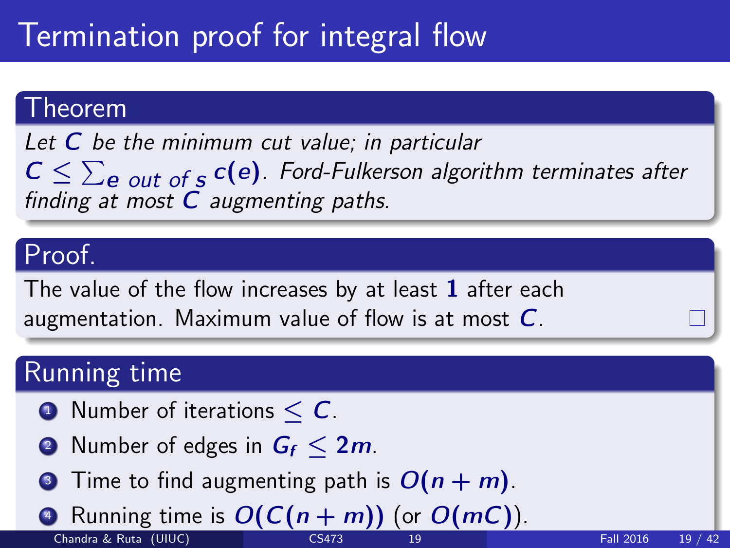# Termination proof for integral flow

## Theorem

*Let $C$ be the minimum cut value; in particular $C \leq \sum_{e \text{ out of } s} c(e)$. Ford-Fulkerson algorithm terminates after finding at most $C$ augmenting paths.*

## Proof.

The value of the flow increases by at least $1$ after each augmentation. Maximum value of flow is at most $C$. □

## Running time

1. Number of iterations $\leq C$.
2. Number of edges in $G_f \leq 2m$.
3. Time to find augmenting path is $O(n + m)$.
4. Running time is $O(C(n + m))$ (or $O(mC)$).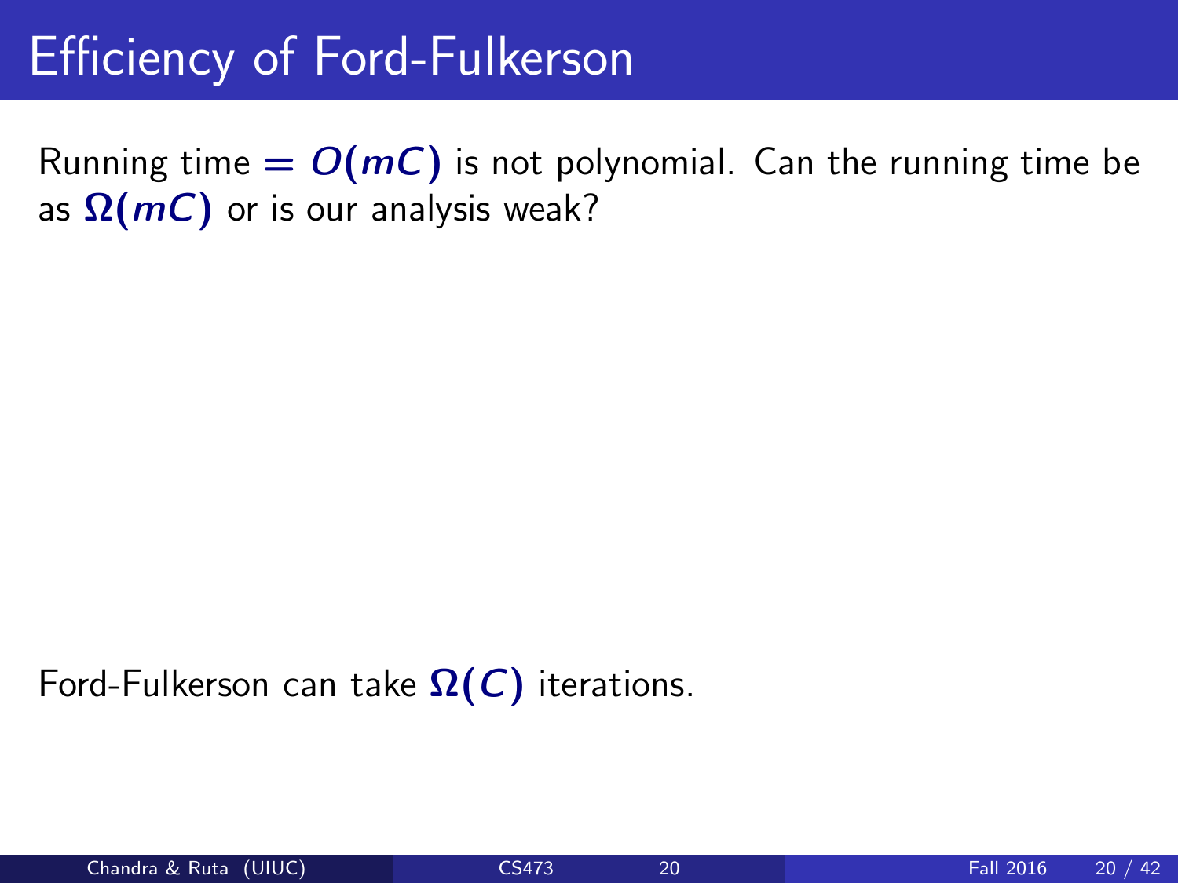# Efficiency of Ford-Fulkerson

Running time $= O(mC)$ is not polynomial. Can the running time be as $\Omega(mC)$ or is our analysis weak?

Ford-Fulkerson can take $\Omega(C)$ iterations.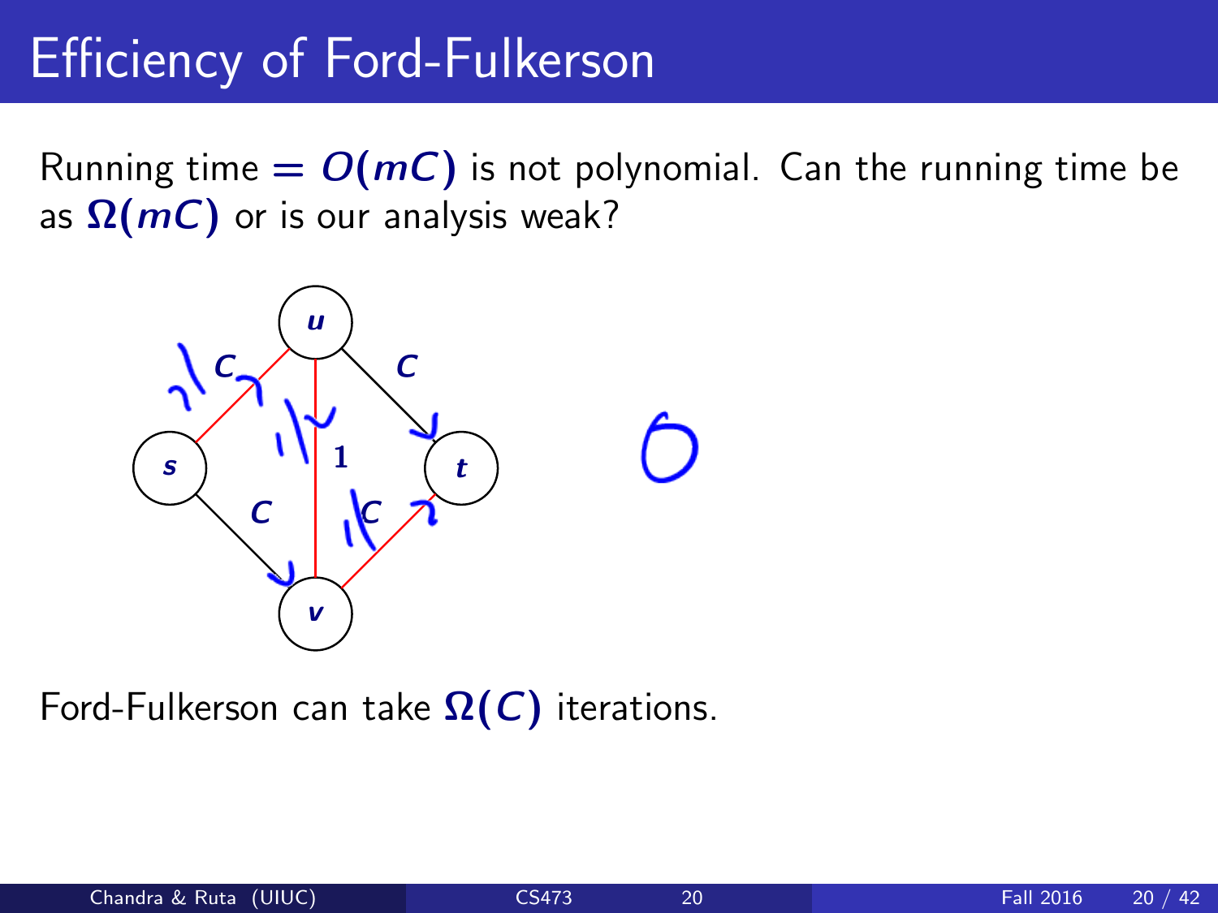# Efficiency of Ford-Fulkerson

Running time $= O(mC)$ is not polynomial. Can the running time be as $\Omega(mC)$ or is our analysis weak?

Ford-Fulkerson can take $\Omega(C)$ iterations.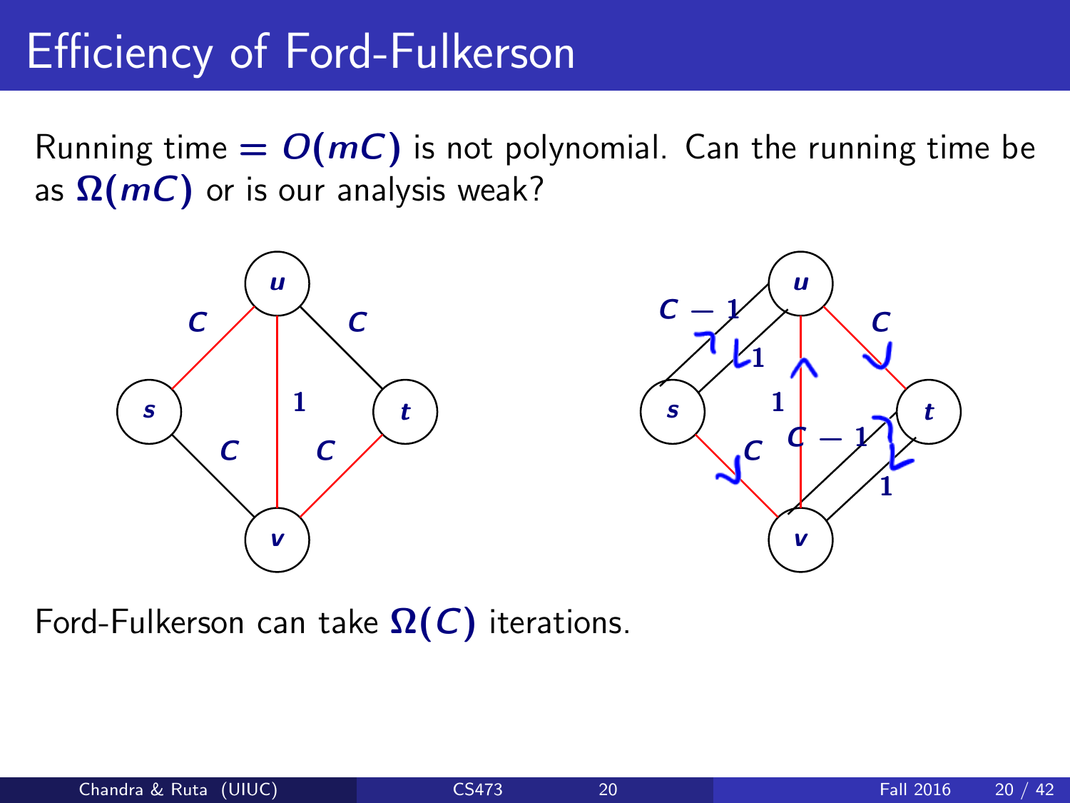# Efficiency of Ford-Fulkerson

Running time $= O(mC)$ is not polynomial. Can the running time be as $\Omega(mC)$ or is our analysis weak?

Ford-Fulkerson can take $\Omega(C)$ iterations.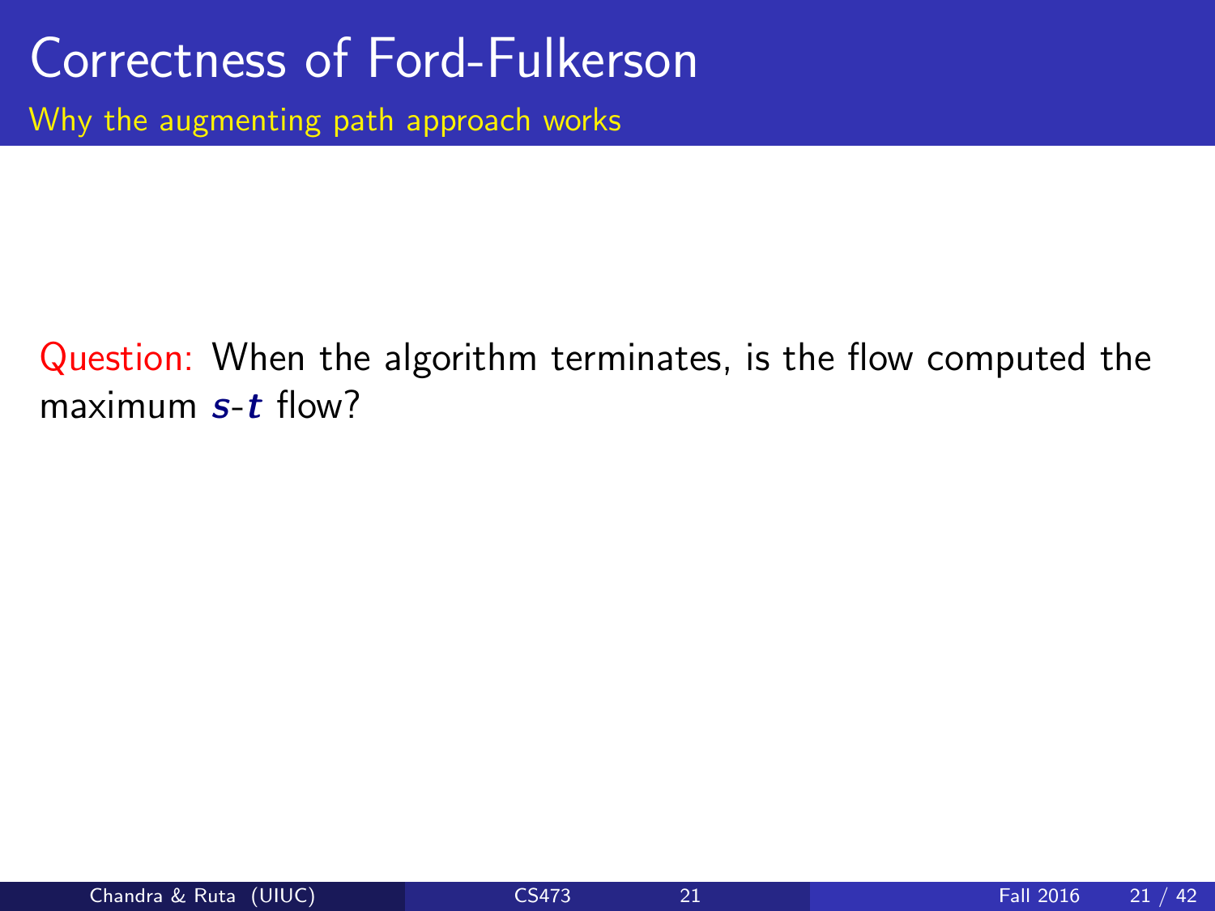# Correctness of Ford-Fulkerson

## Why the augmenting path approach works

Question: When the algorithm terminates, is the flow computed the maximum $s$-$t$ flow?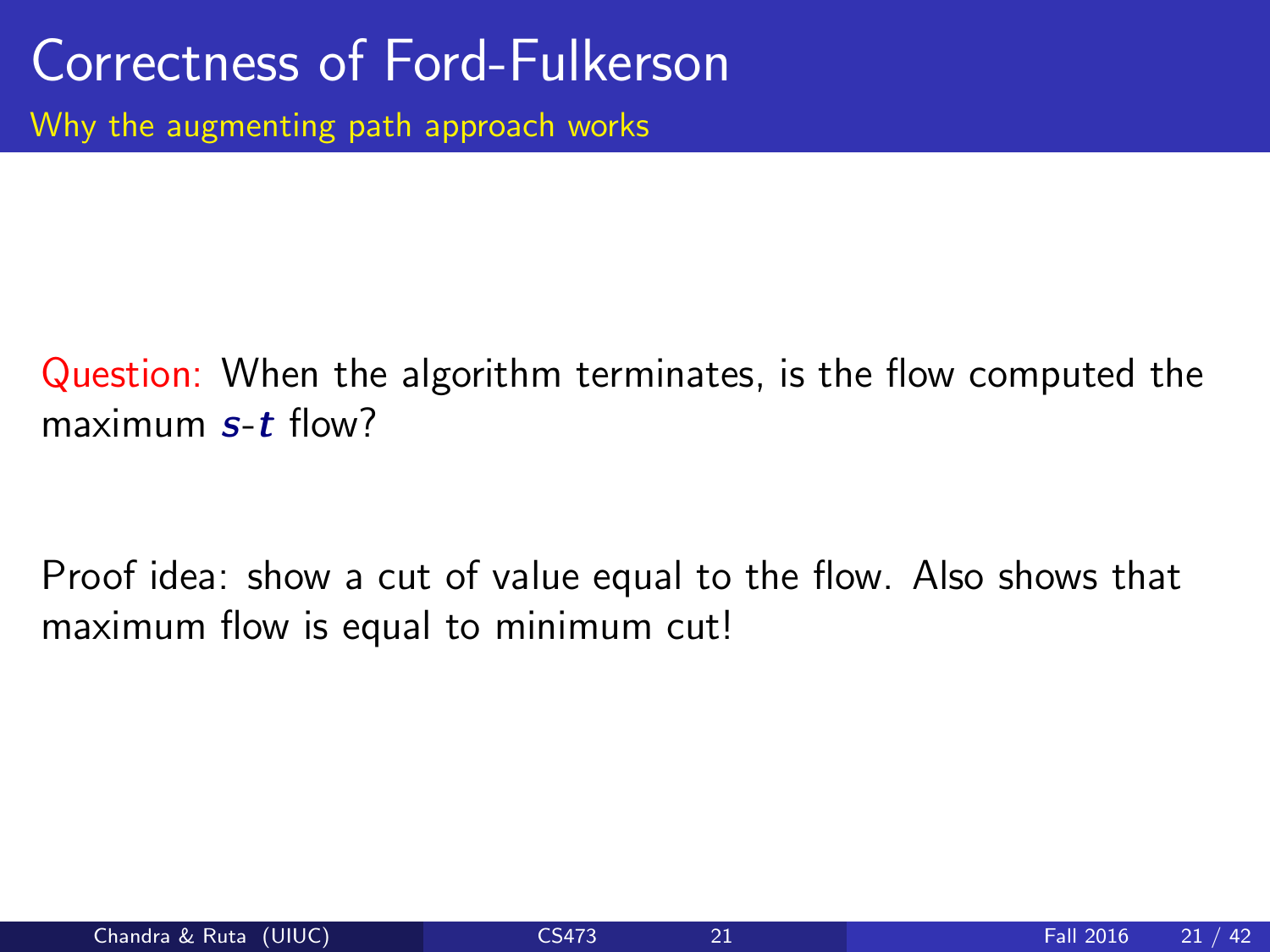# Correctness of Ford-Fulkerson

## Why the augmenting path approach works

Question: When the algorithm terminates, is the flow computed the maximum $s$-$t$ flow?

Proof idea: show a cut of value equal to the flow. Also shows that maximum flow is equal to minimum cut!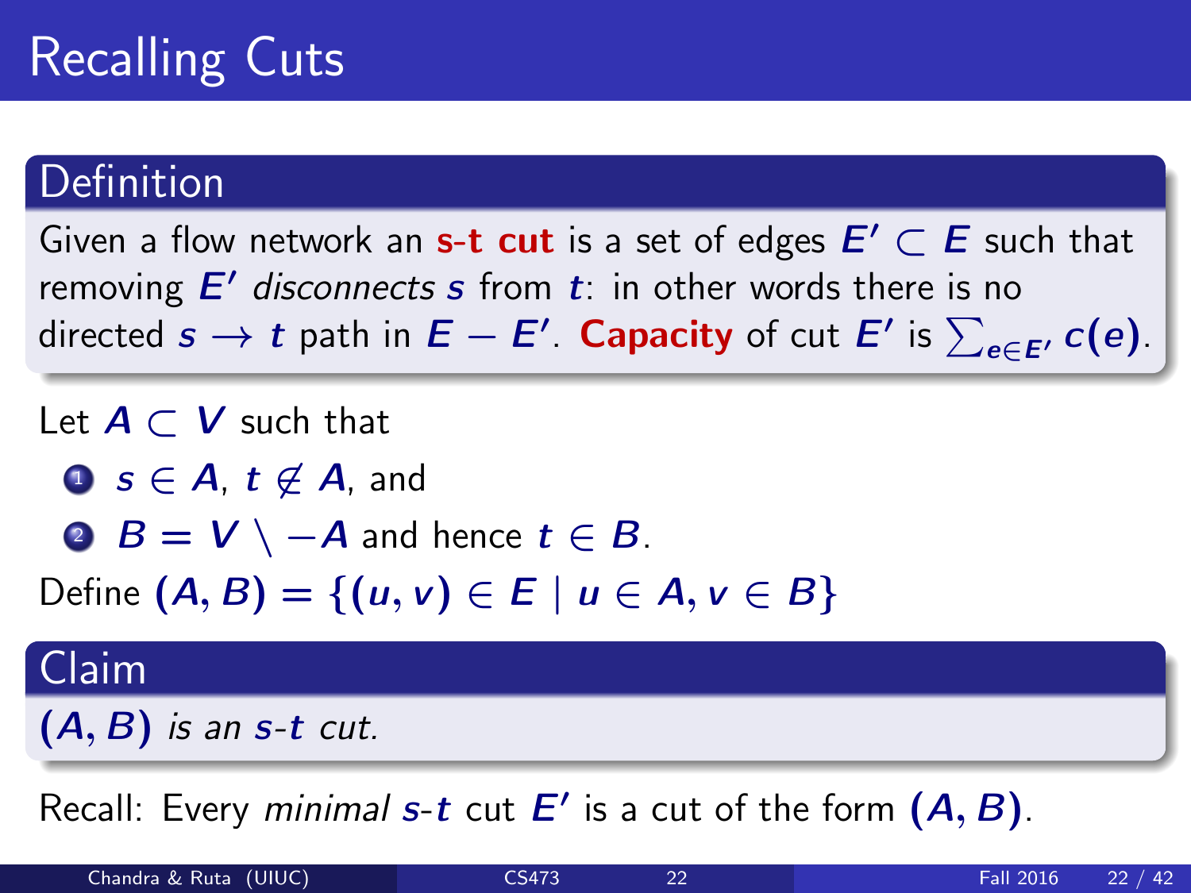# Recalling Cuts

## Definition

Given a flow network an **s-t cut** is a set of edges $E' \subset E$ such that removing $E'$ *disconnects* $s$ from $t$: in other words there is no directed $s \to t$ path in $E - E'$. **Capacity** of cut $E'$ is $\sum_{e \in E'} c(e)$.

Let $A \subset V$ such that

1. $s \in A$, $t \notin A$, and
2. $B = V \setminus -A$ and hence $t \in B$.

Define $(A, B) = \{(u, v) \in E \mid u \in A, v \in B\}$

## Claim

*$(A, B)$ is an $s$-$t$ cut.*

Recall: Every *minimal* $s$-$t$ cut $E'$ is a cut of the form $(A, B)$.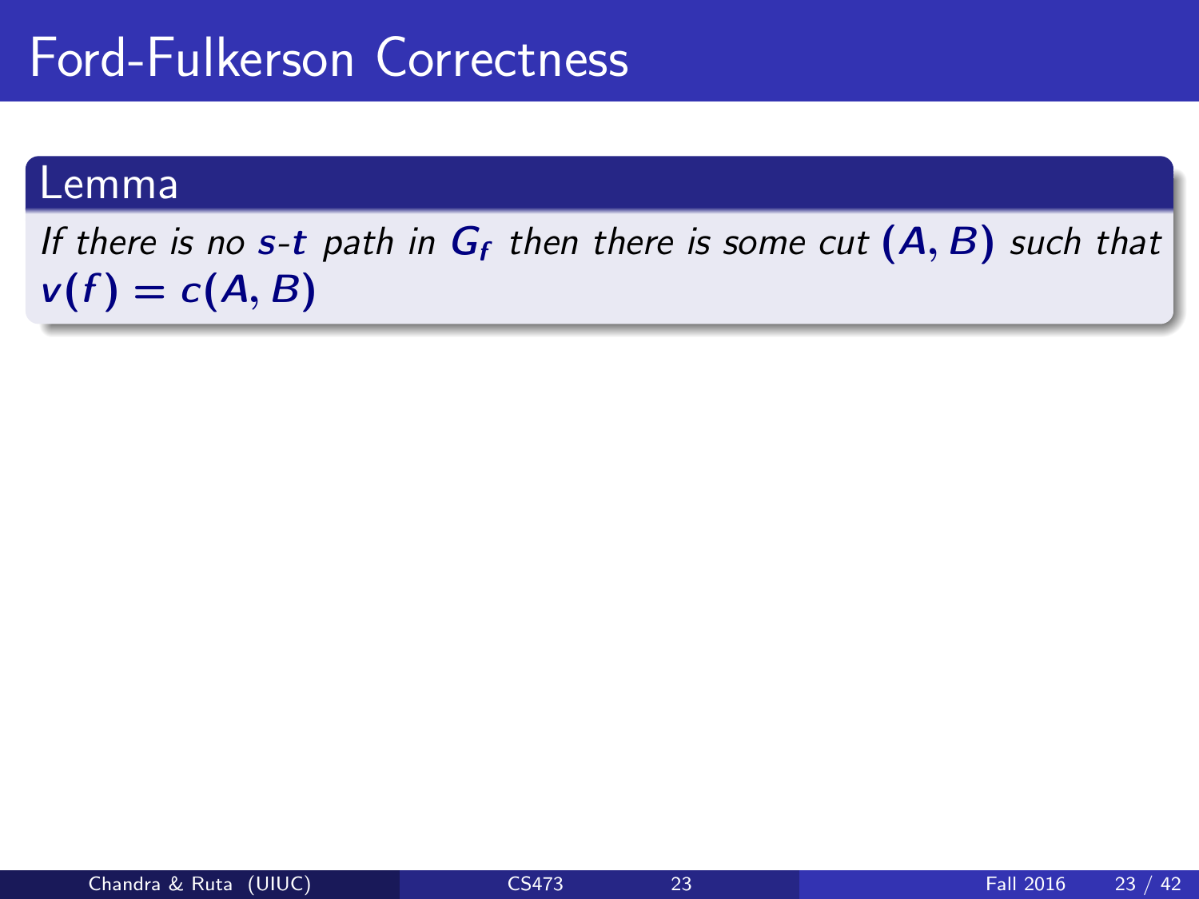# Ford-Fulkerson Correctness

## Lemma

*If there is no $s$-$t$ path in $G_f$ then there is some cut $(A, B)$ such that $v(f) = c(A, B)$*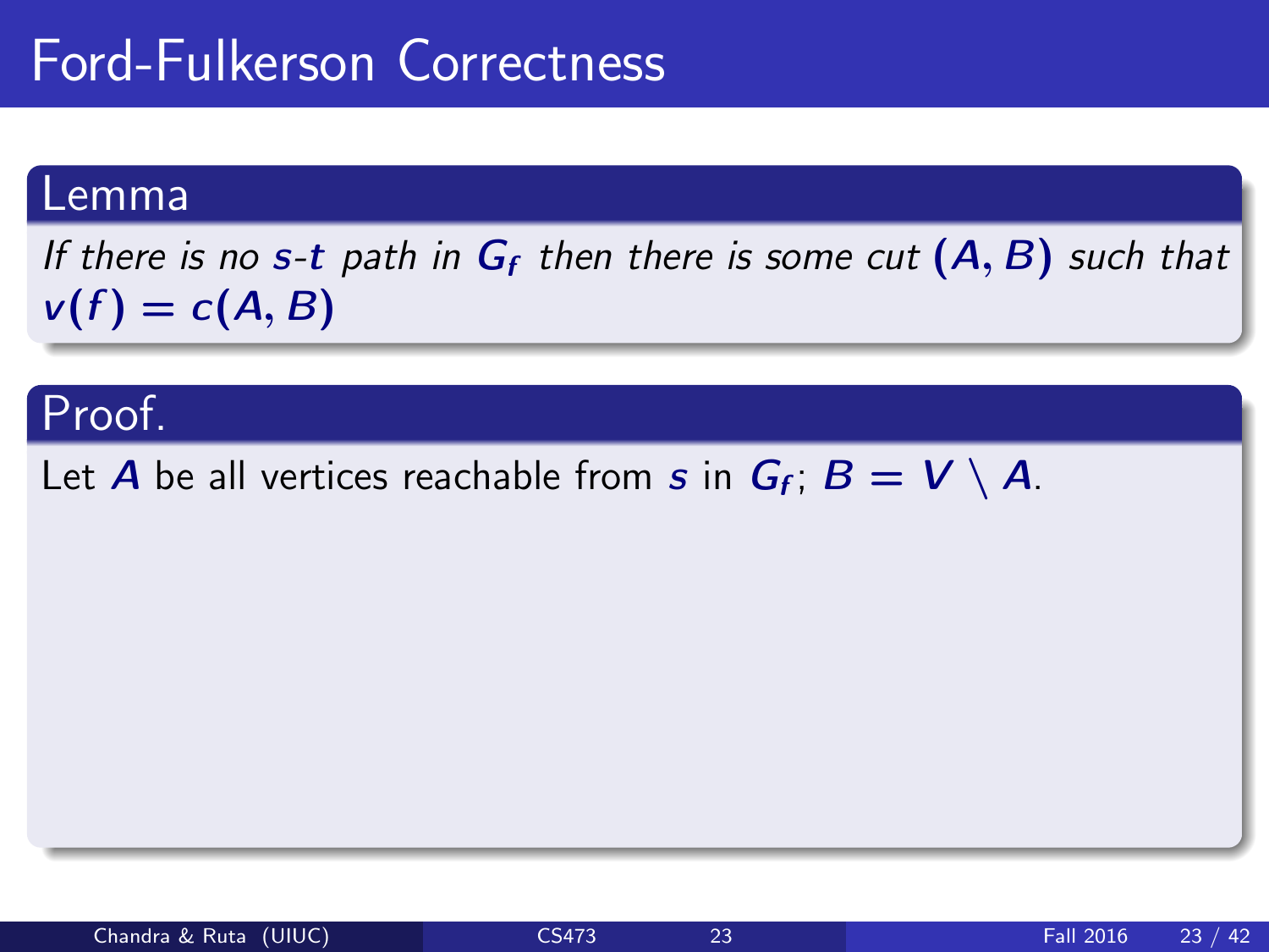# Ford-Fulkerson Correctness

**Lemma**

*If there is no $s$-$t$ path in $G_f$ then there is some cut $(A, B)$ such that $v(f) = c(A, B)$*

**Proof.**

Let $A$ be all vertices reachable from $s$ in $G_f$; $B = V \setminus A$.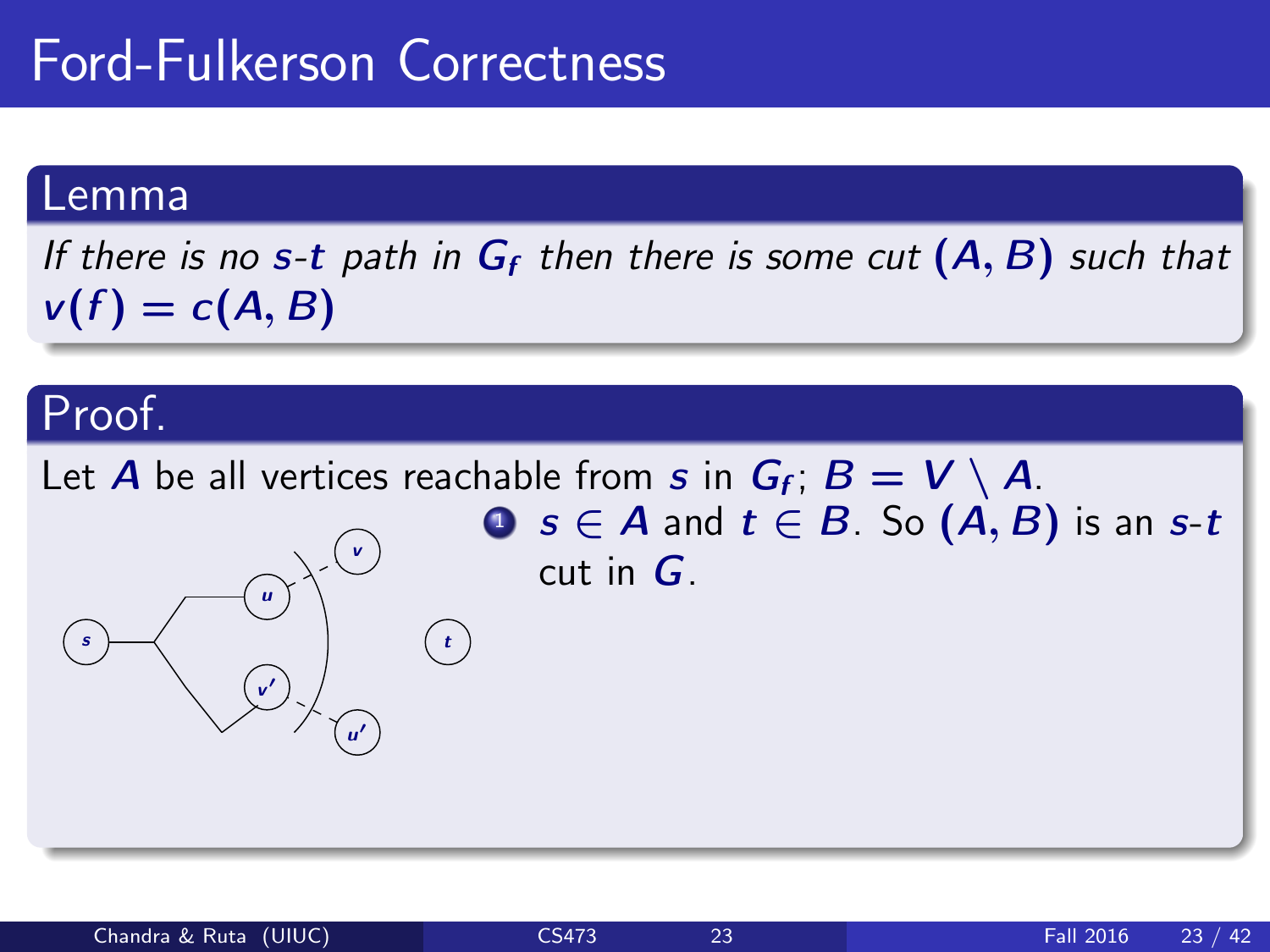# Ford-Fulkerson Correctness

## Lemma

*If there is no $s$-$t$ path in $G_f$ then there is some cut $(A, B)$ such that $v(f) = c(A, B)$*

## Proof.

Let $A$ be all vertices reachable from $s$ in $G_f$; $B = V \setminus A$.

1. $s \in A$ and $t \in B$. So $(A, B)$ is an $s$-$t$ cut in $G$.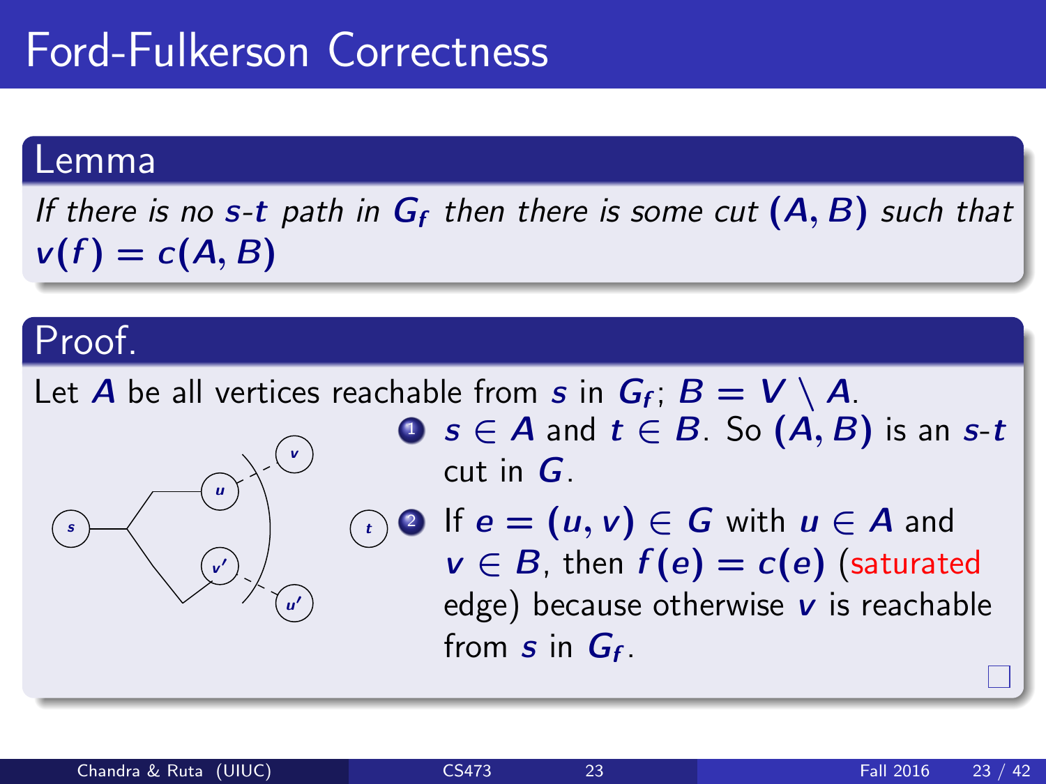# Ford-Fulkerson Correctness

## Lemma

*If there is no $s$-$t$ path in $G_f$ then there is some cut $(A, B)$ such that $v(f) = c(A, B)$*

## Proof.

Let $A$ be all vertices reachable from $s$ in $G_f$; $B = V \setminus A$.

1. $s \in A$ and $t \in B$. So $(A, B)$ is an $s$-$t$ cut in $G$.
2. If $e = (u, v) \in G$ with $u \in A$ and $v \in B$, then $f(e) = c(e)$ (saturated edge) because otherwise $v$ is reachable from $s$ in $G_f$.

□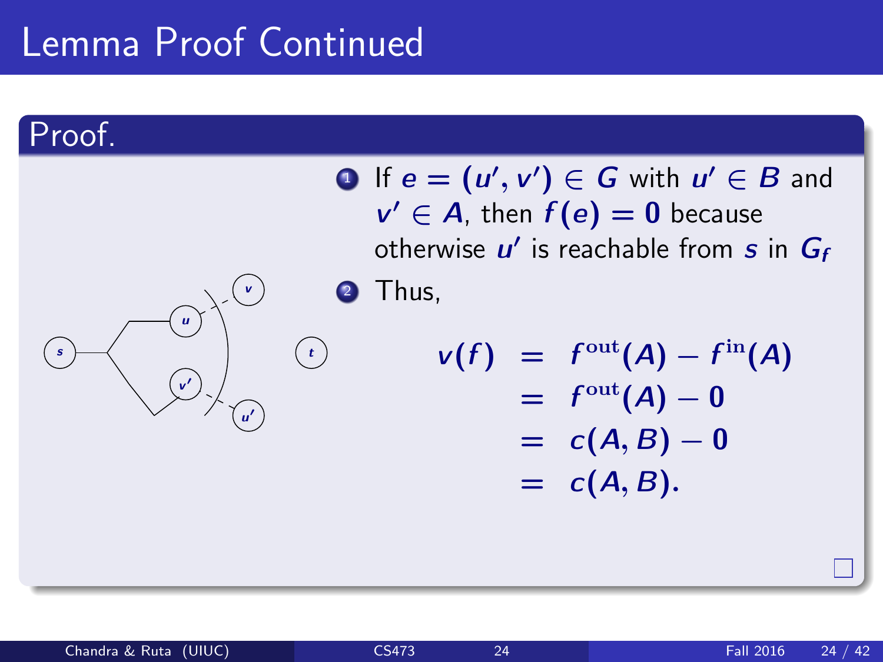# Lemma Proof Continued

**Proof.**

1. If $e = (u', v') \in G$ with $u' \in B$ and $v' \in A$, then $f(e) = 0$ because otherwise $u'$ is reachable from $s$ in $G_f$
2. Thus,

$$
\begin{aligned}
v(f) &= f^{\text{out}}(A) - f^{\text{in}}(A) \\
&= f^{\text{out}}(A) - 0 \\
&= c(A, B) - 0 \\
&= c(A, B).
\end{aligned}
$$

□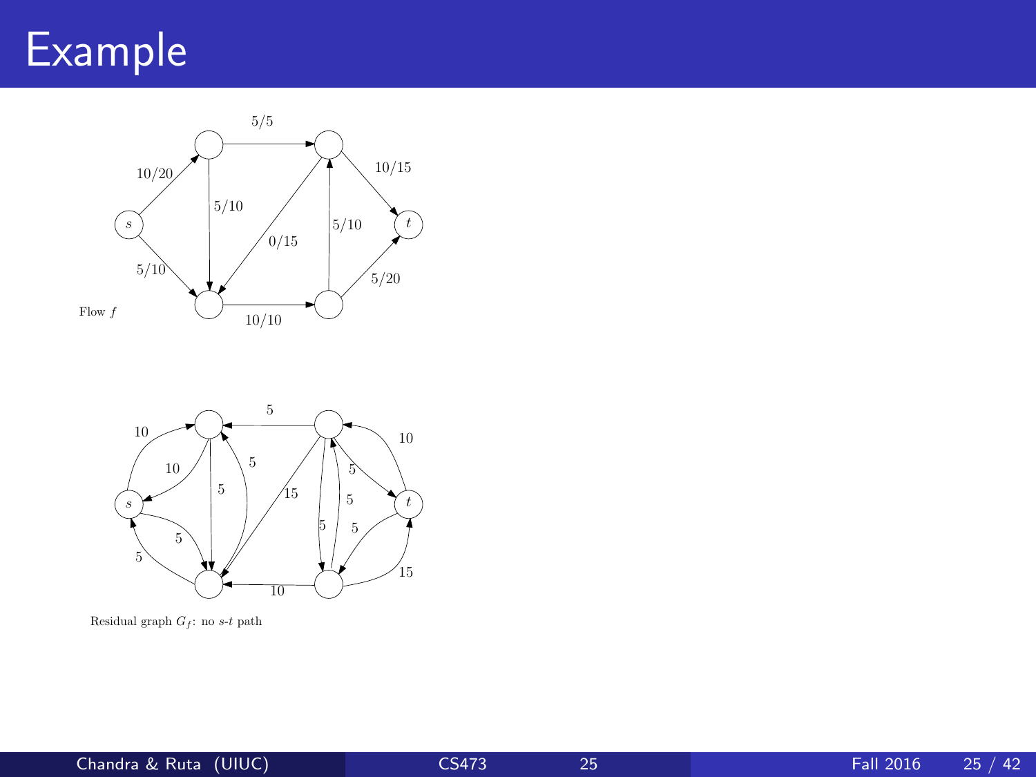# Example

Flow $f$

Residual graph $G_f$: no $s$-$t$ path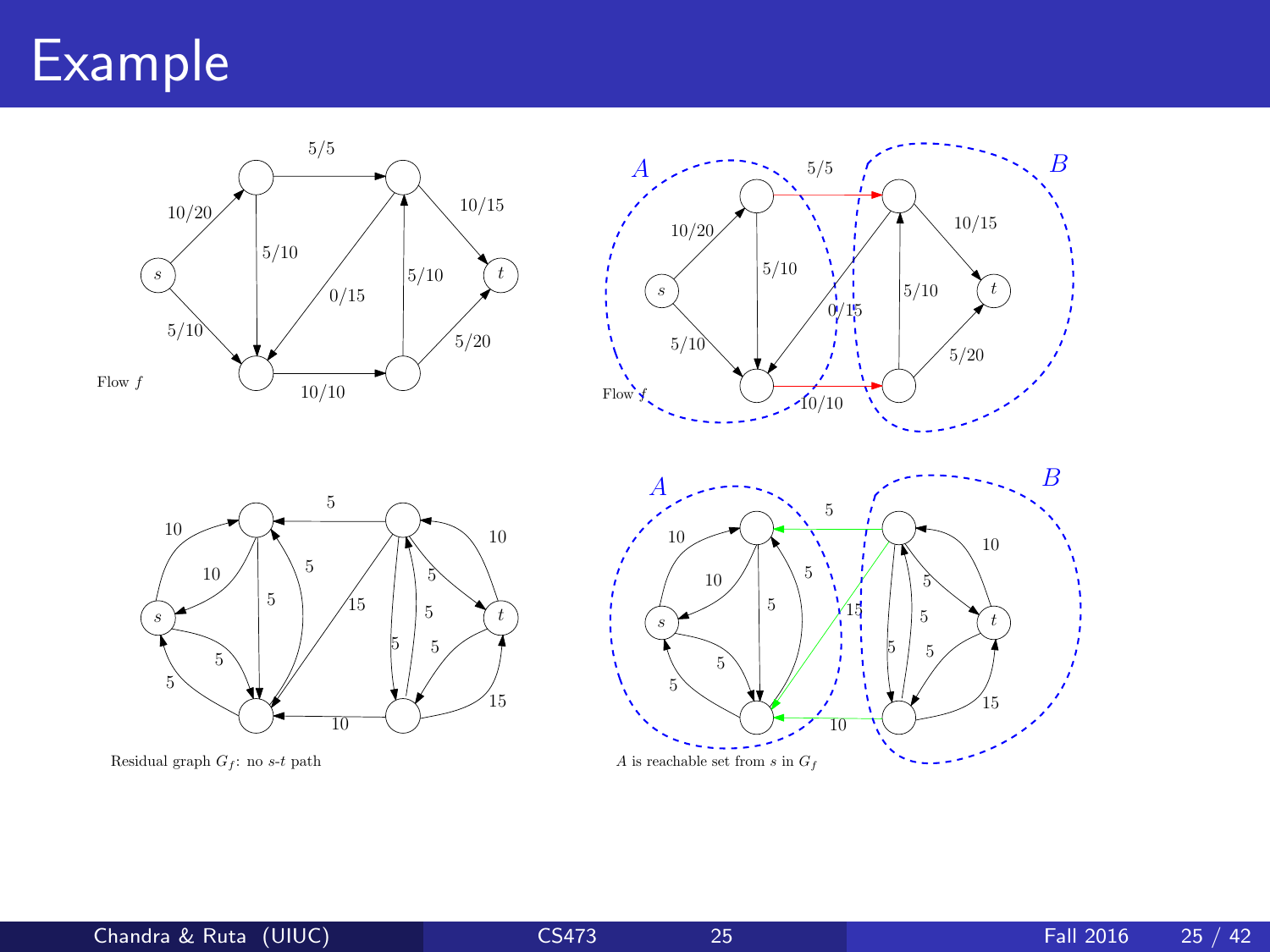# Example

Flow $f$

Flow $f$

Residual graph $G_f$: no $s$-$t$ path

$A$ is reachable set from $s$ in $G_f$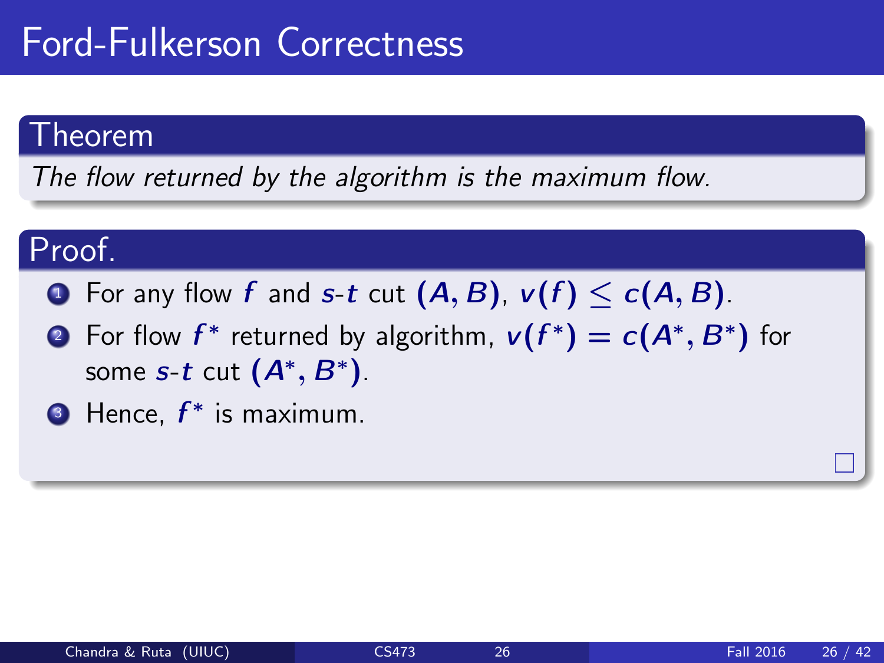# Ford-Fulkerson Correctness

### Theorem

*The flow returned by the algorithm is the maximum flow.*

### Proof.

1. For any flow $f$ and $s$-$t$ cut $(A, B)$, $v(f) \leq c(A, B)$.
2. For flow $f^*$ returned by algorithm, $v(f^*) = c(A^*, B^*)$ for some $s$-$t$ cut $(A^*, B^*)$.
3. Hence, $f^*$ is maximum.

□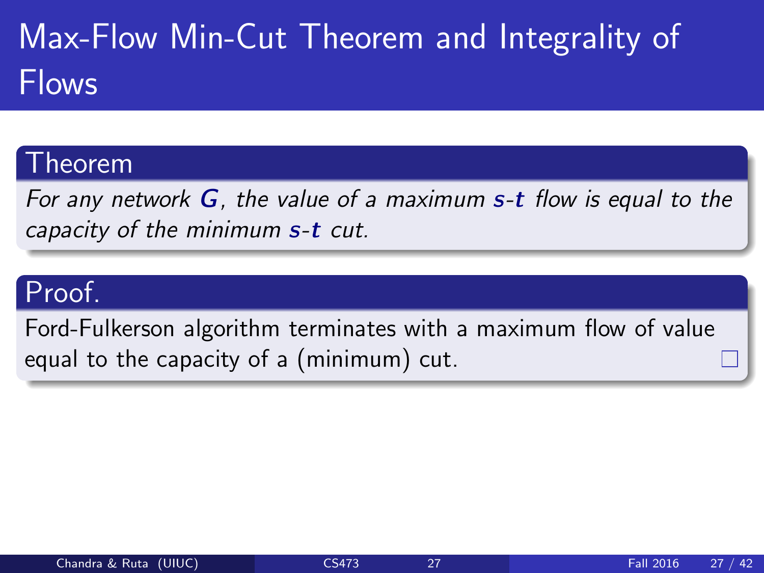# Max-Flow Min-Cut Theorem and Integrality of Flows

**Theorem**

*For any network $G$, the value of a maximum $s$-$t$ flow is equal to the capacity of the minimum $s$-$t$ cut.*

**Proof.**

Ford-Fulkerson algorithm terminates with a maximum flow of value equal to the capacity of a (minimum) cut. □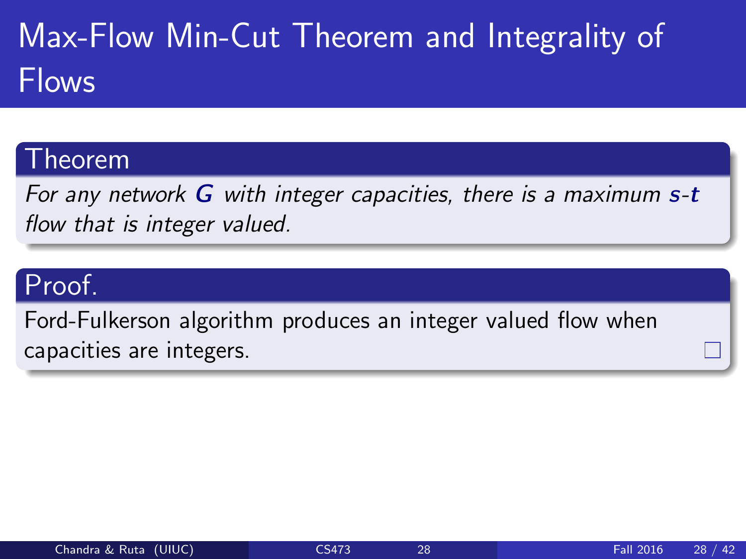# Max-Flow Min-Cut Theorem and Integrality of Flows

**Theorem**

*For any network $G$ with integer capacities, there is a maximum $s$-$t$ flow that is integer valued.*

**Proof.**

Ford-Fulkerson algorithm produces an integer valued flow when capacities are integers. □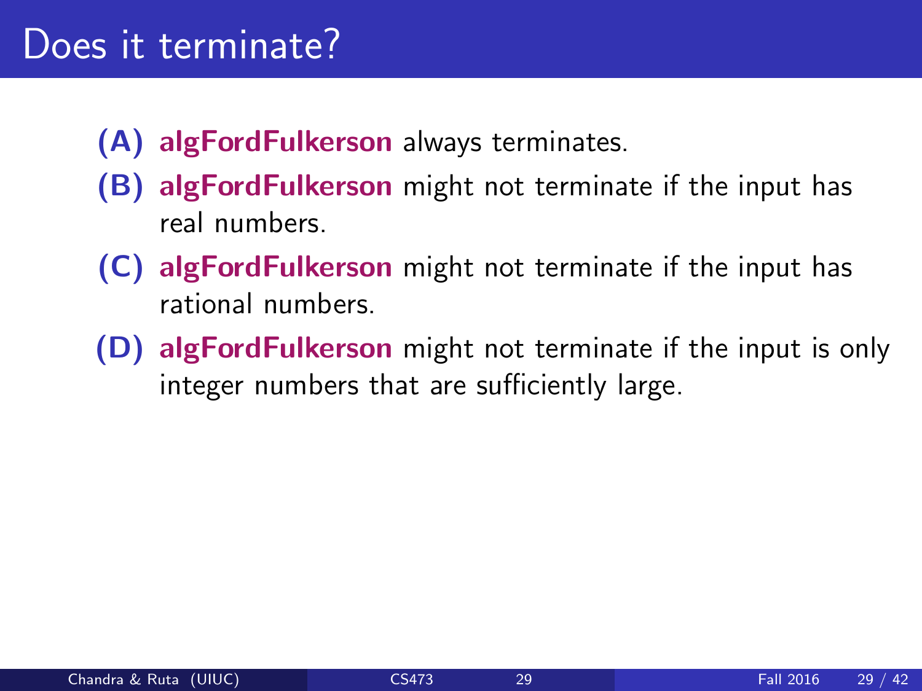# Does it terminate?

- **(A)** **algFordFulkerson** always terminates.
- **(B)** **algFordFulkerson** might not terminate if the input has real numbers.
- **(C)** **algFordFulkerson** might not terminate if the input has rational numbers.
- **(D)** **algFordFulkerson** might not terminate if the input is only integer numbers that are sufficiently large.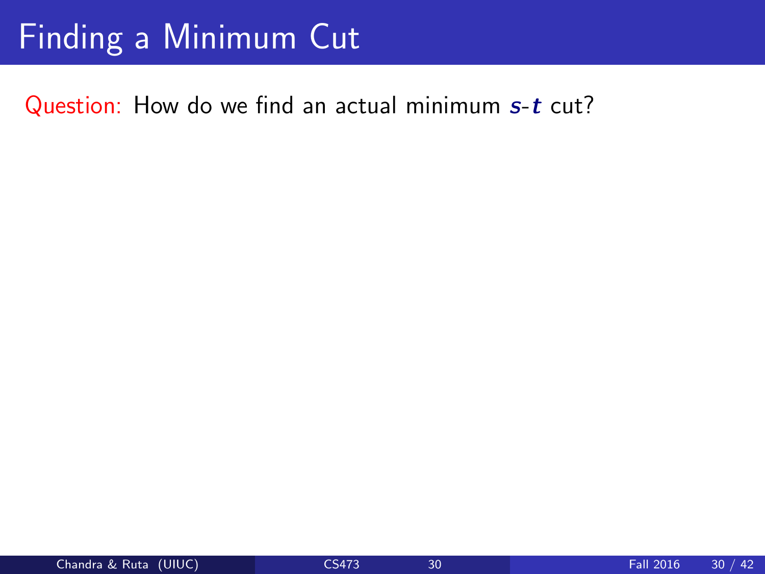# Finding a Minimum Cut

Question: How do we find an actual minimum $s$-$t$ cut?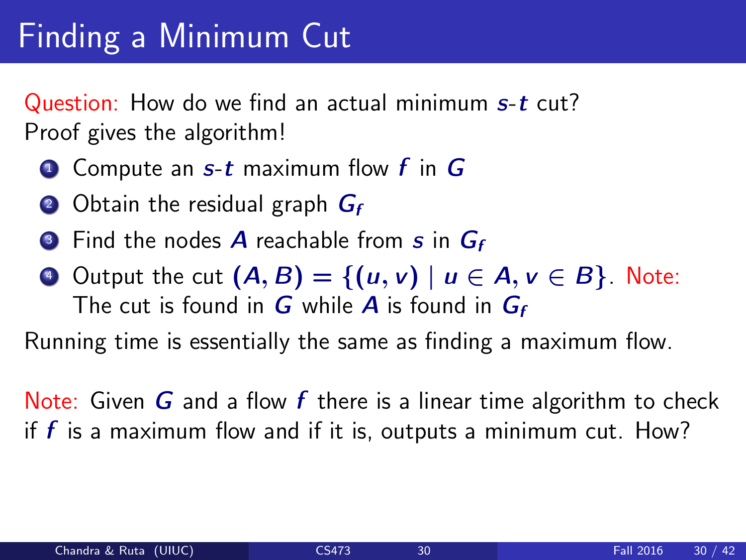# Finding a Minimum Cut

Question: How do we find an actual minimum $s$-$t$ cut?
Proof gives the algorithm!

1. Compute an $s$-$t$ maximum flow $f$ in $G$
2. Obtain the residual graph $G_f$
3. Find the nodes $A$ reachable from $s$ in $G_f$
4. Output the cut $(A, B) = \{(u, v) \mid u \in A, v \in B\}$. Note: The cut is found in $G$ while $A$ is found in $G_f$

Running time is essentially the same as finding a maximum flow.

Note: Given $G$ and a flow $f$ there is a linear time algorithm to check if $f$ is a maximum flow and if it is, outputs a minimum cut. How?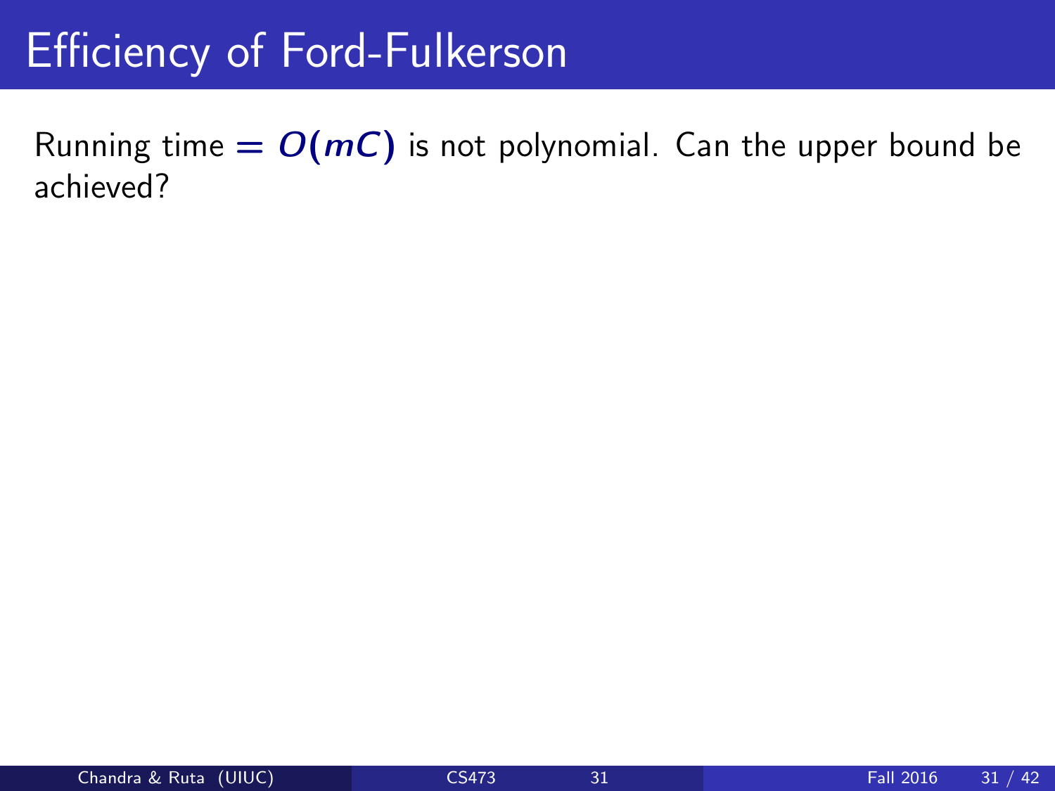# Efficiency of Ford-Fulkerson

Running time $= O(mC)$ is not polynomial. Can the upper bound be achieved?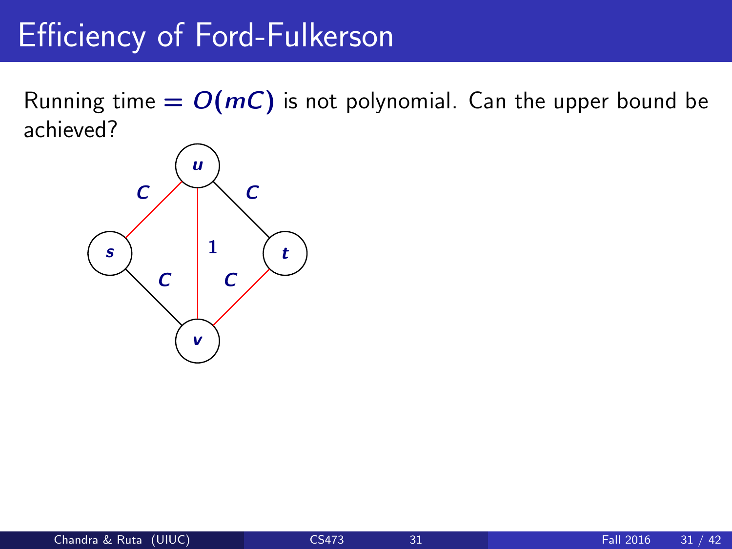# Efficiency of Ford-Fulkerson

Running time $= O(mC)$ is not polynomial. Can the upper bound be achieved?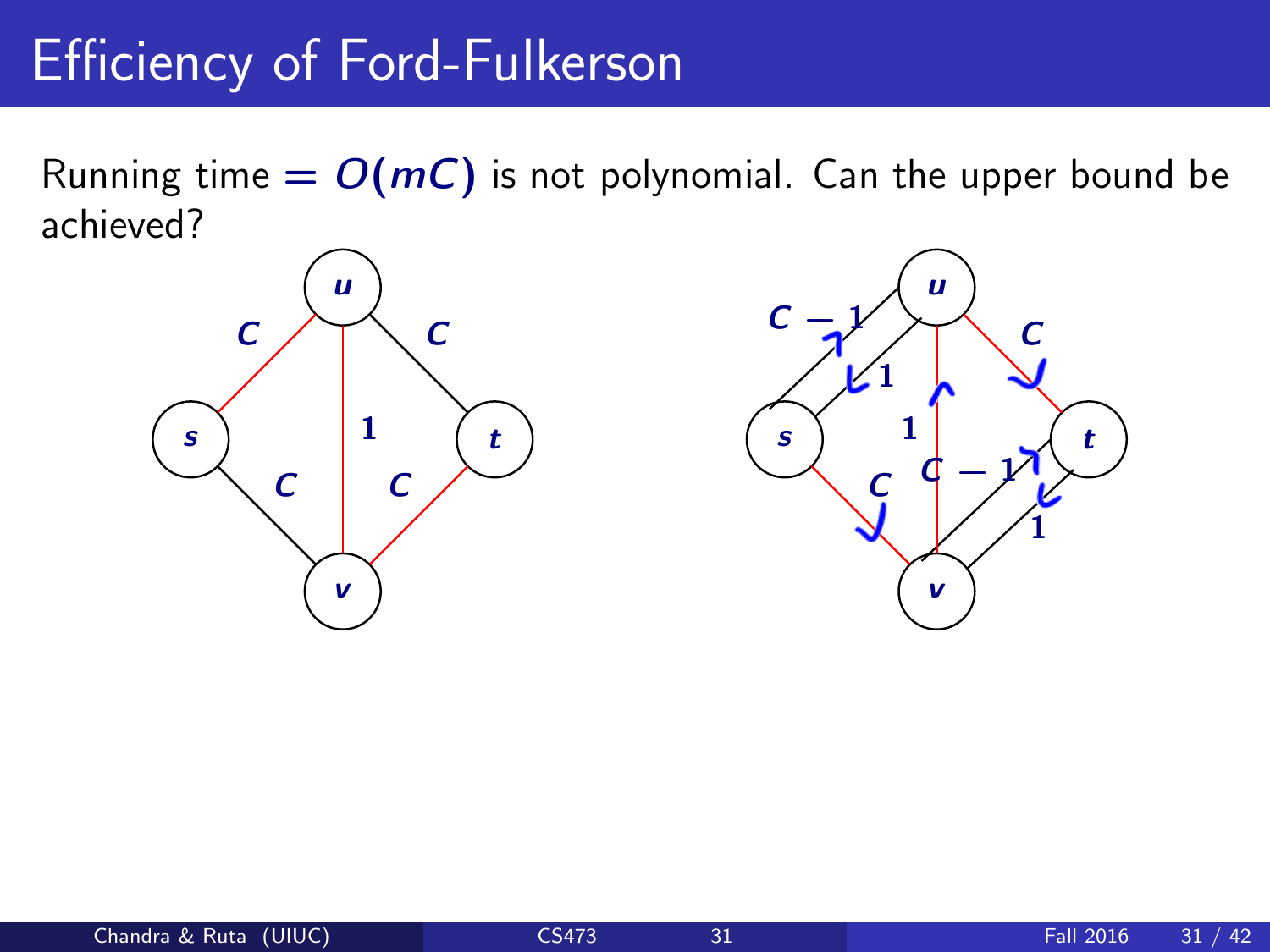# Efficiency of Ford-Fulkerson

Running time $= O(mC)$ is not polynomial. Can the upper bound be achieved?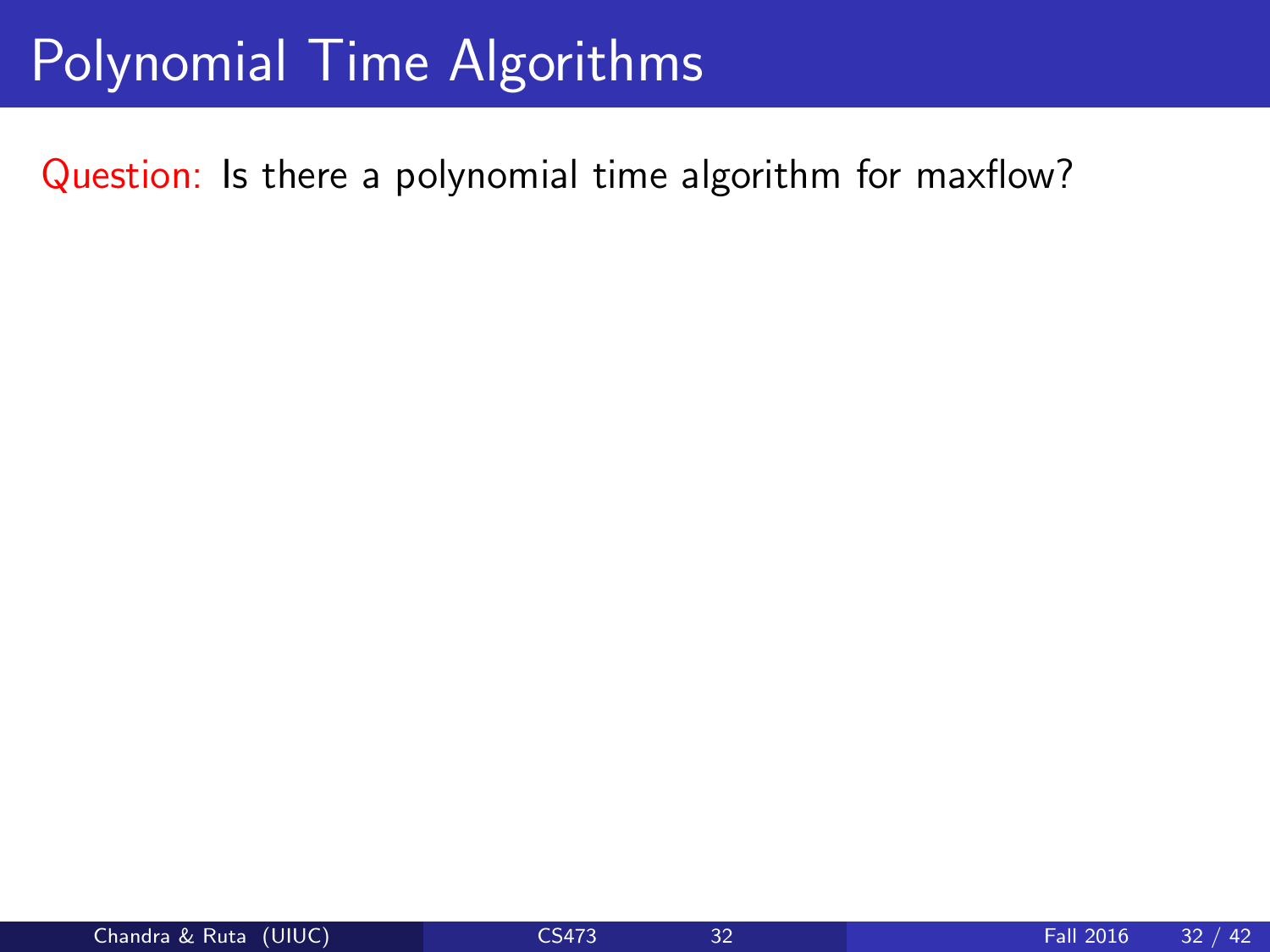# Polynomial Time Algorithms

Question: Is there a polynomial time algorithm for maxflow?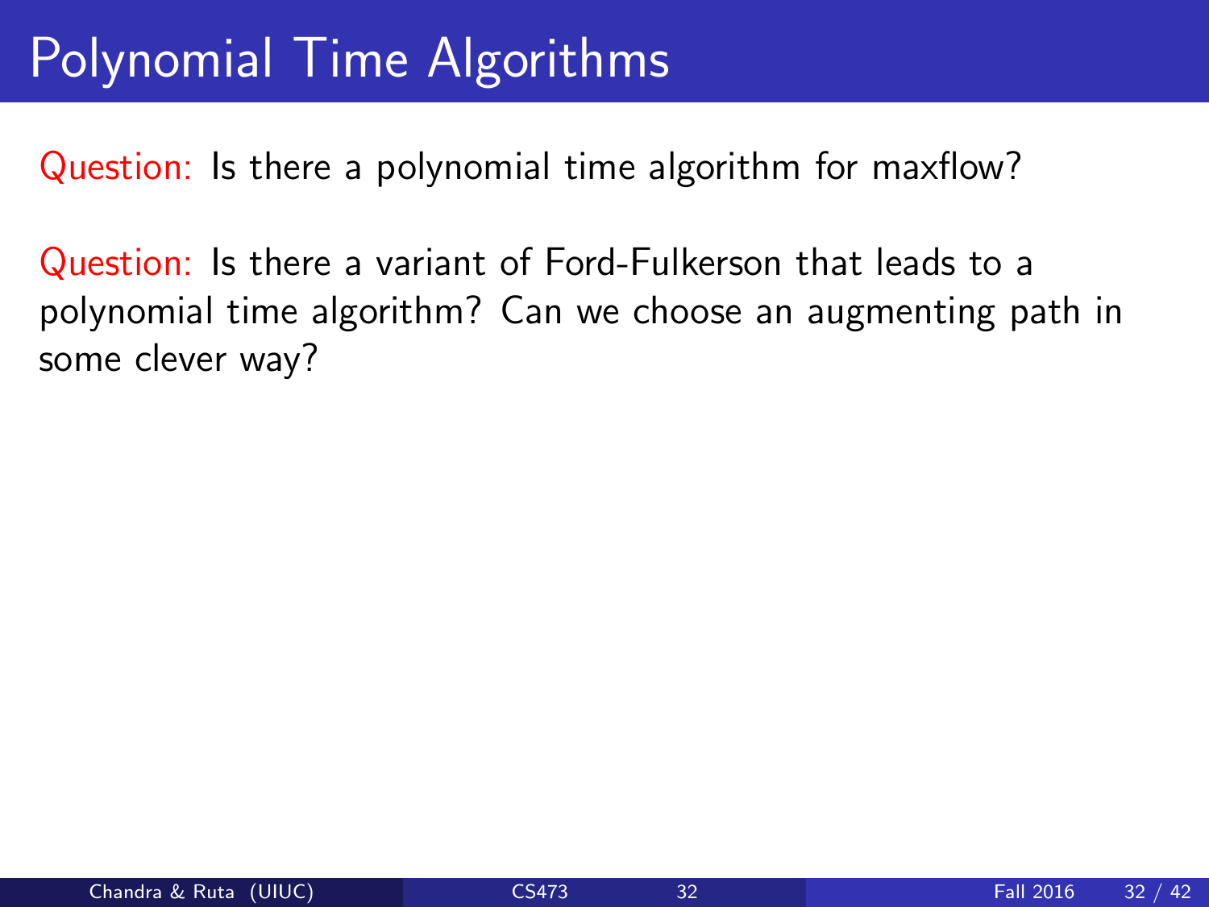# Polynomial Time Algorithms

Question: Is there a polynomial time algorithm for maxflow?

Question: Is there a variant of Ford-Fulkerson that leads to a polynomial time algorithm? Can we choose an augmenting path in some clever way?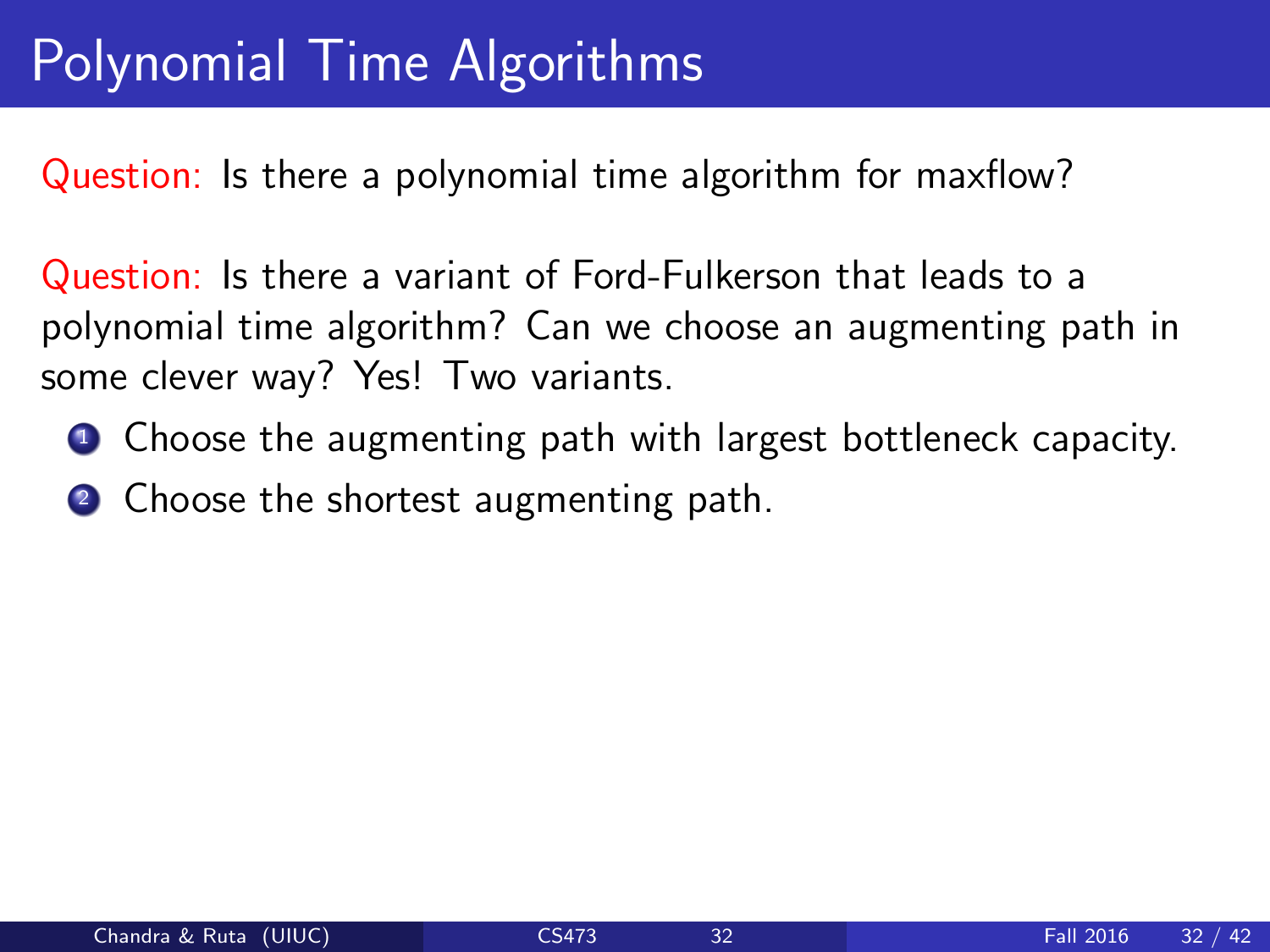# Polynomial Time Algorithms

Question: Is there a polynomial time algorithm for maxflow?

Question: Is there a variant of Ford-Fulkerson that leads to a polynomial time algorithm? Can we choose an augmenting path in some clever way? Yes! Two variants.

1. Choose the augmenting path with largest bottleneck capacity.
2. Choose the shortest augmenting path.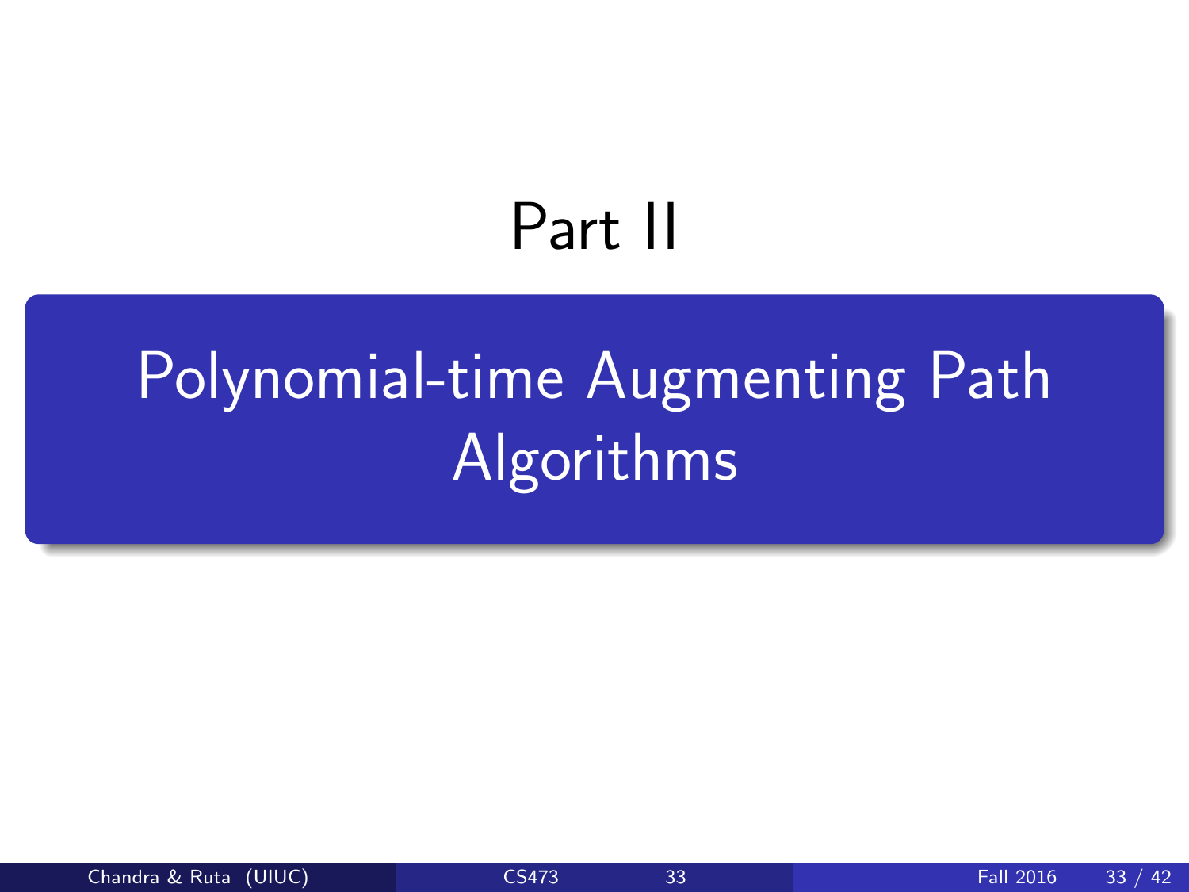# Part II

## Polynomial-time Augmenting Path Algorithms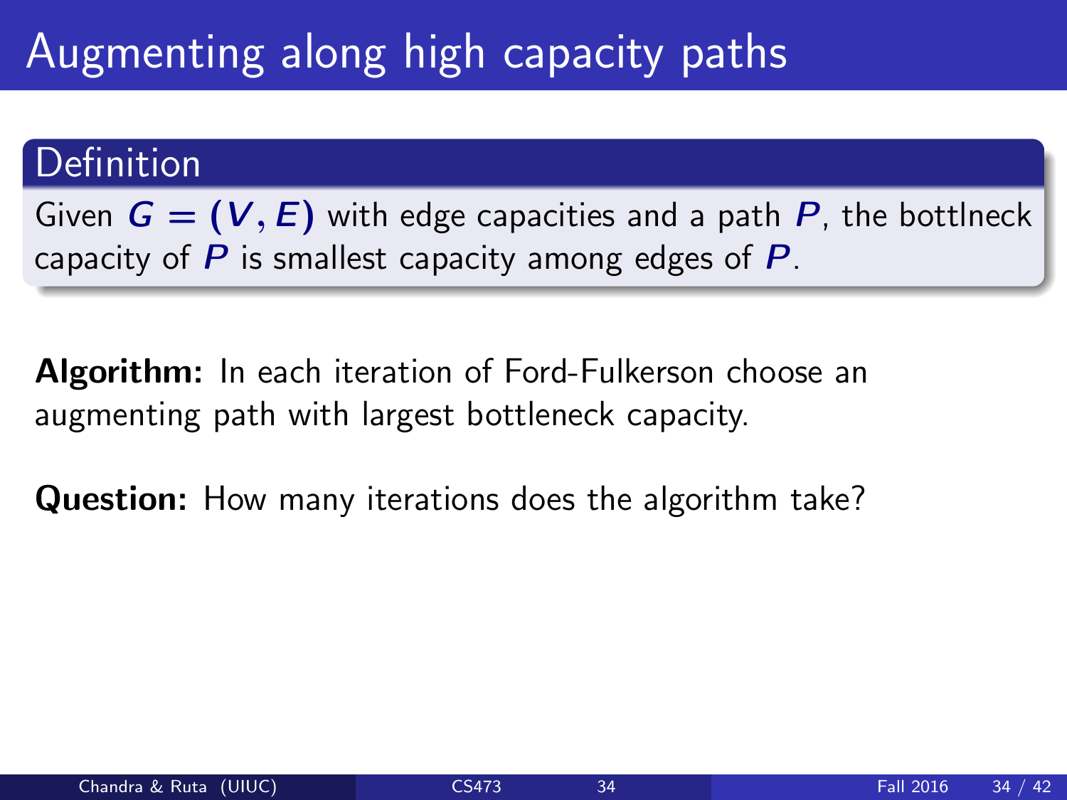# Augmenting along high capacity paths

## Definition

Given $G = (V, E)$ with edge capacities and a path $P$, the bottlneck capacity of $P$ is smallest capacity among edges of $P$.

**Algorithm:** In each iteration of Ford-Fulkerson choose an augmenting path with largest bottleneck capacity.

**Question:** How many iterations does the algorithm take?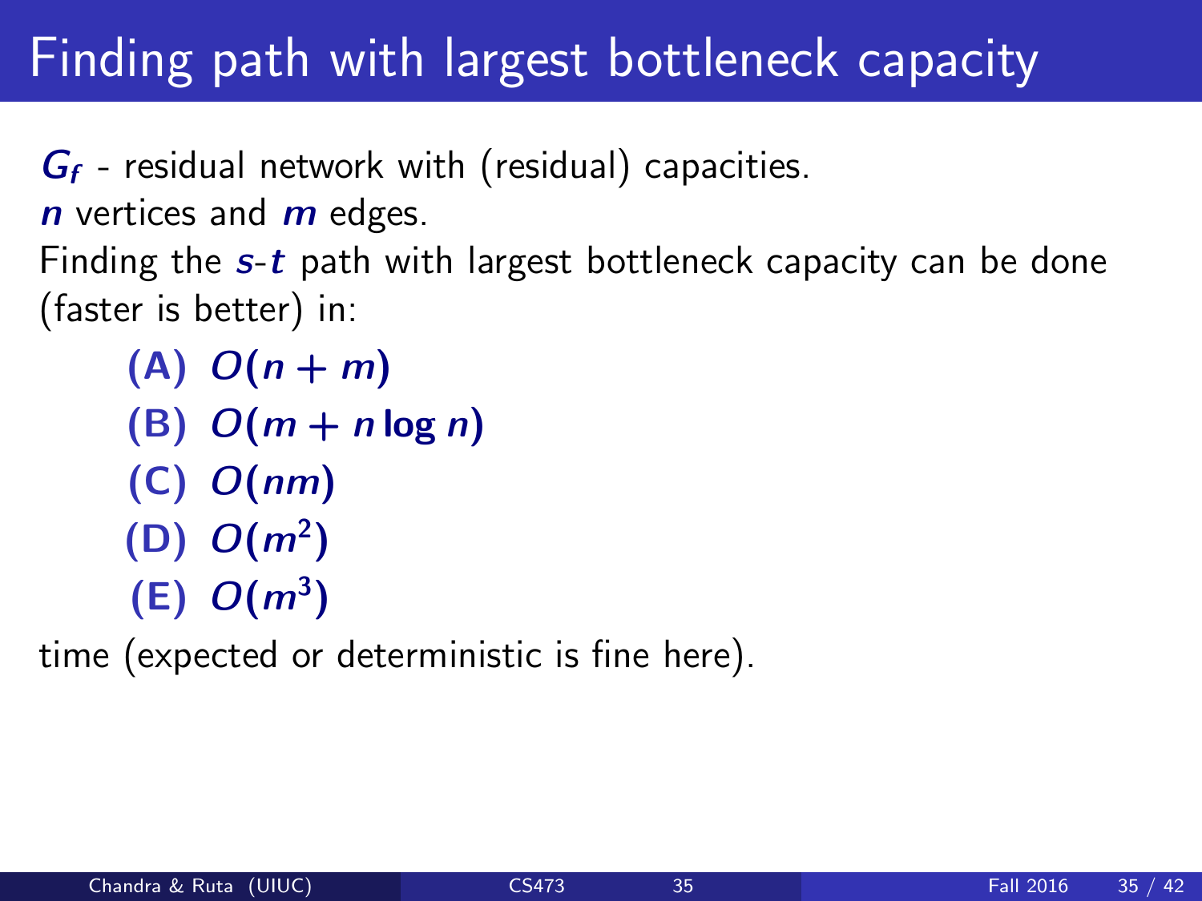# Finding path with largest bottleneck capacity

$G_f$ - residual network with (residual) capacities.
$n$ vertices and $m$ edges.
Finding the $s$-$t$ path with largest bottleneck capacity can be done (faster is better) in:

- **(A)** $O(n + m)$
- **(B)** $O(m + n \log n)$
- **(C)** $O(nm)$
- **(D)** $O(m^2)$
- **(E)** $O(m^3)$

time (expected or deterministic is fine here).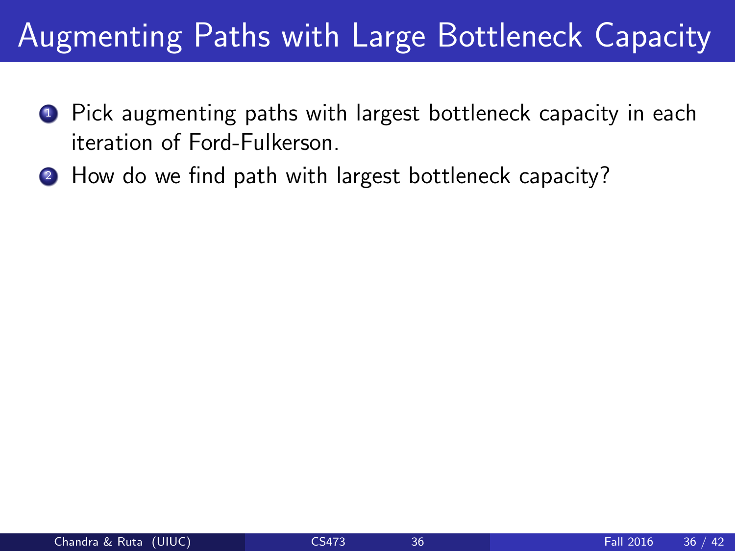# Augmenting Paths with Large Bottleneck Capacity

1. Pick augmenting paths with largest bottleneck capacity in each iteration of Ford-Fulkerson.
2. How do we find path with largest bottleneck capacity?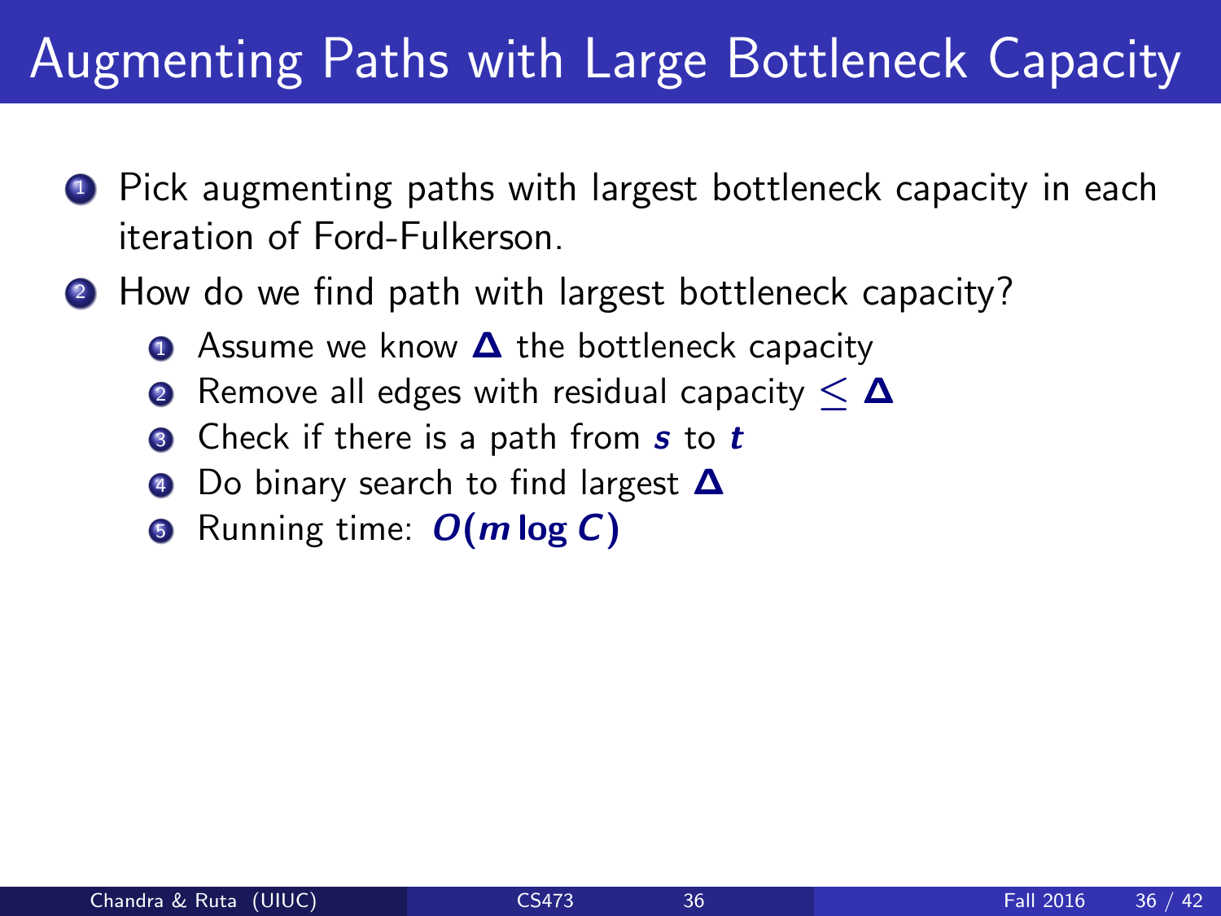# Augmenting Paths with Large Bottleneck Capacity

1. Pick augmenting paths with largest bottleneck capacity in each iteration of Ford-Fulkerson.
2. How do we find path with largest bottleneck capacity?
   1. Assume we know $\Delta$ the bottleneck capacity
   2. Remove all edges with residual capacity $\leq \Delta$
   3. Check if there is a path from $s$ to $t$
   4. Do binary search to find largest $\Delta$
   5. Running time: $O(m \log C)$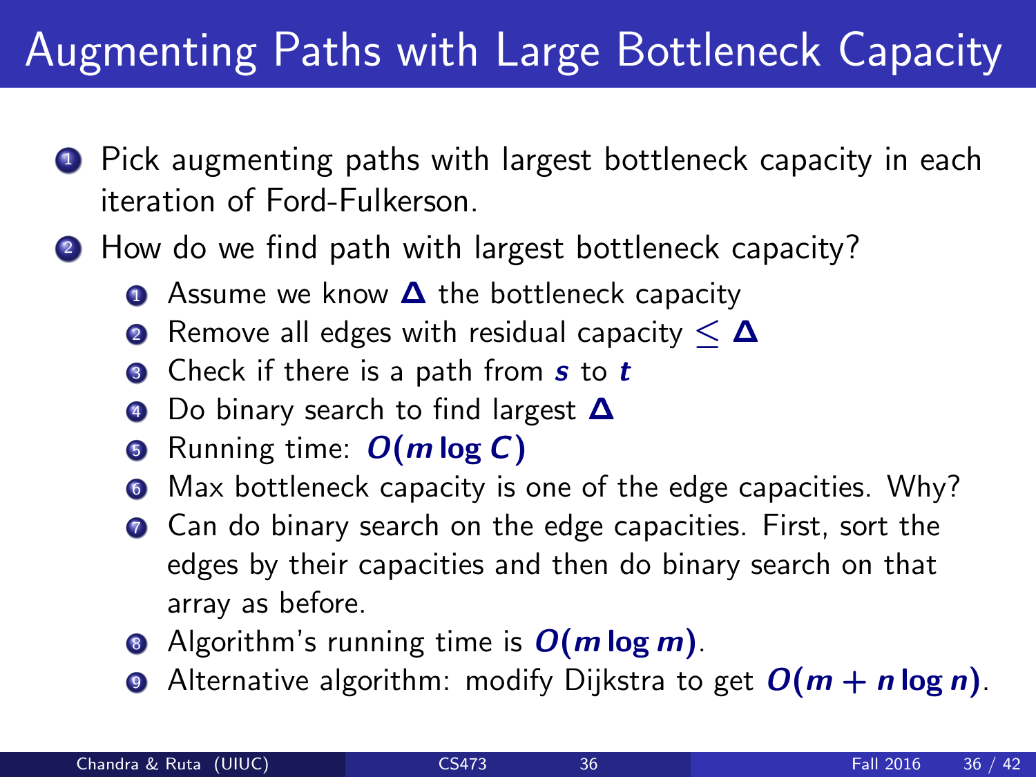# Augmenting Paths with Large Bottleneck Capacity

1. Pick augmenting paths with largest bottleneck capacity in each iteration of Ford-Fulkerson.
2. How do we find path with largest bottleneck capacity?
   1. Assume we know $\Delta$ the bottleneck capacity
   2. Remove all edges with residual capacity $\leq \Delta$
   3. Check if there is a path from $s$ to $t$
   4. Do binary search to find largest $\Delta$
   5. Running time: $O(m \log C)$
   6. Max bottleneck capacity is one of the edge capacities. Why?
   7. Can do binary search on the edge capacities. First, sort the edges by their capacities and then do binary search on that array as before.
   8. Algorithm's running time is $O(m \log m)$.
   9. Alternative algorithm: modify Dijkstra to get $O(m + n \log n)$.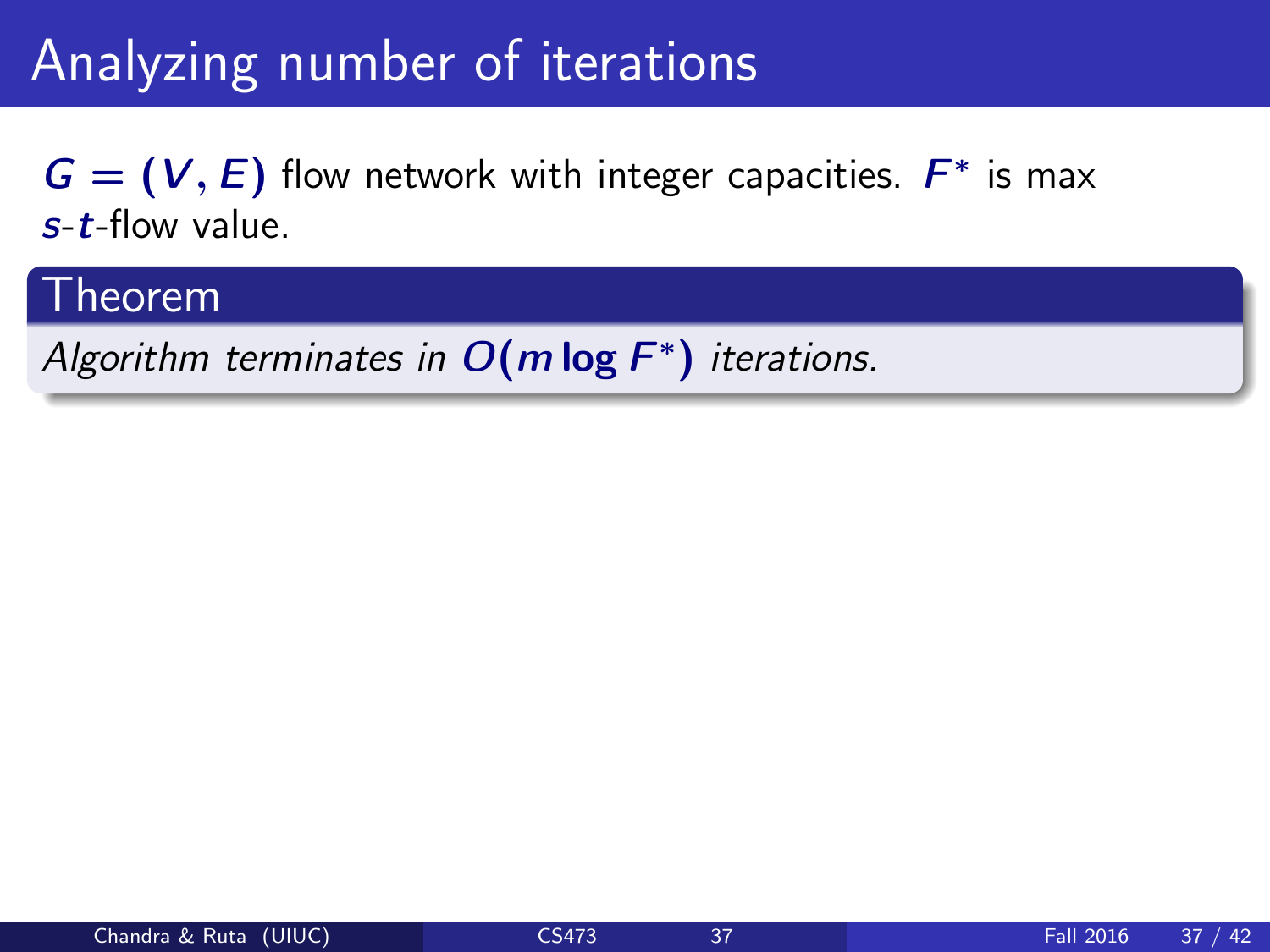# Analyzing number of iterations

$G = (V, E)$ flow network with integer capacities. $F^*$ is max $s$-$t$-flow value.

## Theorem

*Algorithm terminates in $O(m \log F^*)$ iterations.*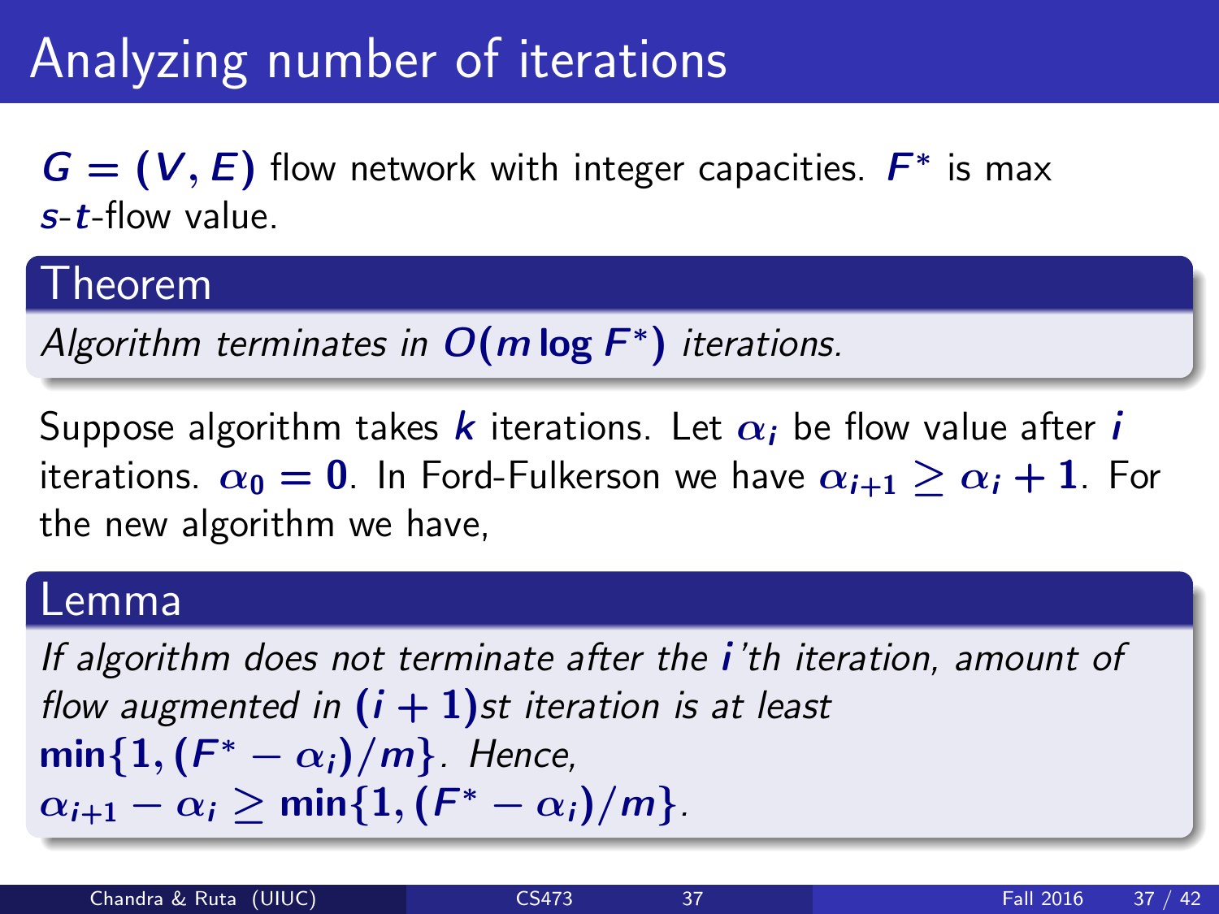# Analyzing number of iterations

$G = (V, E)$ flow network with integer capacities. $F^*$ is max $s$-$t$-flow value.

### Theorem

*Algorithm terminates in $O(m \log F^*)$ iterations.*

Suppose algorithm takes $k$ iterations. Let $\alpha_i$ be flow value after $i$ iterations. $\alpha_0 = 0$. In Ford-Fulkerson we have $\alpha_{i+1} \geq \alpha_i + 1$. For the new algorithm we have,

### Lemma

*If algorithm does not terminate after the $i$'th iteration, amount of flow augmented in $(i + 1)$st iteration is at least $\min\{1, (F^* - \alpha_i)/m\}$. Hence, $\alpha_{i+1} - \alpha_i \geq \min\{1, (F^* - \alpha_i)/m\}$.*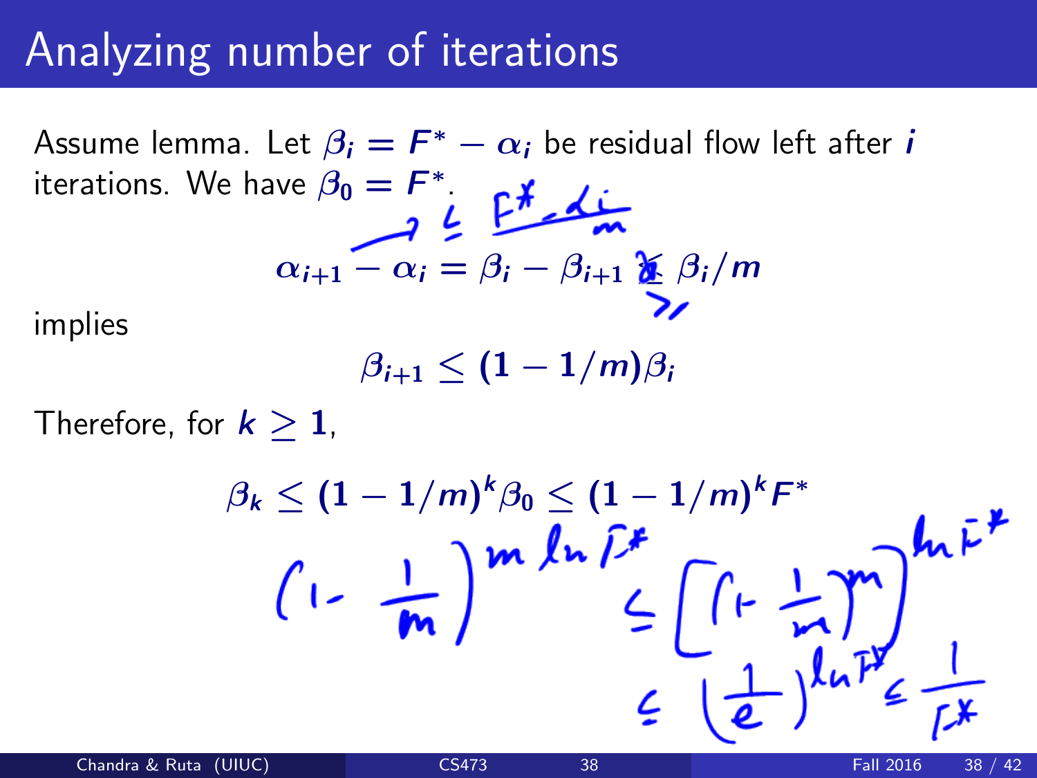# Analyzing number of iterations

Assume lemma. Let $\beta_i = F^* - \alpha_i$ be residual flow left after $i$ iterations. We have $\beta_0 = F^*$.

$$\alpha_{i+1} - \alpha_i = \beta_i - \beta_{i+1} \geq \beta_i/m$$

implies

$$\beta_{i+1} \leq (1 - 1/m)\beta_i$$

Therefore, for $k \geq 1$,

$$\beta_k \leq (1 - 1/m)^k \beta_0 \leq (1 - 1/m)^k F^*$$

$$\left(1 - \frac{1}{m}\right)^{m \ln F^*} \leq \left[\left(1 - \frac{1}{m}\right)^m\right]^{\ln F^*} \leq \left(\frac{1}{e}\right)^{\ln F^*} \leq \frac{1}{F^*}$$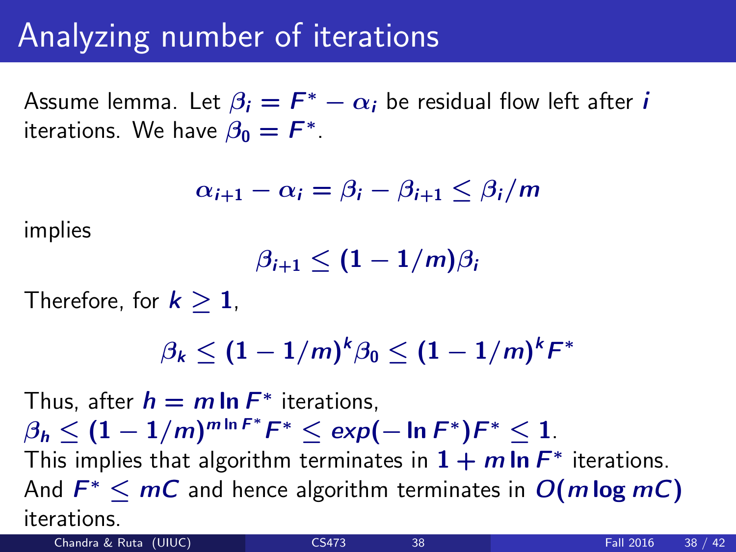# Analyzing number of iterations

Assume lemma. Let $\beta_i = F^* - \alpha_i$ be residual flow left after $i$ iterations. We have $\beta_0 = F^*$.

$$\alpha_{i+1} - \alpha_i = \beta_i - \beta_{i+1} \leq \beta_i / m$$

implies

$$\beta_{i+1} \leq (1 - 1/m)\beta_i$$

Therefore, for $k \geq 1$,

$$\beta_k \leq (1 - 1/m)^k \beta_0 \leq (1 - 1/m)^k F^*$$

Thus, after $h = m \ln F^*$ iterations,
$\beta_h \leq (1 - 1/m)^{m \ln F^*} F^* \leq exp(-\ln F^*) F^* \leq 1$.
This implies that algorithm terminates in $1 + m \ln F^*$ iterations.
And $F^* \leq mC$ and hence algorithm terminates in $O(m \log mC)$ iterations.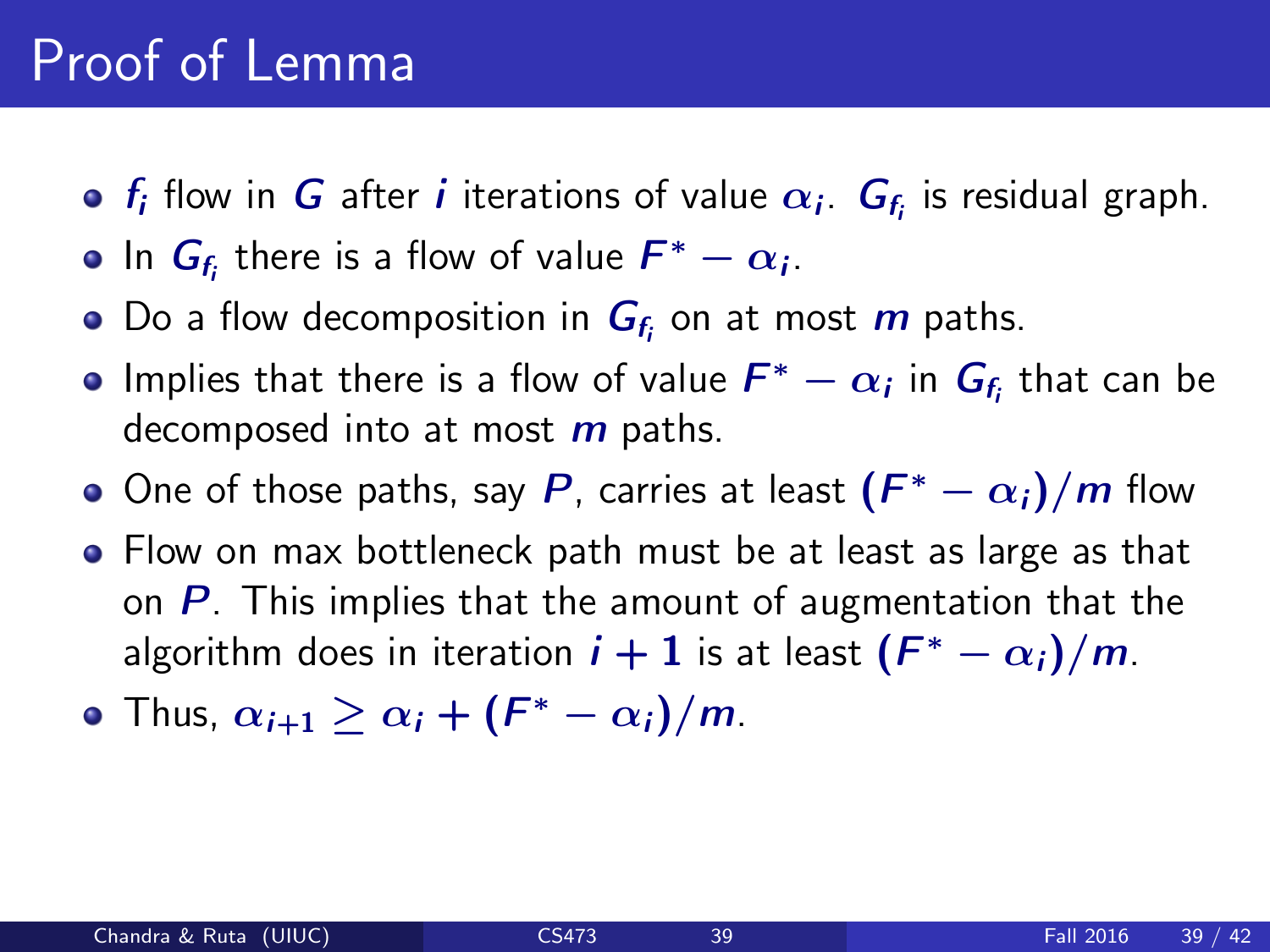# Proof of Lemma

- $f_i$ flow in $G$ after $i$ iterations of value $\alpha_i$. $G_{f_i}$ is residual graph.
- In $G_{f_i}$ there is a flow of value $F^* - \alpha_i$.
- Do a flow decomposition in $G_{f_i}$ on at most $m$ paths.
- Implies that there is a flow of value $F^* - \alpha_i$ in $G_{f_i}$ that can be decomposed into at most $m$ paths.
- One of those paths, say $P$, carries at least $(F^* - \alpha_i)/m$ flow
- Flow on max bottleneck path must be at least as large as that on $P$. This implies that the amount of augmentation that the algorithm does in iteration $i + 1$ is at least $(F^* - \alpha_i)/m$.
- Thus, $\alpha_{i+1} \geq \alpha_i + (F^* - \alpha_i)/m$.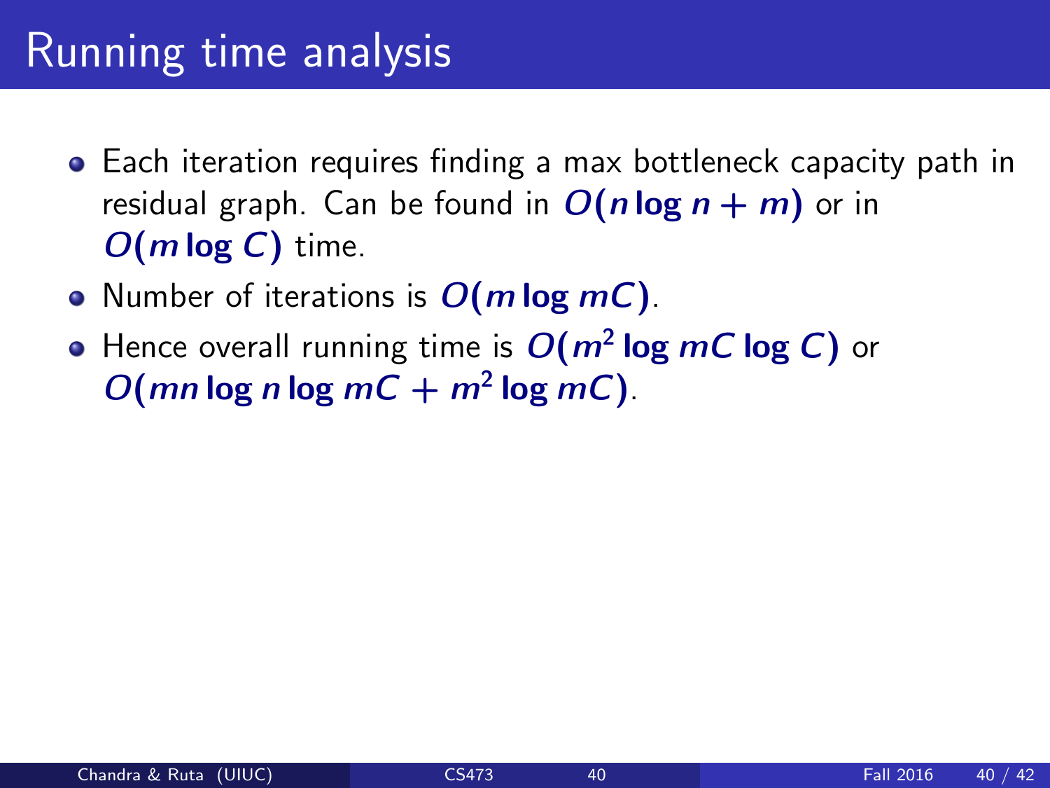# Running time analysis

- Each iteration requires finding a max bottleneck capacity path in residual graph. Can be found in $O(n \log n + m)$ or in $O(m \log C)$ time.
- Number of iterations is $O(m \log mC)$.
- Hence overall running time is $O(m^2 \log mC \log C)$ or $O(mn \log n \log mC + m^2 \log mC)$.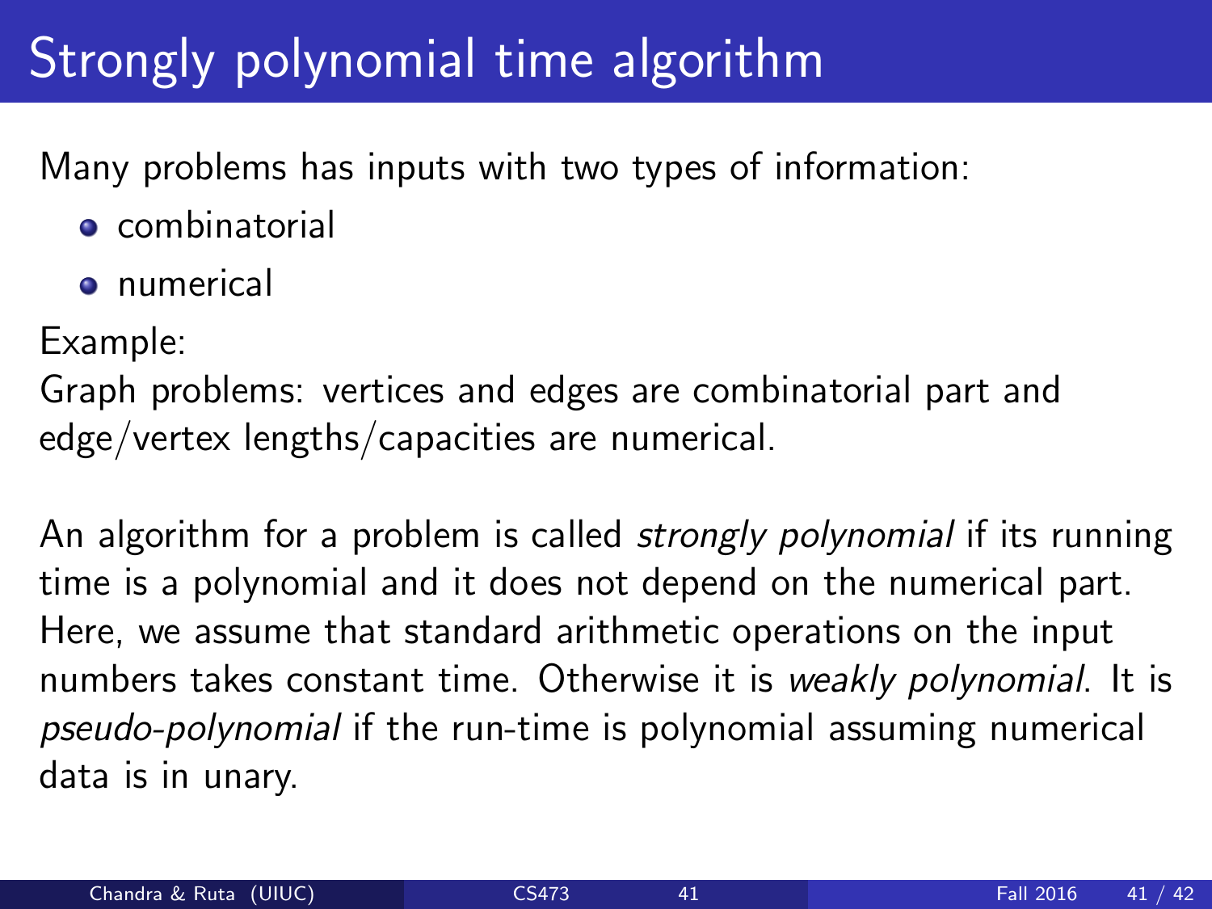# Strongly polynomial time algorithm

Many problems has inputs with two types of information:

- combinatorial
- numerical

Example:
Graph problems: vertices and edges are combinatorial part and edge/vertex lengths/capacities are numerical.

An algorithm for a problem is called *strongly polynomial* if its running time is a polynomial and it does not depend on the numerical part. Here, we assume that standard arithmetic operations on the input numbers takes constant time. Otherwise it is *weakly polynomial*. It is *pseudo-polynomial* if the run-time is polynomial assuming numerical data is in unary.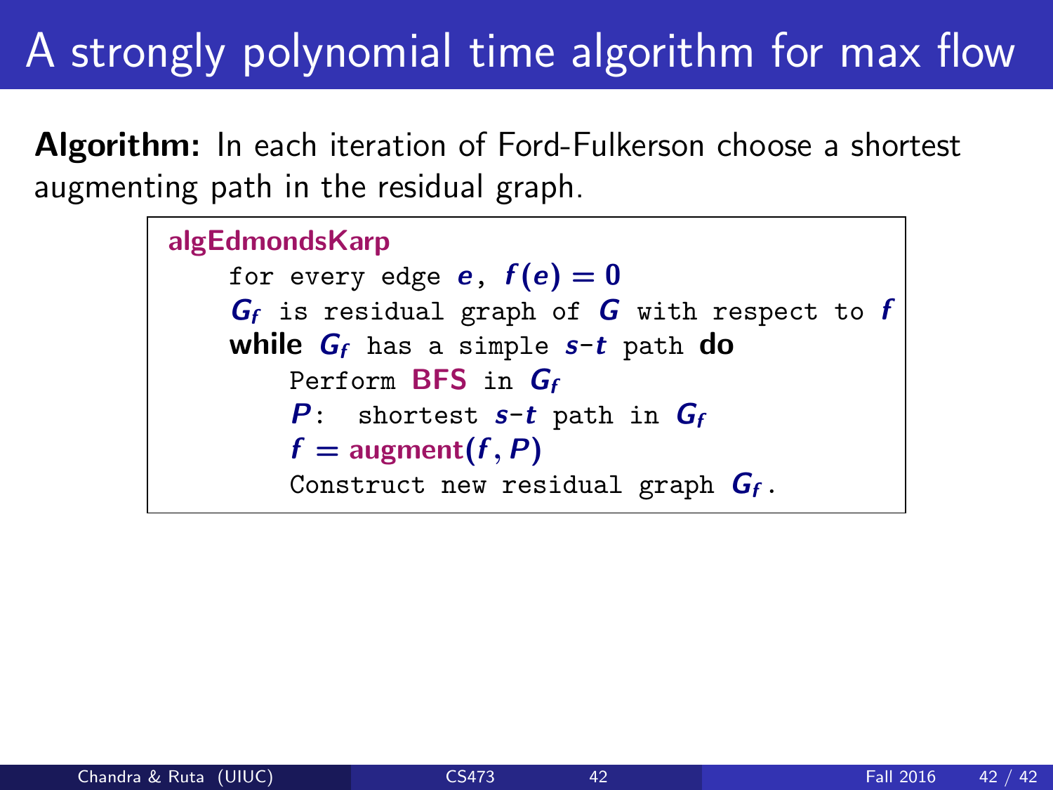# A strongly polynomial time algorithm for max flow

**Algorithm:** In each iteration of Ford-Fulkerson choose a shortest augmenting path in the residual graph.

```
algEdmondsKarp
    for every edge e, f(e) = 0
    G_f is residual graph of G with respect to f
    while G_f has a simple s-t path do
        Perform BFS in G_f
        P:  shortest s-t path in G_f
        f = augment(f, P)
        Construct new residual graph G_f.
```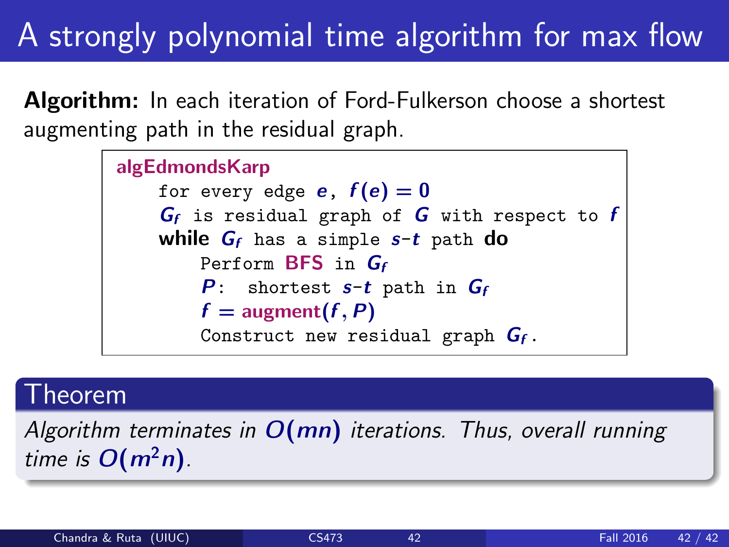# A strongly polynomial time algorithm for max flow

**Algorithm:** In each iteration of Ford-Fulkerson choose a shortest augmenting path in the residual graph.

```
algEdmondsKarp
    for every edge e, f(e) = 0
    G_f is residual graph of G with respect to f
    while G_f has a simple s-t path do
        Perform BFS in G_f
        P: shortest s-t path in G_f
        f = augment(f, P)
        Construct new residual graph G_f.
```

**Theorem**

*Algorithm terminates in $O(mn)$ iterations. Thus, overall running time is $O(m^2 n)$.*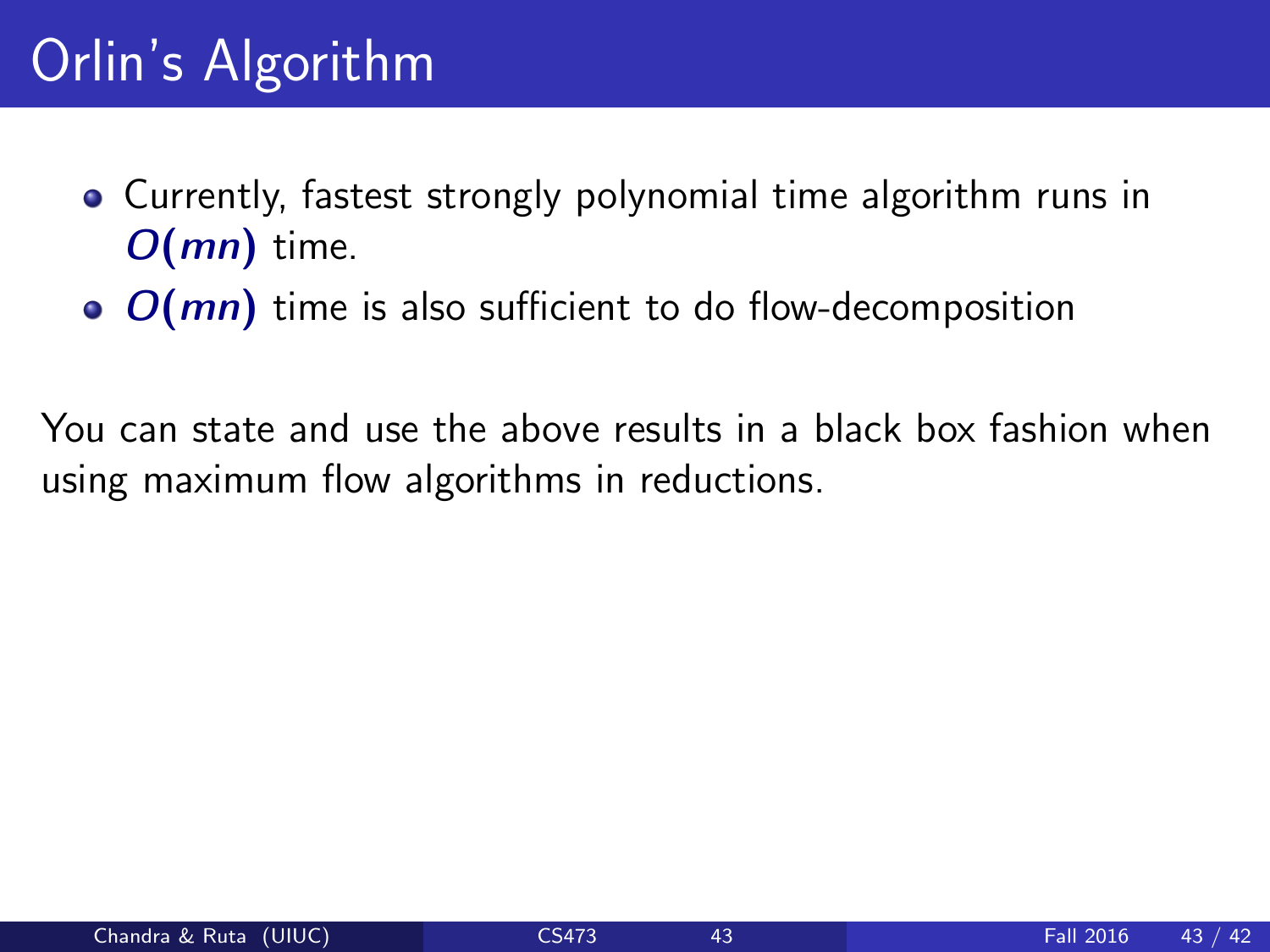# Orlin's Algorithm

- Currently, fastest strongly polynomial time algorithm runs in $O(mn)$ time.
- $O(mn)$ time is also sufficient to do flow-decomposition

You can state and use the above results in a black box fashion when using maximum flow algorithms in reductions.